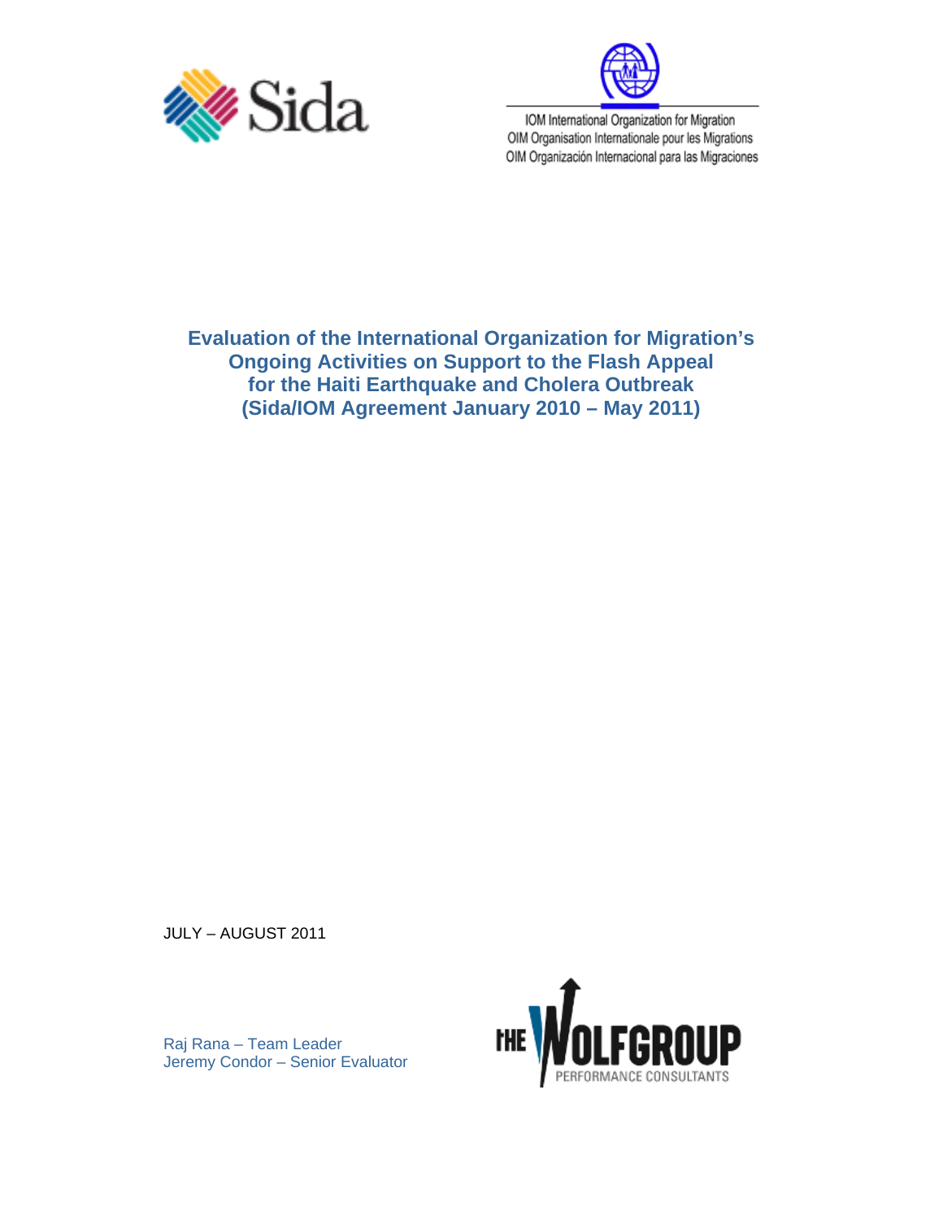Sida

IOM International Organization for Migration
OIM Organisation Internationale pour les Migrations
OIM Organización Internacional para las Migraciones

# Evaluation of the International Organization for Migration's Ongoing Activities on Support to the Flash Appeal for the Haiti Earthquake and Cholera Outbreak (Sida/IOM Agreement January 2010 – May 2011)

JULY – AUGUST 2011

Raj Rana – Team Leader
Jeremy Condor – Senior Evaluator

THE WOLFGROUP
PERFORMANCE CONSULTANTS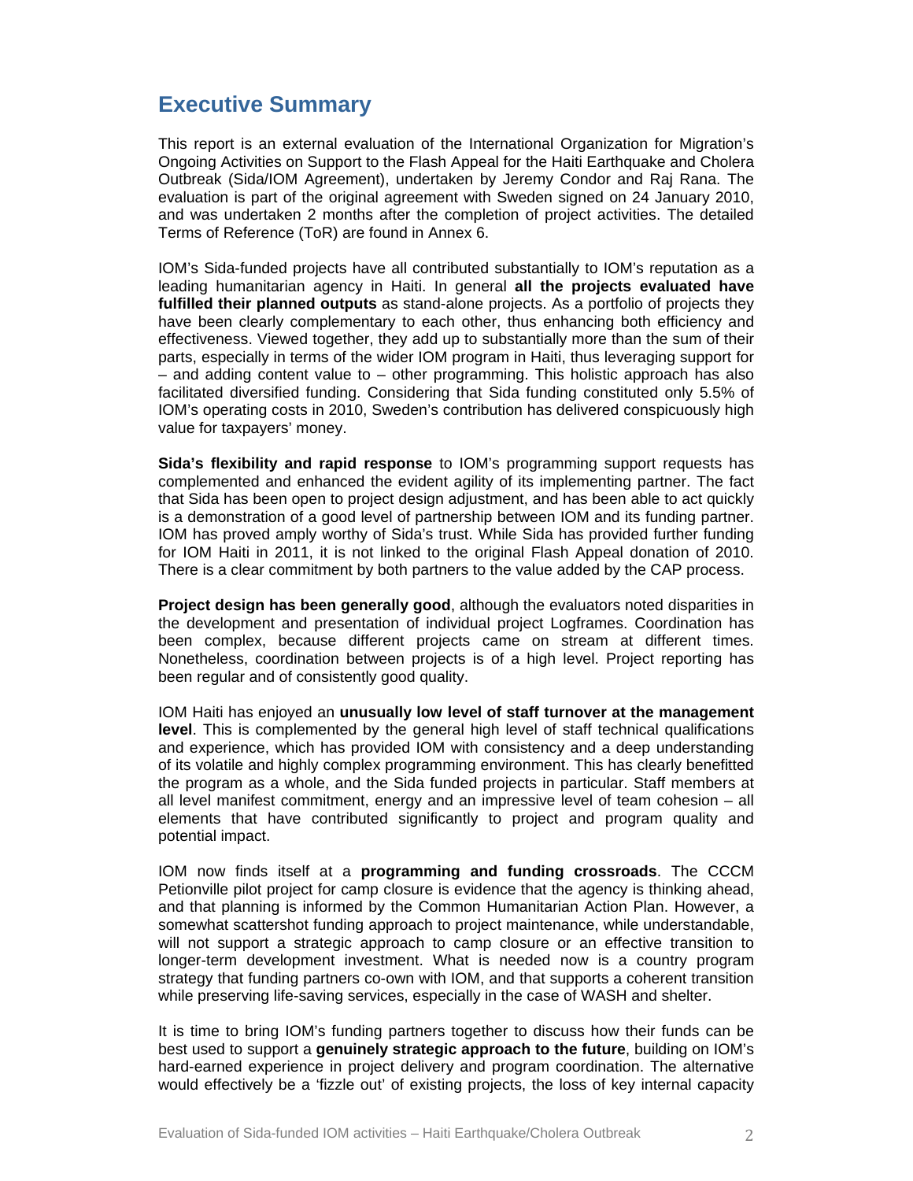## Executive Summary

This report is an external evaluation of the International Organization for Migration's Ongoing Activities on Support to the Flash Appeal for the Haiti Earthquake and Cholera Outbreak (Sida/IOM Agreement), undertaken by Jeremy Condor and Raj Rana. The evaluation is part of the original agreement with Sweden signed on 24 January 2010, and was undertaken 2 months after the completion of project activities. The detailed Terms of Reference (ToR) are found in Annex 6.

IOM's Sida-funded projects have all contributed substantially to IOM's reputation as a leading humanitarian agency in Haiti. In general **all the projects evaluated have fulfilled their planned outputs** as stand-alone projects. As a portfolio of projects they have been clearly complementary to each other, thus enhancing both efficiency and effectiveness. Viewed together, they add up to substantially more than the sum of their parts, especially in terms of the wider IOM program in Haiti, thus leveraging support for – and adding content value to – other programming. This holistic approach has also facilitated diversified funding. Considering that Sida funding constituted only 5.5% of IOM's operating costs in 2010, Sweden's contribution has delivered conspicuously high value for taxpayers' money.

**Sida's flexibility and rapid response** to IOM's programming support requests has complemented and enhanced the evident agility of its implementing partner. The fact that Sida has been open to project design adjustment, and has been able to act quickly is a demonstration of a good level of partnership between IOM and its funding partner. IOM has proved amply worthy of Sida's trust. While Sida has provided further funding for IOM Haiti in 2011, it is not linked to the original Flash Appeal donation of 2010. There is a clear commitment by both partners to the value added by the CAP process.

**Project design has been generally good**, although the evaluators noted disparities in the development and presentation of individual project Logframes. Coordination has been complex, because different projects came on stream at different times. Nonetheless, coordination between projects is of a high level. Project reporting has been regular and of consistently good quality.

IOM Haiti has enjoyed an **unusually low level of staff turnover at the management level**. This is complemented by the general high level of staff technical qualifications and experience, which has provided IOM with consistency and a deep understanding of its volatile and highly complex programming environment. This has clearly benefitted the program as a whole, and the Sida funded projects in particular. Staff members at all level manifest commitment, energy and an impressive level of team cohesion – all elements that have contributed significantly to project and program quality and potential impact.

IOM now finds itself at a **programming and funding crossroads**. The CCCM Petionville pilot project for camp closure is evidence that the agency is thinking ahead, and that planning is informed by the Common Humanitarian Action Plan. However, a somewhat scattershot funding approach to project maintenance, while understandable, will not support a strategic approach to camp closure or an effective transition to longer-term development investment. What is needed now is a country program strategy that funding partners co-own with IOM, and that supports a coherent transition while preserving life-saving services, especially in the case of WASH and shelter.

It is time to bring IOM's funding partners together to discuss how their funds can be best used to support a **genuinely strategic approach to the future**, building on IOM's hard-earned experience in project delivery and program coordination. The alternative would effectively be a 'fizzle out' of existing projects, the loss of key internal capacity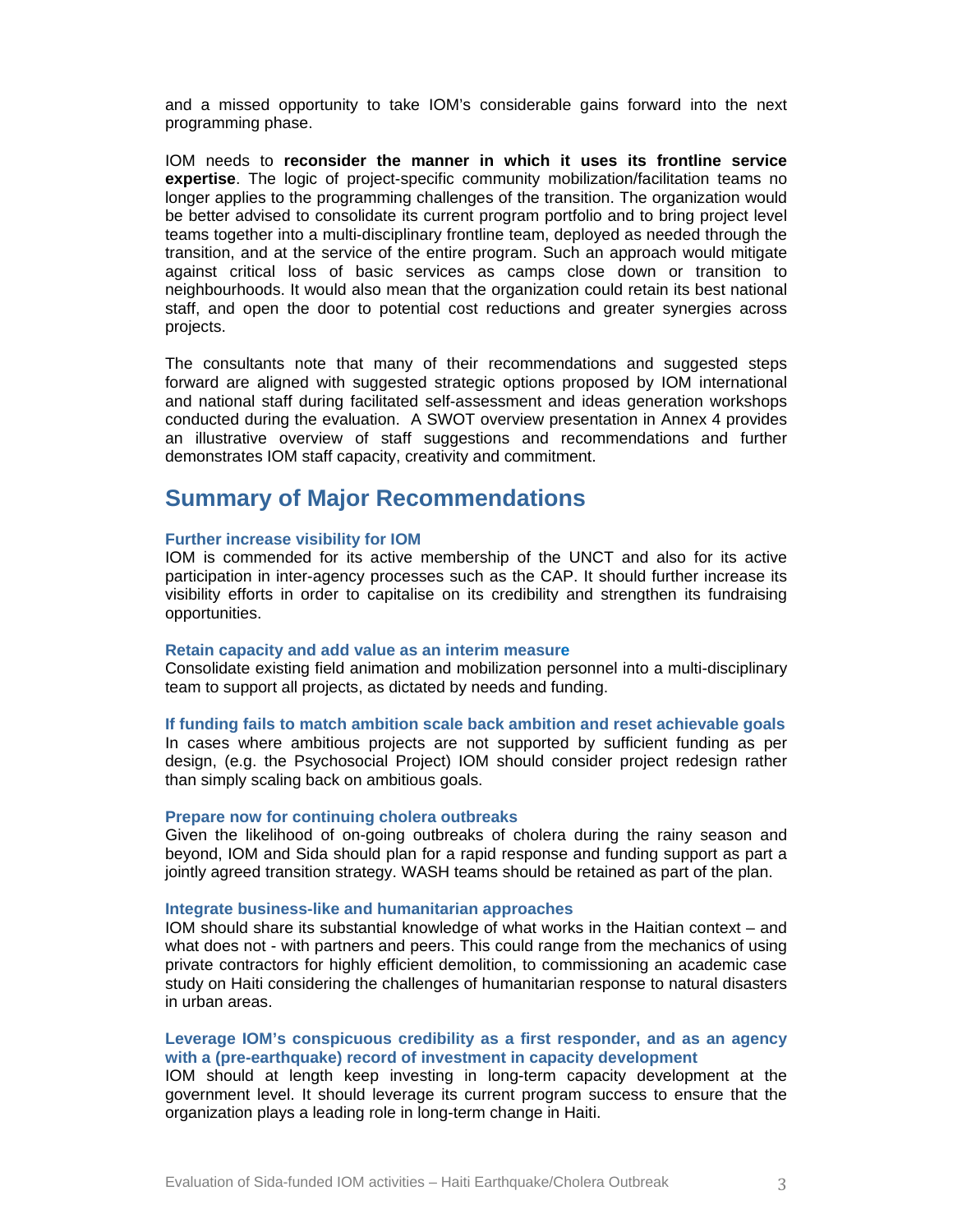and a missed opportunity to take IOM's considerable gains forward into the next programming phase.

IOM needs to **reconsider the manner in which it uses its frontline service expertise**. The logic of project-specific community mobilization/facilitation teams no longer applies to the programming challenges of the transition. The organization would be better advised to consolidate its current program portfolio and to bring project level teams together into a multi-disciplinary frontline team, deployed as needed through the transition, and at the service of the entire program. Such an approach would mitigate against critical loss of basic services as camps close down or transition to neighbourhoods. It would also mean that the organization could retain its best national staff, and open the door to potential cost reductions and greater synergies across projects.

The consultants note that many of their recommendations and suggested steps forward are aligned with suggested strategic options proposed by IOM international and national staff during facilitated self-assessment and ideas generation workshops conducted during the evaluation. A SWOT overview presentation in Annex 4 provides an illustrative overview of staff suggestions and recommendations and further demonstrates IOM staff capacity, creativity and commitment.

## Summary of Major Recommendations

#### Further increase visibility for IOM

IOM is commended for its active membership of the UNCT and also for its active participation in inter-agency processes such as the CAP. It should further increase its visibility efforts in order to capitalise on its credibility and strengthen its fundraising opportunities.

#### Retain capacity and add value as an interim measure

Consolidate existing field animation and mobilization personnel into a multi-disciplinary team to support all projects, as dictated by needs and funding.

#### If funding fails to match ambition scale back ambition and reset achievable goals

In cases where ambitious projects are not supported by sufficient funding as per design, (e.g. the Psychosocial Project) IOM should consider project redesign rather than simply scaling back on ambitious goals.

#### Prepare now for continuing cholera outbreaks

Given the likelihood of on-going outbreaks of cholera during the rainy season and beyond, IOM and Sida should plan for a rapid response and funding support as part a jointly agreed transition strategy. WASH teams should be retained as part of the plan.

#### Integrate business-like and humanitarian approaches

IOM should share its substantial knowledge of what works in the Haitian context – and what does not - with partners and peers. This could range from the mechanics of using private contractors for highly efficient demolition, to commissioning an academic case study on Haiti considering the challenges of humanitarian response to natural disasters in urban areas.

#### Leverage IOM's conspicuous credibility as a first responder, and as an agency with a (pre-earthquake) record of investment in capacity development

IOM should at length keep investing in long-term capacity development at the government level. It should leverage its current program success to ensure that the organization plays a leading role in long-term change in Haiti.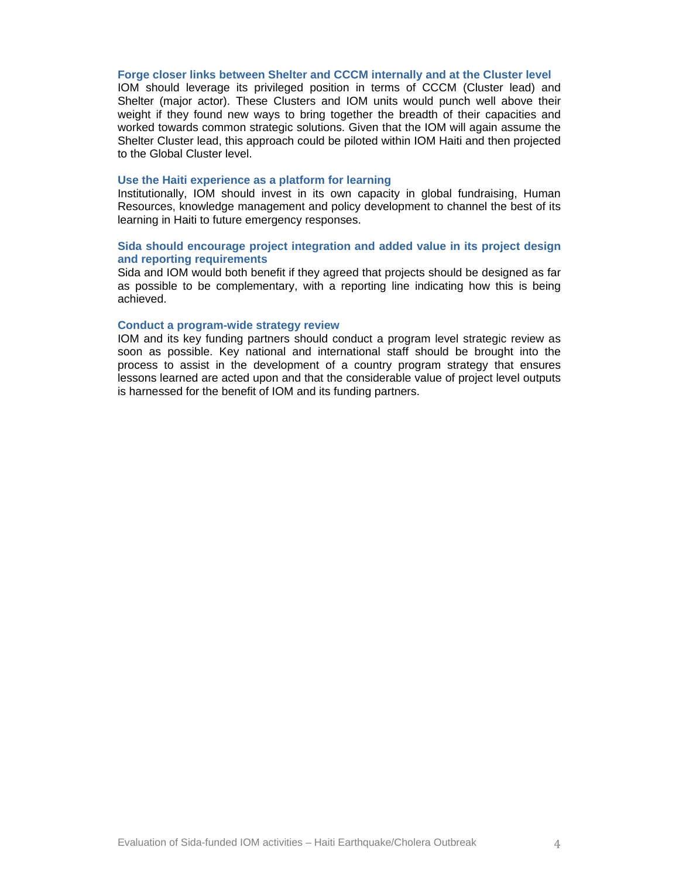### Forge closer links between Shelter and CCCM internally and at the Cluster level

IOM should leverage its privileged position in terms of CCCM (Cluster lead) and Shelter (major actor). These Clusters and IOM units would punch well above their weight if they found new ways to bring together the breadth of their capacities and worked towards common strategic solutions. Given that the IOM will again assume the Shelter Cluster lead, this approach could be piloted within IOM Haiti and then projected to the Global Cluster level.

### Use the Haiti experience as a platform for learning

Institutionally, IOM should invest in its own capacity in global fundraising, Human Resources, knowledge management and policy development to channel the best of its learning in Haiti to future emergency responses.

### Sida should encourage project integration and added value in its project design and reporting requirements

Sida and IOM would both benefit if they agreed that projects should be designed as far as possible to be complementary, with a reporting line indicating how this is being achieved.

### Conduct a program-wide strategy review

IOM and its key funding partners should conduct a program level strategic review as soon as possible. Key national and international staff should be brought into the process to assist in the development of a country program strategy that ensures lessons learned are acted upon and that the considerable value of project level outputs is harnessed for the benefit of IOM and its funding partners.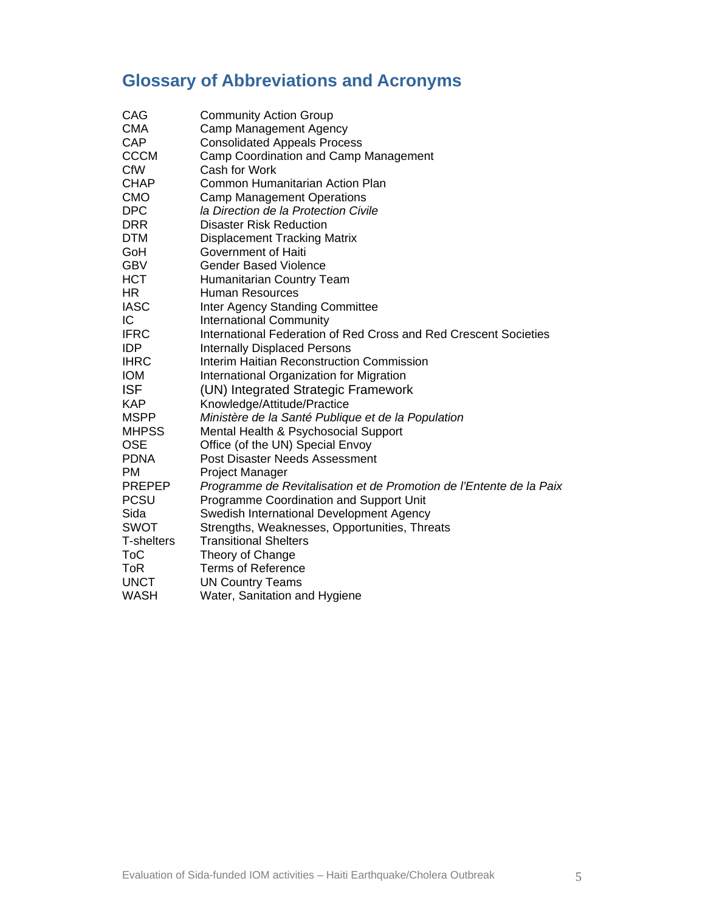## Glossary of Abbreviations and Acronyms

| | |
|---|---|
| CAG | Community Action Group |
| CMA | Camp Management Agency |
| CAP | Consolidated Appeals Process |
| CCCM | Camp Coordination and Camp Management |
| CfW | Cash for Work |
| CHAP | Common Humanitarian Action Plan |
| CMO | Camp Management Operations |
| DPC | *la Direction de la Protection Civile* |
| DRR | Disaster Risk Reduction |
| DTM | Displacement Tracking Matrix |
| GoH | Government of Haiti |
| GBV | Gender Based Violence |
| HCT | Humanitarian Country Team |
| HR | Human Resources |
| IASC | Inter Agency Standing Committee |
| IC | International Community |
| IFRC | International Federation of Red Cross and Red Crescent Societies |
| IDP | Internally Displaced Persons |
| IHRC | Interim Haitian Reconstruction Commission |
| IOM | International Organization for Migration |
| ISF | (UN) Integrated Strategic Framework |
| KAP | Knowledge/Attitude/Practice |
| MSPP | *Ministère de la Santé Publique et de la Population* |
| MHPSS | Mental Health & Psychosocial Support |
| OSE | Office (of the UN) Special Envoy |
| PDNA | Post Disaster Needs Assessment |
| PM | Project Manager |
| PREPEP | *Programme de Revitalisation et de Promotion de l'Entente de la Paix* |
| PCSU | Programme Coordination and Support Unit |
| Sida | Swedish International Development Agency |
| SWOT | Strengths, Weaknesses, Opportunities, Threats |
| T-shelters | Transitional Shelters |
| ToC | Theory of Change |
| ToR | Terms of Reference |
| UNCT | UN Country Teams |
| WASH | Water, Sanitation and Hygiene |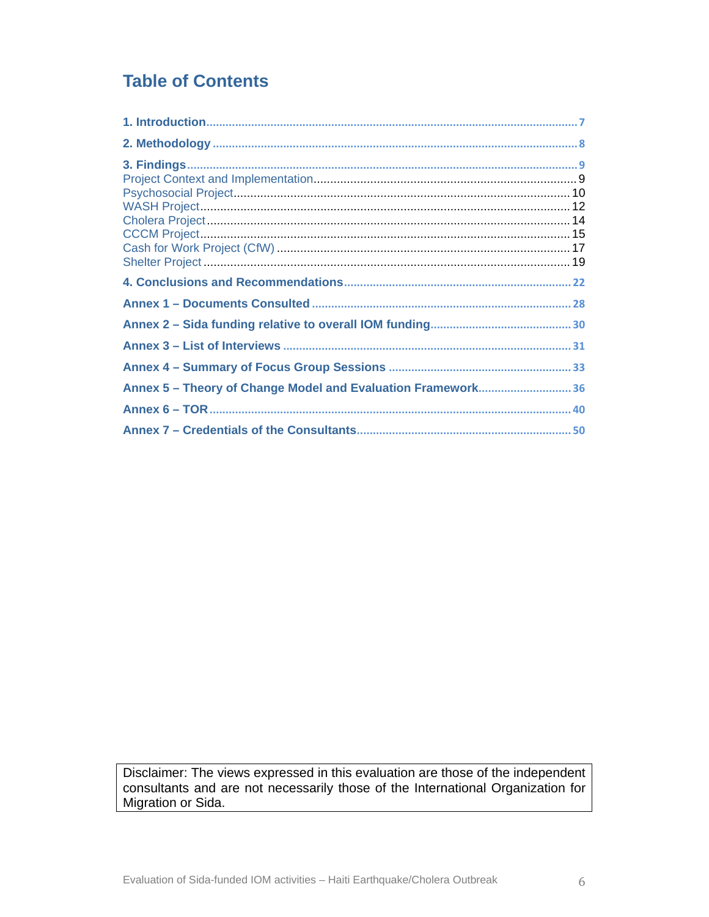## Table of Contents

**1. Introduction** .......... 7

**2. Methodology** .......... 8

**3. Findings** .......... 9

- Project Context and Implementation .......... 9
- Psychosocial Project .......... 10
- WASH Project .......... 12
- Cholera Project .......... 14
- CCCM Project .......... 15
- Cash for Work Project (CfW) .......... 17
- Shelter Project .......... 19

**4. Conclusions and Recommendations** .......... 22

**Annex 1 – Documents Consulted** .......... 28

**Annex 2 – Sida funding relative to overall IOM funding** .......... 30

**Annex 3 – List of Interviews** .......... 31

**Annex 4 – Summary of Focus Group Sessions** .......... 33

**Annex 5 – Theory of Change Model and Evaluation Framework** .......... 36

**Annex 6 – TOR** .......... 40

**Annex 7 – Credentials of the Consultants** .......... 50

Disclaimer: The views expressed in this evaluation are those of the independent consultants and are not necessarily those of the International Organization for Migration or Sida.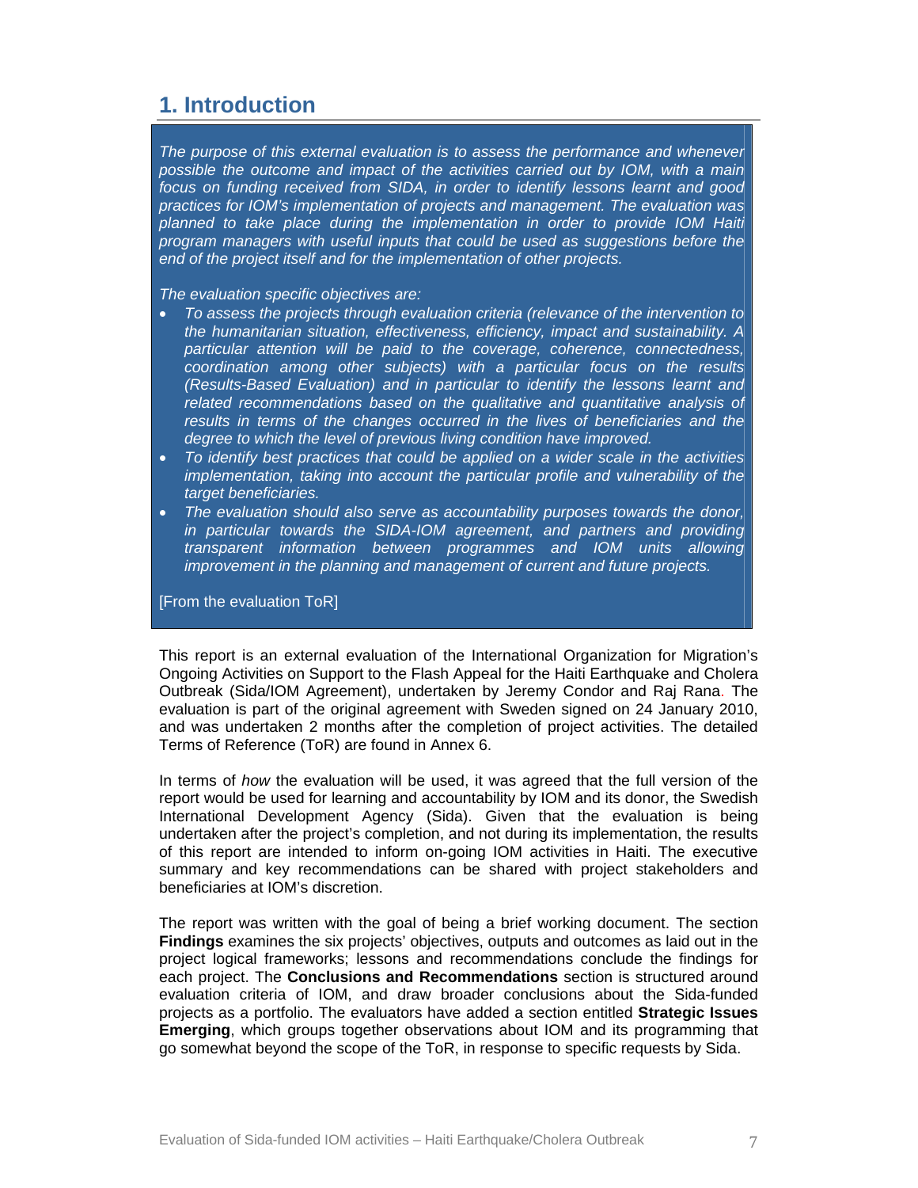# 1. Introduction

*The purpose of this external evaluation is to assess the performance and whenever possible the outcome and impact of the activities carried out by IOM, with a main focus on funding received from SIDA, in order to identify lessons learnt and good practices for IOM's implementation of projects and management. The evaluation was planned to take place during the implementation in order to provide IOM Haiti program managers with useful inputs that could be used as suggestions before the end of the project itself and for the implementation of other projects.*

*The evaluation specific objectives are:*

- *To assess the projects through evaluation criteria (relevance of the intervention to the humanitarian situation, effectiveness, efficiency, impact and sustainability. A particular attention will be paid to the coverage, coherence, connectedness, coordination among other subjects) with a particular focus on the results (Results-Based Evaluation) and in particular to identify the lessons learnt and related recommendations based on the qualitative and quantitative analysis of results in terms of the changes occurred in the lives of beneficiaries and the degree to which the level of previous living condition have improved.*
- *To identify best practices that could be applied on a wider scale in the activities implementation, taking into account the particular profile and vulnerability of the target beneficiaries.*
- *The evaluation should also serve as accountability purposes towards the donor, in particular towards the SIDA-IOM agreement, and partners and providing transparent information between programmes and IOM units allowing improvement in the planning and management of current and future projects.*

[From the evaluation ToR]

This report is an external evaluation of the International Organization for Migration's Ongoing Activities on Support to the Flash Appeal for the Haiti Earthquake and Cholera Outbreak (Sida/IOM Agreement), undertaken by Jeremy Condor and Raj Rana. The evaluation is part of the original agreement with Sweden signed on 24 January 2010, and was undertaken 2 months after the completion of project activities. The detailed Terms of Reference (ToR) are found in Annex 6.

In terms of *how* the evaluation will be used, it was agreed that the full version of the report would be used for learning and accountability by IOM and its donor, the Swedish International Development Agency (Sida). Given that the evaluation is being undertaken after the project's completion, and not during its implementation, the results of this report are intended to inform on-going IOM activities in Haiti. The executive summary and key recommendations can be shared with project stakeholders and beneficiaries at IOM's discretion.

The report was written with the goal of being a brief working document. The section **Findings** examines the six projects' objectives, outputs and outcomes as laid out in the project logical frameworks; lessons and recommendations conclude the findings for each project. The **Conclusions and Recommendations** section is structured around evaluation criteria of IOM, and draw broader conclusions about the Sida-funded projects as a portfolio. The evaluators have added a section entitled **Strategic Issues Emerging**, which groups together observations about IOM and its programming that go somewhat beyond the scope of the ToR, in response to specific requests by Sida.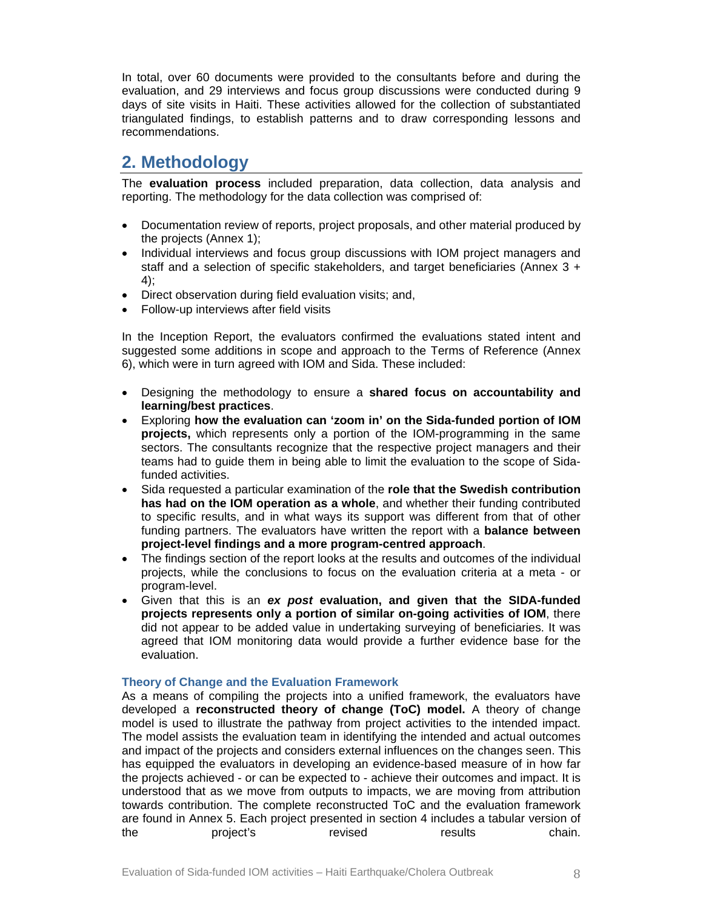In total, over 60 documents were provided to the consultants before and during the evaluation, and 29 interviews and focus group discussions were conducted during 9 days of site visits in Haiti. These activities allowed for the collection of substantiated triangulated findings, to establish patterns and to draw corresponding lessons and recommendations.

## 2. Methodology

The **evaluation process** included preparation, data collection, data analysis and reporting. The methodology for the data collection was comprised of:

- Documentation review of reports, project proposals, and other material produced by the projects (Annex 1);
- Individual interviews and focus group discussions with IOM project managers and staff and a selection of specific stakeholders, and target beneficiaries (Annex 3 + 4);
- Direct observation during field evaluation visits; and,
- Follow-up interviews after field visits

In the Inception Report, the evaluators confirmed the evaluations stated intent and suggested some additions in scope and approach to the Terms of Reference (Annex 6), which were in turn agreed with IOM and Sida. These included:

- Designing the methodology to ensure a **shared focus on accountability and learning/best practices**.
- Exploring **how the evaluation can 'zoom in' on the Sida-funded portion of IOM projects,** which represents only a portion of the IOM-programming in the same sectors. The consultants recognize that the respective project managers and their teams had to guide them in being able to limit the evaluation to the scope of Sida-funded activities.
- Sida requested a particular examination of the **role that the Swedish contribution has had on the IOM operation as a whole**, and whether their funding contributed to specific results, and in what ways its support was different from that of other funding partners. The evaluators have written the report with a **balance between project-level findings and a more program-centred approach**.
- The findings section of the report looks at the results and outcomes of the individual projects, while the conclusions to focus on the evaluation criteria at a meta - or program-level.
- Given that this is an ***ex post*** **evaluation, and given that the SIDA-funded projects represents only a portion of similar on-going activities of IOM**, there did not appear to be added value in undertaking surveying of beneficiaries. It was agreed that IOM monitoring data would provide a further evidence base for the evaluation.

### Theory of Change and the Evaluation Framework

As a means of compiling the projects into a unified framework, the evaluators have developed a **reconstructed theory of change (ToC) model.** A theory of change model is used to illustrate the pathway from project activities to the intended impact. The model assists the evaluation team in identifying the intended and actual outcomes and impact of the projects and considers external influences on the changes seen. This has equipped the evaluators in developing an evidence-based measure of in how far the projects achieved - or can be expected to - achieve their outcomes and impact. It is understood that as we move from outputs to impacts, we are moving from attribution towards contribution. The complete reconstructed ToC and the evaluation framework are found in Annex 5. Each project presented in section 4 includes a tabular version of the project's revised results chain.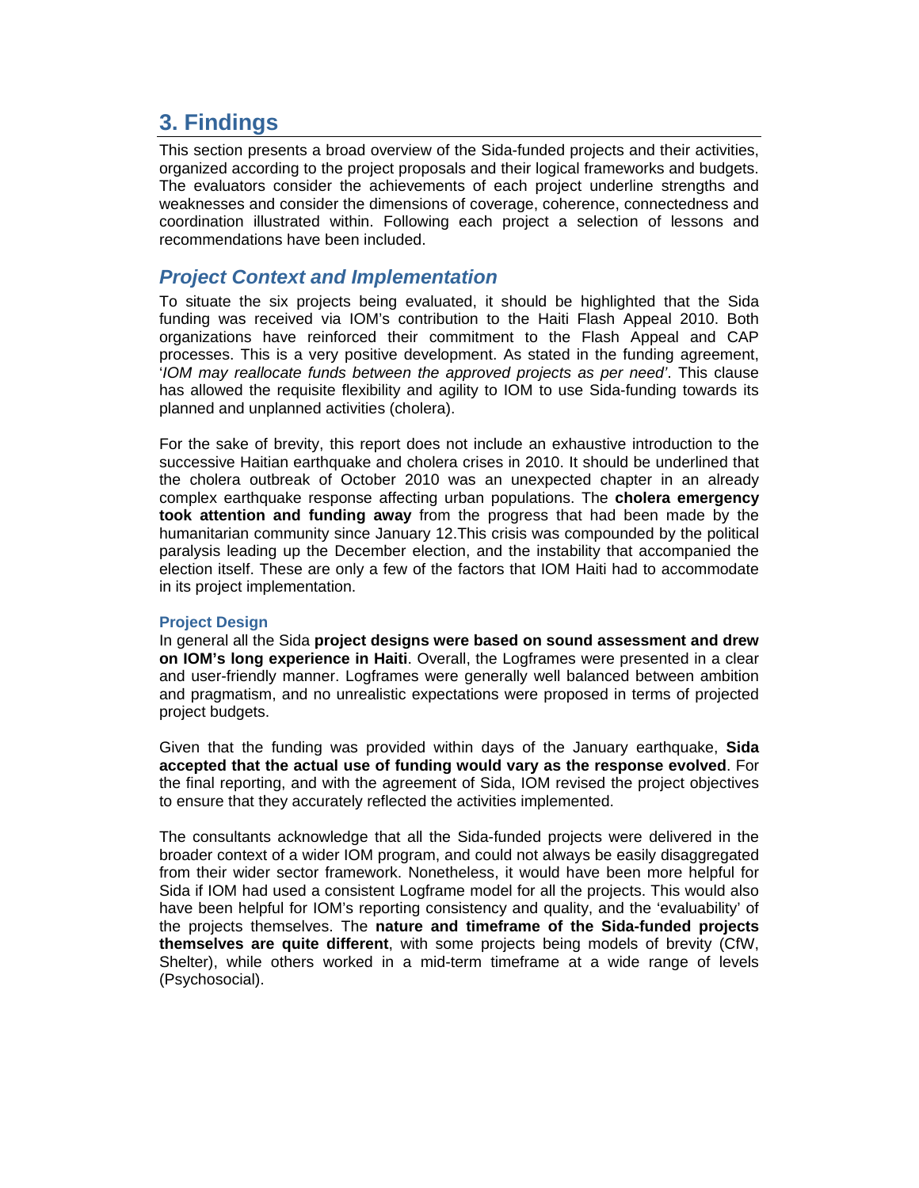# 3. Findings

This section presents a broad overview of the Sida-funded projects and their activities, organized according to the project proposals and their logical frameworks and budgets. The evaluators consider the achievements of each project underline strengths and weaknesses and consider the dimensions of coverage, coherence, connectedness and coordination illustrated within. Following each project a selection of lessons and recommendations have been included.

## *Project Context and Implementation*

To situate the six projects being evaluated, it should be highlighted that the Sida funding was received via IOM's contribution to the Haiti Flash Appeal 2010. Both organizations have reinforced their commitment to the Flash Appeal and CAP processes. This is a very positive development. As stated in the funding agreement, '*IOM may reallocate funds between the approved projects as per need'*. This clause has allowed the requisite flexibility and agility to IOM to use Sida-funding towards its planned and unplanned activities (cholera).

For the sake of brevity, this report does not include an exhaustive introduction to the successive Haitian earthquake and cholera crises in 2010. It should be underlined that the cholera outbreak of October 2010 was an unexpected chapter in an already complex earthquake response affecting urban populations. The **cholera emergency took attention and funding away** from the progress that had been made by the humanitarian community since January 12.This crisis was compounded by the political paralysis leading up the December election, and the instability that accompanied the election itself. These are only a few of the factors that IOM Haiti had to accommodate in its project implementation.

### Project Design

In general all the Sida **project designs were based on sound assessment and drew on IOM's long experience in Haiti**. Overall, the Logframes were presented in a clear and user-friendly manner. Logframes were generally well balanced between ambition and pragmatism, and no unrealistic expectations were proposed in terms of projected project budgets.

Given that the funding was provided within days of the January earthquake, **Sida accepted that the actual use of funding would vary as the response evolved**. For the final reporting, and with the agreement of Sida, IOM revised the project objectives to ensure that they accurately reflected the activities implemented.

The consultants acknowledge that all the Sida-funded projects were delivered in the broader context of a wider IOM program, and could not always be easily disaggregated from their wider sector framework. Nonetheless, it would have been more helpful for Sida if IOM had used a consistent Logframe model for all the projects. This would also have been helpful for IOM's reporting consistency and quality, and the 'evaluability' of the projects themselves. The **nature and timeframe of the Sida-funded projects themselves are quite different**, with some projects being models of brevity (CfW, Shelter), while others worked in a mid-term timeframe at a wide range of levels (Psychosocial).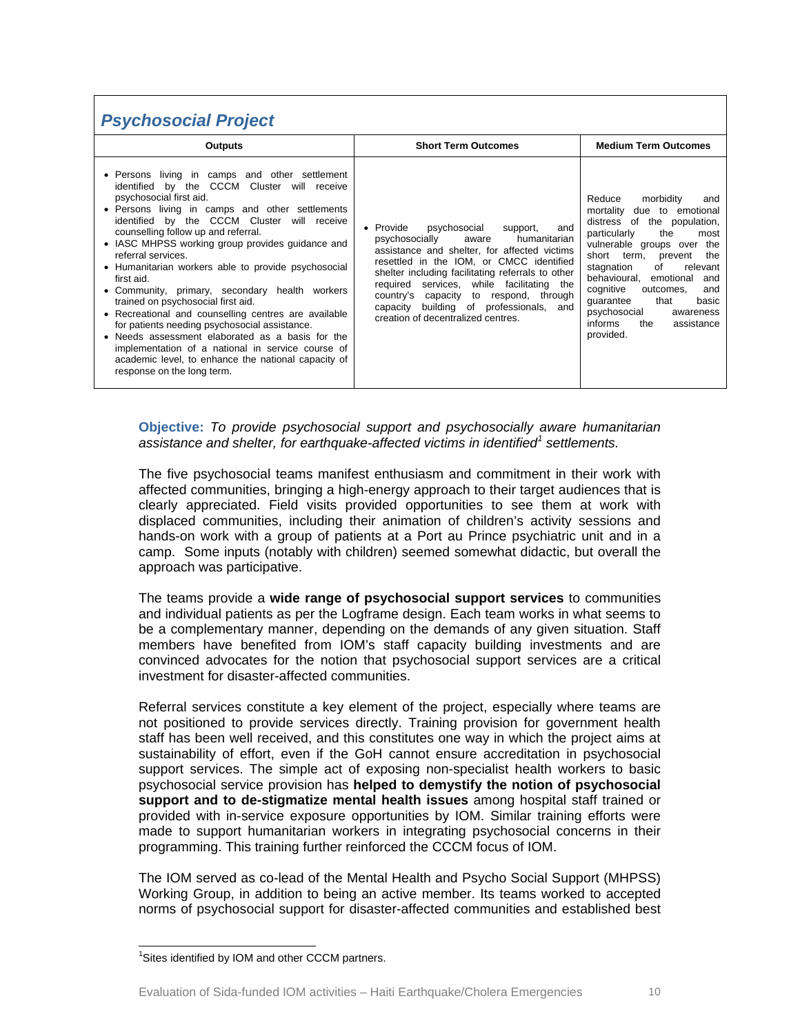## *Psychosocial Project*

| Outputs | Short Term Outcomes | Medium Term Outcomes |
|---|---|---|
| • Persons living in camps and other settlement identified by the CCCM Cluster will receive psychosocial first aid.<br>• Persons living in camps and other settlements identified by the CCCM Cluster will receive counselling follow up and referral.<br>• IASC MHPSS working group provides guidance and referral services.<br>• Humanitarian workers able to provide psychosocial first aid.<br>• Community, primary, secondary health workers trained on psychosocial first aid.<br>• Recreational and counselling centres are available for patients needing psychosocial assistance.<br>• Needs assessment elaborated as a basis for the implementation of a national in service course of academic level, to enhance the national capacity of response on the long term. | • Provide psychosocial support, and psychosocially aware humanitarian assistance and shelter, for affected victims resettled in the IOM, or CMCC identified shelter including facilitating referrals to other required services, while facilitating the country's capacity to respond, through capacity building of professionals, and creation of decentralized centres. | Reduce morbidity and mortality due to emotional distress of the population, particularly the most vulnerable groups over the short term, prevent the stagnation of relevant behavioural, emotional and cognitive outcomes, and guarantee that basic psychosocial awareness informs the assistance provided. |

**Objective:** *To provide psychosocial support and psychosocially aware humanitarian assistance and shelter, for earthquake-affected victims in identified[1] settlements.*

The five psychosocial teams manifest enthusiasm and commitment in their work with affected communities, bringing a high-energy approach to their target audiences that is clearly appreciated. Field visits provided opportunities to see them at work with displaced communities, including their animation of children's activity sessions and hands-on work with a group of patients at a Port au Prince psychiatric unit and in a camp. Some inputs (notably with children) seemed somewhat didactic, but overall the approach was participative.

The teams provide a **wide range of psychosocial support services** to communities and individual patients as per the Logframe design. Each team works in what seems to be a complementary manner, depending on the demands of any given situation. Staff members have benefited from IOM's staff capacity building investments and are convinced advocates for the notion that psychosocial support services are a critical investment for disaster-affected communities.

Referral services constitute a key element of the project, especially where teams are not positioned to provide services directly. Training provision for government health staff has been well received, and this constitutes one way in which the project aims at sustainability of effort, even if the GoH cannot ensure accreditation in psychosocial support services. The simple act of exposing non-specialist health workers to basic psychosocial service provision has **helped to demystify the notion of psychosocial support and to de-stigmatize mental health issues** among hospital staff trained or provided with in-service exposure opportunities by IOM. Similar training efforts were made to support humanitarian workers in integrating psychosocial concerns in their programming. This training further reinforced the CCCM focus of IOM.

The IOM served as co-lead of the Mental Health and Psycho Social Support (MHPSS) Working Group, in addition to being an active member. Its teams worked to accepted norms of psychosocial support for disaster-affected communities and established best

[1] Sites identified by IOM and other CCCM partners.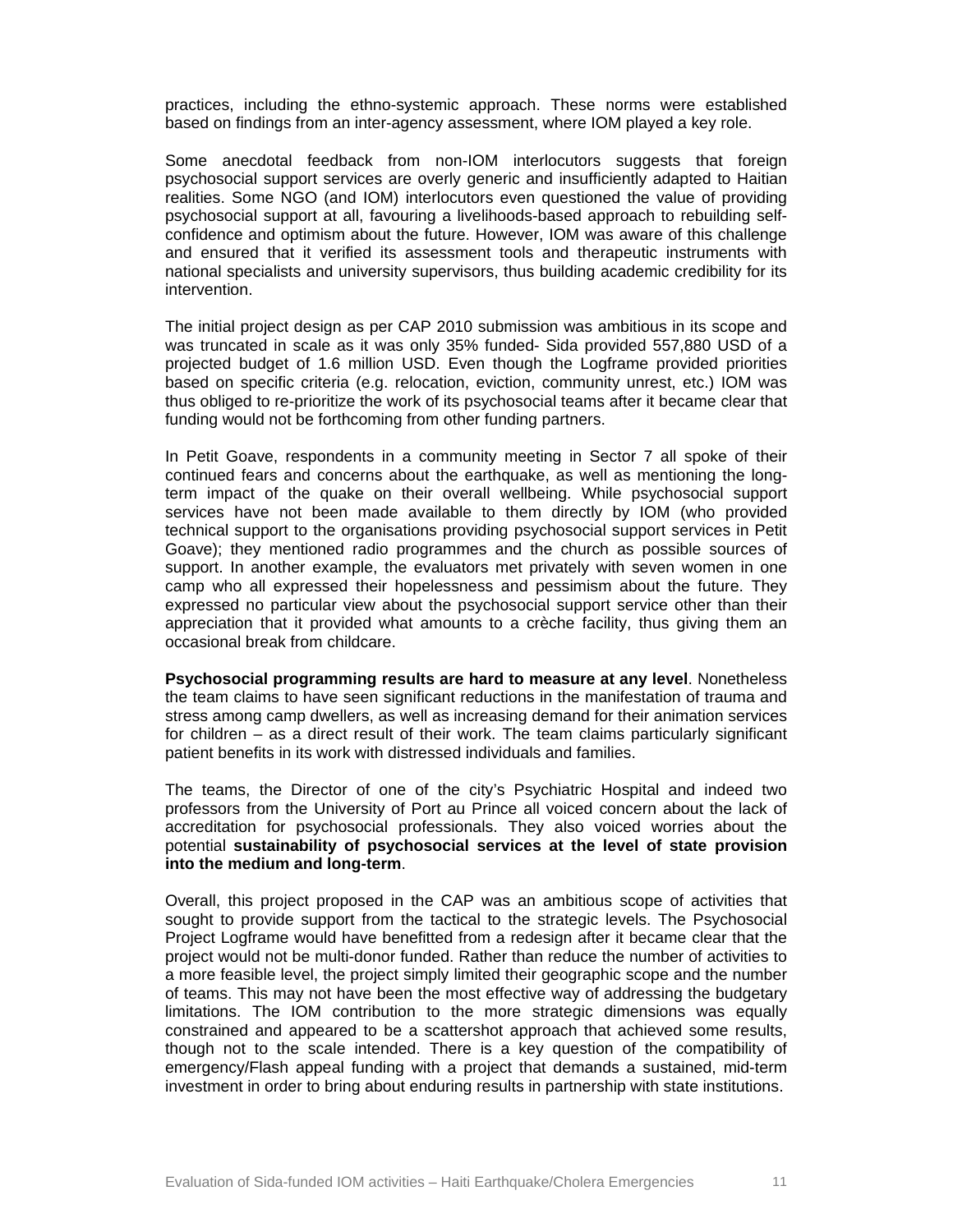practices, including the ethno-systemic approach. These norms were established based on findings from an inter-agency assessment, where IOM played a key role.

Some anecdotal feedback from non-IOM interlocutors suggests that foreign psychosocial support services are overly generic and insufficiently adapted to Haitian realities. Some NGO (and IOM) interlocutors even questioned the value of providing psychosocial support at all, favouring a livelihoods-based approach to rebuilding self-confidence and optimism about the future. However, IOM was aware of this challenge and ensured that it verified its assessment tools and therapeutic instruments with national specialists and university supervisors, thus building academic credibility for its intervention.

The initial project design as per CAP 2010 submission was ambitious in its scope and was truncated in scale as it was only 35% funded- Sida provided 557,880 USD of a projected budget of 1.6 million USD. Even though the Logframe provided priorities based on specific criteria (e.g. relocation, eviction, community unrest, etc.) IOM was thus obliged to re-prioritize the work of its psychosocial teams after it became clear that funding would not be forthcoming from other funding partners.

In Petit Goave, respondents in a community meeting in Sector 7 all spoke of their continued fears and concerns about the earthquake, as well as mentioning the long-term impact of the quake on their overall wellbeing. While psychosocial support services have not been made available to them directly by IOM (who provided technical support to the organisations providing psychosocial support services in Petit Goave); they mentioned radio programmes and the church as possible sources of support. In another example, the evaluators met privately with seven women in one camp who all expressed their hopelessness and pessimism about the future. They expressed no particular view about the psychosocial support service other than their appreciation that it provided what amounts to a crèche facility, thus giving them an occasional break from childcare.

**Psychosocial programming results are hard to measure at any level**. Nonetheless the team claims to have seen significant reductions in the manifestation of trauma and stress among camp dwellers, as well as increasing demand for their animation services for children – as a direct result of their work. The team claims particularly significant patient benefits in its work with distressed individuals and families.

The teams, the Director of one of the city's Psychiatric Hospital and indeed two professors from the University of Port au Prince all voiced concern about the lack of accreditation for psychosocial professionals. They also voiced worries about the potential **sustainability of psychosocial services at the level of state provision into the medium and long-term**.

Overall, this project proposed in the CAP was an ambitious scope of activities that sought to provide support from the tactical to the strategic levels. The Psychosocial Project Logframe would have benefitted from a redesign after it became clear that the project would not be multi-donor funded. Rather than reduce the number of activities to a more feasible level, the project simply limited their geographic scope and the number of teams. This may not have been the most effective way of addressing the budgetary limitations. The IOM contribution to the more strategic dimensions was equally constrained and appeared to be a scattershot approach that achieved some results, though not to the scale intended. There is a key question of the compatibility of emergency/Flash appeal funding with a project that demands a sustained, mid-term investment in order to bring about enduring results in partnership with state institutions.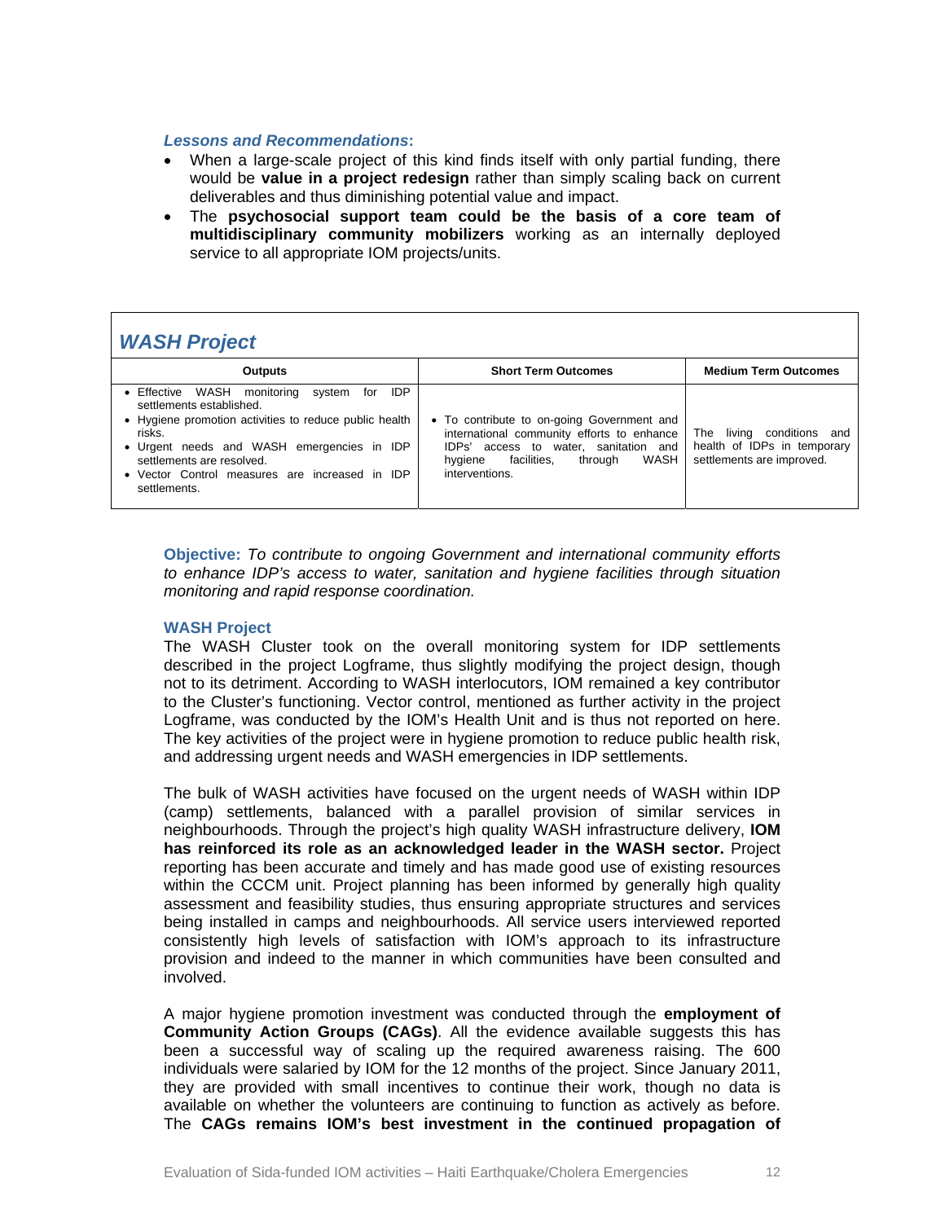***Lessons and Recommendations*:**

- When a large-scale project of this kind finds itself with only partial funding, there would be **value in a project redesign** rather than simply scaling back on current deliverables and thus diminishing potential value and impact.
- The **psychosocial support team could be the basis of a core team of multidisciplinary community mobilizers** working as an internally deployed service to all appropriate IOM projects/units.

## *WASH Project*

| Outputs | Short Term Outcomes | Medium Term Outcomes |
|---|---|---|
| • Effective WASH monitoring system for IDP settlements established. <br> • Hygiene promotion activities to reduce public health risks. <br> • Urgent needs and WASH emergencies in IDP settlements are resolved. <br> • Vector Control measures are increased in IDP settlements. | • To contribute to on-going Government and international community efforts to enhance IDPs' access to water, sanitation and hygiene facilities, through WASH interventions. | The living conditions and health of IDPs in temporary settlements are improved. |

**Objective:** *To contribute to ongoing Government and international community efforts to enhance IDP's access to water, sanitation and hygiene facilities through situation monitoring and rapid response coordination.*

### WASH Project

The WASH Cluster took on the overall monitoring system for IDP settlements described in the project Logframe, thus slightly modifying the project design, though not to its detriment. According to WASH interlocutors, IOM remained a key contributor to the Cluster's functioning. Vector control, mentioned as further activity in the project Logframe, was conducted by the IOM's Health Unit and is thus not reported on here. The key activities of the project were in hygiene promotion to reduce public health risk, and addressing urgent needs and WASH emergencies in IDP settlements.

The bulk of WASH activities have focused on the urgent needs of WASH within IDP (camp) settlements, balanced with a parallel provision of similar services in neighbourhoods. Through the project's high quality WASH infrastructure delivery, **IOM has reinforced its role as an acknowledged leader in the WASH sector.** Project reporting has been accurate and timely and has made good use of existing resources within the CCCM unit. Project planning has been informed by generally high quality assessment and feasibility studies, thus ensuring appropriate structures and services being installed in camps and neighbourhoods. All service users interviewed reported consistently high levels of satisfaction with IOM's approach to its infrastructure provision and indeed to the manner in which communities have been consulted and involved.

A major hygiene promotion investment was conducted through the **employment of Community Action Groups (CAGs)**. All the evidence available suggests this has been a successful way of scaling up the required awareness raising. The 600 individuals were salaried by IOM for the 12 months of the project. Since January 2011, they are provided with small incentives to continue their work, though no data is available on whether the volunteers are continuing to function as actively as before. The **CAGs remains IOM's best investment in the continued propagation of**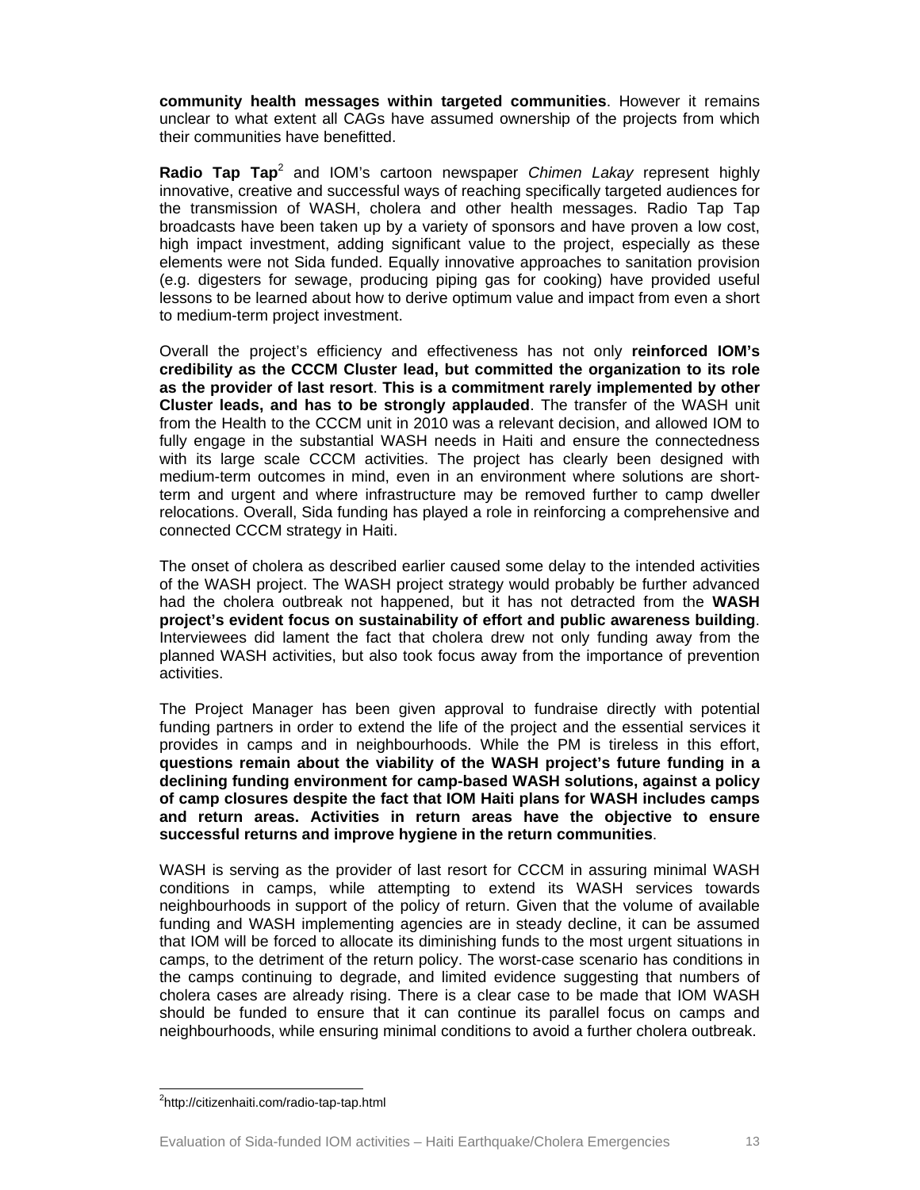**community health messages within targeted communities**. However it remains unclear to what extent all CAGs have assumed ownership of the projects from which their communities have benefitted.

**Radio Tap Tap**[2] and IOM's cartoon newspaper *Chimen Lakay* represent highly innovative, creative and successful ways of reaching specifically targeted audiences for the transmission of WASH, cholera and other health messages. Radio Tap Tap broadcasts have been taken up by a variety of sponsors and have proven a low cost, high impact investment, adding significant value to the project, especially as these elements were not Sida funded. Equally innovative approaches to sanitation provision (e.g. digesters for sewage, producing piping gas for cooking) have provided useful lessons to be learned about how to derive optimum value and impact from even a short to medium-term project investment.

Overall the project's efficiency and effectiveness has not only **reinforced IOM's credibility as the CCCM Cluster lead, but committed the organization to its role as the provider of last resort**. **This is a commitment rarely implemented by other Cluster leads, and has to be strongly applauded**. The transfer of the WASH unit from the Health to the CCCM unit in 2010 was a relevant decision, and allowed IOM to fully engage in the substantial WASH needs in Haiti and ensure the connectedness with its large scale CCCM activities. The project has clearly been designed with medium-term outcomes in mind, even in an environment where solutions are short-term and urgent and where infrastructure may be removed further to camp dweller relocations. Overall, Sida funding has played a role in reinforcing a comprehensive and connected CCCM strategy in Haiti.

The onset of cholera as described earlier caused some delay to the intended activities of the WASH project. The WASH project strategy would probably be further advanced had the cholera outbreak not happened, but it has not detracted from the **WASH project's evident focus on sustainability of effort and public awareness building**. Interviewees did lament the fact that cholera drew not only funding away from the planned WASH activities, but also took focus away from the importance of prevention activities.

The Project Manager has been given approval to fundraise directly with potential funding partners in order to extend the life of the project and the essential services it provides in camps and in neighbourhoods. While the PM is tireless in this effort, **questions remain about the viability of the WASH project's future funding in a declining funding environment for camp-based WASH solutions, against a policy of camp closures despite the fact that IOM Haiti plans for WASH includes camps and return areas. Activities in return areas have the objective to ensure successful returns and improve hygiene in the return communities**.

WASH is serving as the provider of last resort for CCCM in assuring minimal WASH conditions in camps, while attempting to extend its WASH services towards neighbourhoods in support of the policy of return. Given that the volume of available funding and WASH implementing agencies are in steady decline, it can be assumed that IOM will be forced to allocate its diminishing funds to the most urgent situations in camps, to the detriment of the return policy. The worst-case scenario has conditions in the camps continuing to degrade, and limited evidence suggesting that numbers of cholera cases are already rising. There is a clear case to be made that IOM WASH should be funded to ensure that it can continue its parallel focus on camps and neighbourhoods, while ensuring minimal conditions to avoid a further cholera outbreak.

---

[2] http://citizenhaiti.com/radio-tap-tap.html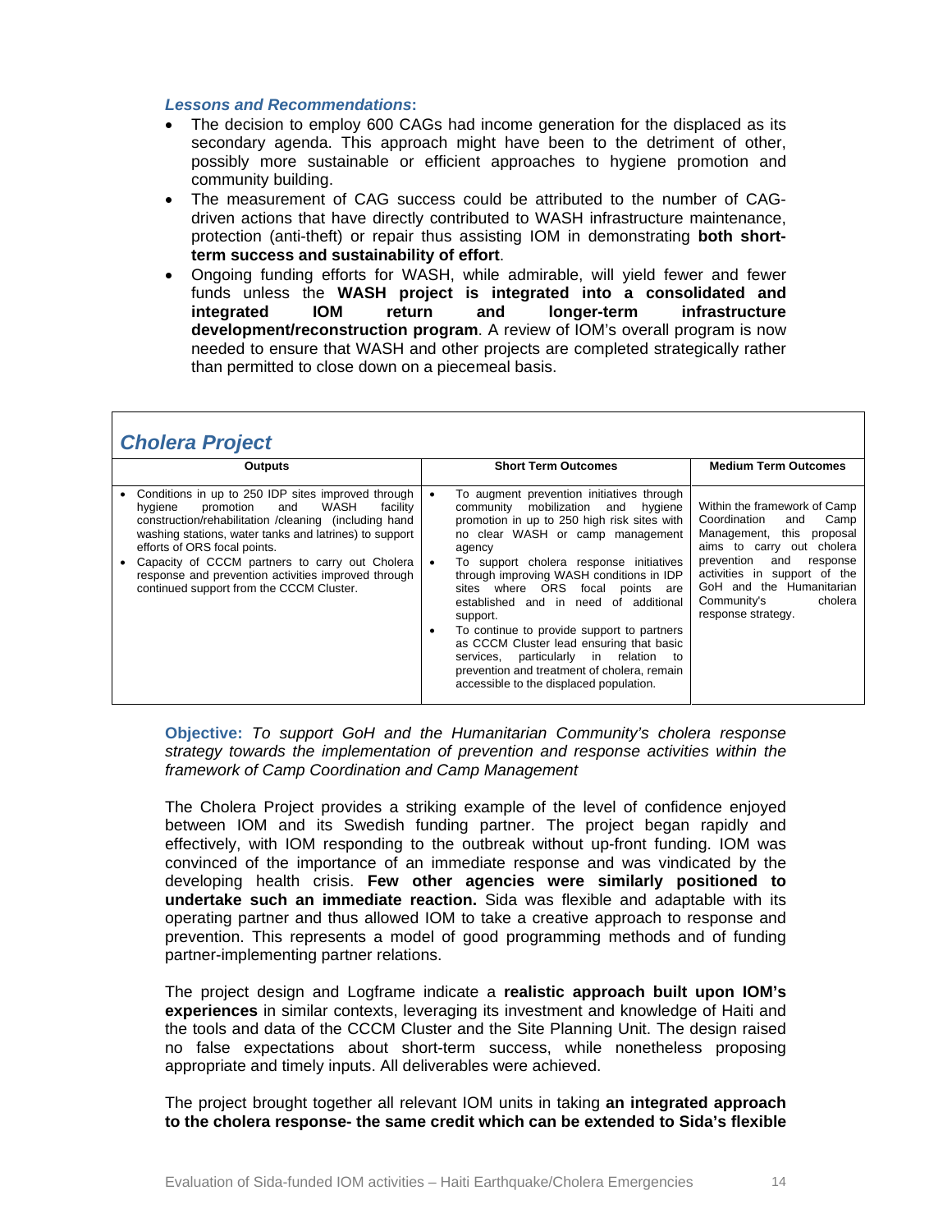***Lessons and Recommendations*:**

- The decision to employ 600 CAGs had income generation for the displaced as its secondary agenda. This approach might have been to the detriment of other, possibly more sustainable or efficient approaches to hygiene promotion and community building.
- The measurement of CAG success could be attributed to the number of CAG-driven actions that have directly contributed to WASH infrastructure maintenance, protection (anti-theft) or repair thus assisting IOM in demonstrating **both short-term success and sustainability of effort**.
- Ongoing funding efforts for WASH, while admirable, will yield fewer and fewer funds unless the **WASH project is integrated into a consolidated and integrated IOM return and longer-term infrastructure development/reconstruction program**. A review of IOM's overall program is now needed to ensure that WASH and other projects are completed strategically rather than permitted to close down on a piecemeal basis.

## *Cholera Project*

| Outputs | Short Term Outcomes | Medium Term Outcomes |
|---|---|---|
| • Conditions in up to 250 IDP sites improved through hygiene promotion and WASH facility construction/rehabilitation /cleaning (including hand washing stations, water tanks and latrines) to support efforts of ORS focal points.<br>• Capacity of CCCM partners to carry out Cholera response and prevention activities improved through continued support from the CCCM Cluster. | • To augment prevention initiatives through community mobilization and hygiene promotion in up to 250 high risk sites with no clear WASH or camp management agency<br>• To support cholera response initiatives through improving WASH conditions in IDP sites where ORS focal points are established and in need of additional support.<br>• To continue to provide support to partners as CCCM Cluster lead ensuring that basic services, particularly in relation to prevention and treatment of cholera, remain accessible to the displaced population. | Within the framework of Camp Coordination and Camp Management, this proposal aims to carry out cholera prevention and response activities in support of the GoH and the Humanitarian Community's cholera response strategy. |

**Objective:** *To support GoH and the Humanitarian Community's cholera response strategy towards the implementation of prevention and response activities within the framework of Camp Coordination and Camp Management*

The Cholera Project provides a striking example of the level of confidence enjoyed between IOM and its Swedish funding partner. The project began rapidly and effectively, with IOM responding to the outbreak without up-front funding. IOM was convinced of the importance of an immediate response and was vindicated by the developing health crisis. **Few other agencies were similarly positioned to undertake such an immediate reaction.** Sida was flexible and adaptable with its operating partner and thus allowed IOM to take a creative approach to response and prevention. This represents a model of good programming methods and of funding partner-implementing partner relations.

The project design and Logframe indicate a **realistic approach built upon IOM's experiences** in similar contexts, leveraging its investment and knowledge of Haiti and the tools and data of the CCCM Cluster and the Site Planning Unit. The design raised no false expectations about short-term success, while nonetheless proposing appropriate and timely inputs. All deliverables were achieved.

The project brought together all relevant IOM units in taking **an integrated approach to the cholera response- the same credit which can be extended to Sida's flexible**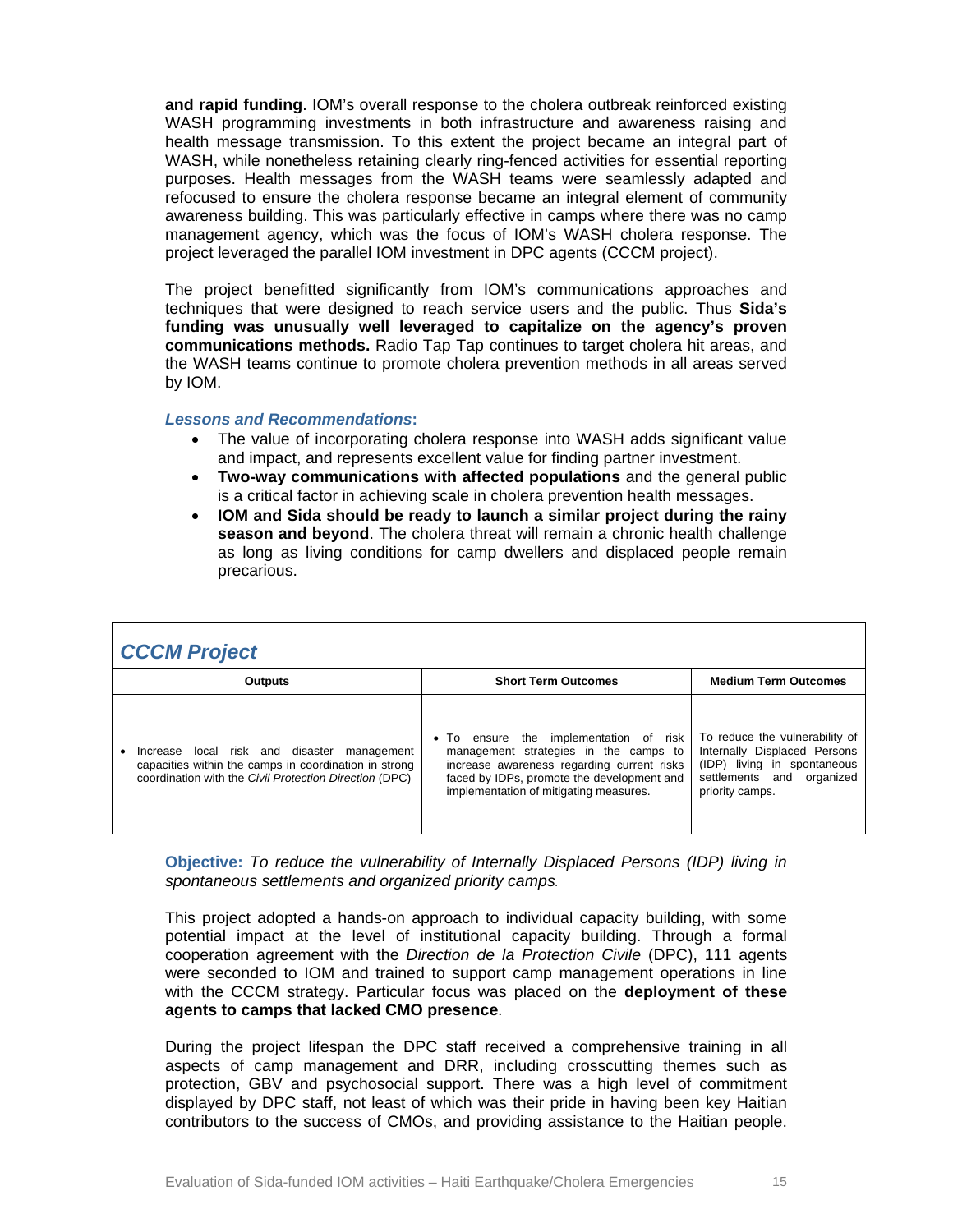**and rapid funding**. IOM's overall response to the cholera outbreak reinforced existing WASH programming investments in both infrastructure and awareness raising and health message transmission. To this extent the project became an integral part of WASH, while nonetheless retaining clearly ring-fenced activities for essential reporting purposes. Health messages from the WASH teams were seamlessly adapted and refocused to ensure the cholera response became an integral element of community awareness building. This was particularly effective in camps where there was no camp management agency, which was the focus of IOM's WASH cholera response. The project leveraged the parallel IOM investment in DPC agents (CCCM project).

The project benefitted significantly from IOM's communications approaches and techniques that were designed to reach service users and the public. Thus **Sida's funding was unusually well leveraged to capitalize on the agency's proven communications methods.** Radio Tap Tap continues to target cholera hit areas, and the WASH teams continue to promote cholera prevention methods in all areas served by IOM.

***Lessons and Recommendations*:**

- The value of incorporating cholera response into WASH adds significant value and impact, and represents excellent value for finding partner investment.
- **Two-way communications with affected populations** and the general public is a critical factor in achieving scale in cholera prevention health messages.
- **IOM and Sida should be ready to launch a similar project during the rainy season and beyond**. The cholera threat will remain a chronic health challenge as long as living conditions for camp dwellers and displaced people remain precarious.

## *CCCM Project*

| Outputs | Short Term Outcomes | Medium Term Outcomes |
|---|---|---|
| • Increase local risk and disaster management capacities within the camps in coordination in strong coordination with the *Civil Protection Direction* (DPC) | • To ensure the implementation of risk management strategies in the camps to increase awareness regarding current risks faced by IDPs, promote the development and implementation of mitigating measures. | To reduce the vulnerability of Internally Displaced Persons (IDP) living in spontaneous settlements and organized priority camps. |

**Objective:** *To reduce the vulnerability of Internally Displaced Persons (IDP) living in spontaneous settlements and organized priority camps.*

This project adopted a hands-on approach to individual capacity building, with some potential impact at the level of institutional capacity building. Through a formal cooperation agreement with the *Direction de la Protection Civile* (DPC), 111 agents were seconded to IOM and trained to support camp management operations in line with the CCCM strategy. Particular focus was placed on the **deployment of these agents to camps that lacked CMO presence**.

During the project lifespan the DPC staff received a comprehensive training in all aspects of camp management and DRR, including crosscutting themes such as protection, GBV and psychosocial support. There was a high level of commitment displayed by DPC staff, not least of which was their pride in having been key Haitian contributors to the success of CMOs, and providing assistance to the Haitian people.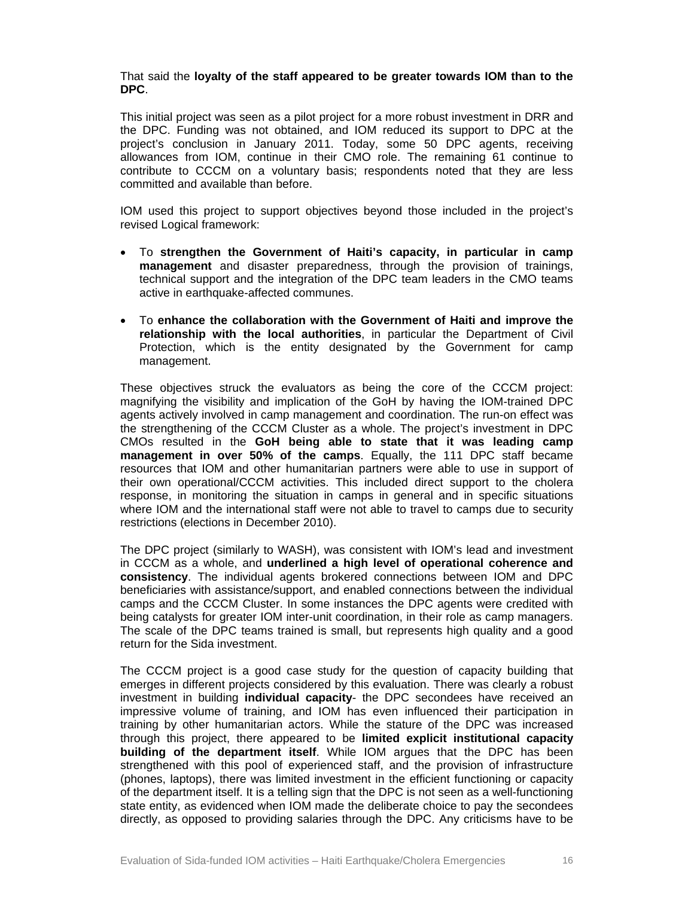That said the **loyalty of the staff appeared to be greater towards IOM than to the DPC**.

This initial project was seen as a pilot project for a more robust investment in DRR and the DPC. Funding was not obtained, and IOM reduced its support to DPC at the project's conclusion in January 2011. Today, some 50 DPC agents, receiving allowances from IOM, continue in their CMO role. The remaining 61 continue to contribute to CCCM on a voluntary basis; respondents noted that they are less committed and available than before.

IOM used this project to support objectives beyond those included in the project's revised Logical framework:

- To **strengthen the Government of Haiti's capacity, in particular in camp management** and disaster preparedness, through the provision of trainings, technical support and the integration of the DPC team leaders in the CMO teams active in earthquake-affected communes.
- To **enhance the collaboration with the Government of Haiti and improve the relationship with the local authorities**, in particular the Department of Civil Protection, which is the entity designated by the Government for camp management.

These objectives struck the evaluators as being the core of the CCCM project: magnifying the visibility and implication of the GoH by having the IOM-trained DPC agents actively involved in camp management and coordination. The run-on effect was the strengthening of the CCCM Cluster as a whole. The project's investment in DPC CMOs resulted in the **GoH being able to state that it was leading camp management in over 50% of the camps**. Equally, the 111 DPC staff became resources that IOM and other humanitarian partners were able to use in support of their own operational/CCCM activities. This included direct support to the cholera response, in monitoring the situation in camps in general and in specific situations where IOM and the international staff were not able to travel to camps due to security restrictions (elections in December 2010).

The DPC project (similarly to WASH), was consistent with IOM's lead and investment in CCCM as a whole, and **underlined a high level of operational coherence and consistency**. The individual agents brokered connections between IOM and DPC beneficiaries with assistance/support, and enabled connections between the individual camps and the CCCM Cluster. In some instances the DPC agents were credited with being catalysts for greater IOM inter-unit coordination, in their role as camp managers. The scale of the DPC teams trained is small, but represents high quality and a good return for the Sida investment.

The CCCM project is a good case study for the question of capacity building that emerges in different projects considered by this evaluation. There was clearly a robust investment in building **individual capacity**- the DPC secondees have received an impressive volume of training, and IOM has even influenced their participation in training by other humanitarian actors. While the stature of the DPC was increased through this project, there appeared to be **limited explicit institutional capacity building of the department itself**. While IOM argues that the DPC has been strengthened with this pool of experienced staff, and the provision of infrastructure (phones, laptops), there was limited investment in the efficient functioning or capacity of the department itself. It is a telling sign that the DPC is not seen as a well-functioning state entity, as evidenced when IOM made the deliberate choice to pay the secondees directly, as opposed to providing salaries through the DPC. Any criticisms have to be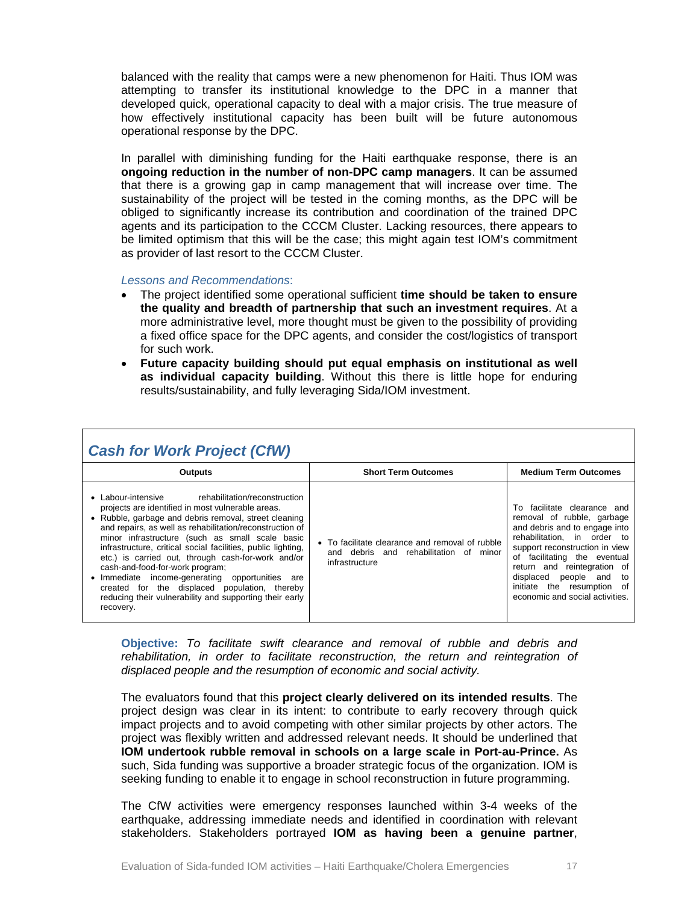balanced with the reality that camps were a new phenomenon for Haiti. Thus IOM was attempting to transfer its institutional knowledge to the DPC in a manner that developed quick, operational capacity to deal with a major crisis. The true measure of how effectively institutional capacity has been built will be future autonomous operational response by the DPC.

In parallel with diminishing funding for the Haiti earthquake response, there is an **ongoing reduction in the number of non-DPC camp managers**. It can be assumed that there is a growing gap in camp management that will increase over time. The sustainability of the project will be tested in the coming months, as the DPC will be obliged to significantly increase its contribution and coordination of the trained DPC agents and its participation to the CCCM Cluster. Lacking resources, there appears to be limited optimism that this will be the case; this might again test IOM's commitment as provider of last resort to the CCCM Cluster.

*Lessons and Recommendations*:

- The project identified some operational sufficient **time should be taken to ensure the quality and breadth of partnership that such an investment requires**. At a more administrative level, more thought must be given to the possibility of providing a fixed office space for the DPC agents, and consider the cost/logistics of transport for such work.
- **Future capacity building should put equal emphasis on institutional as well as individual capacity building**. Without this there is little hope for enduring results/sustainability, and fully leveraging Sida/IOM investment.

## *Cash for Work Project (CfW)*

| Outputs | Short Term Outcomes | Medium Term Outcomes |
|---|---|---|
| • Labour-intensive rehabilitation/reconstruction projects are identified in most vulnerable areas.<br>• Rubble, garbage and debris removal, street cleaning and repairs, as well as rehabilitation/reconstruction of minor infrastructure (such as small scale basic infrastructure, critical social facilities, public lighting, etc.) is carried out, through cash-for-work and/or cash-and-food-for-work program;<br>• Immediate income-generating opportunities are created for the displaced population, thereby reducing their vulnerability and supporting their early recovery. | • To facilitate clearance and removal of rubble and debris and rehabilitation of minor infrastructure | To facilitate clearance and removal of rubble, garbage and debris and to engage into rehabilitation, in order to support reconstruction in view of facilitating the eventual return and reintegration of displaced people and to initiate the resumption of economic and social activities. |

**Objective:** *To facilitate swift clearance and removal of rubble and debris and rehabilitation, in order to facilitate reconstruction, the return and reintegration of displaced people and the resumption of economic and social activity.*

The evaluators found that this **project clearly delivered on its intended results**. The project design was clear in its intent: to contribute to early recovery through quick impact projects and to avoid competing with other similar projects by other actors. The project was flexibly written and addressed relevant needs. It should be underlined that **IOM undertook rubble removal in schools on a large scale in Port-au-Prince.** As such, Sida funding was supportive a broader strategic focus of the organization. IOM is seeking funding to enable it to engage in school reconstruction in future programming.

The CfW activities were emergency responses launched within 3-4 weeks of the earthquake, addressing immediate needs and identified in coordination with relevant stakeholders. Stakeholders portrayed **IOM as having been a genuine partner**,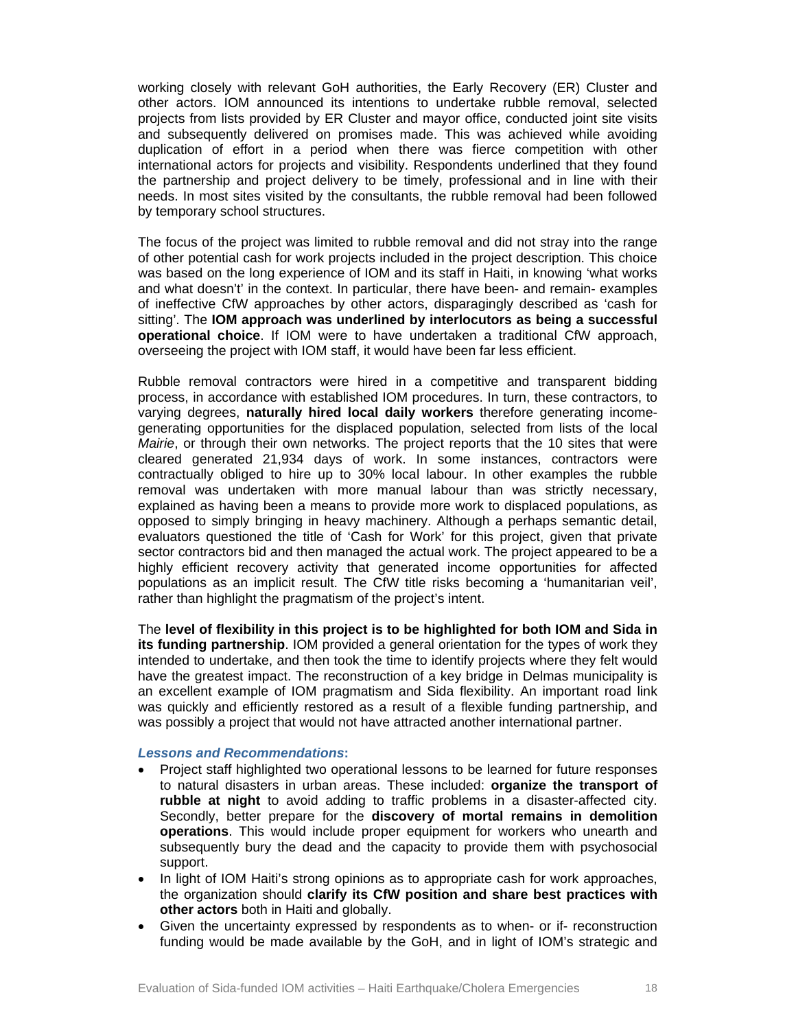working closely with relevant GoH authorities, the Early Recovery (ER) Cluster and other actors. IOM announced its intentions to undertake rubble removal, selected projects from lists provided by ER Cluster and mayor office, conducted joint site visits and subsequently delivered on promises made. This was achieved while avoiding duplication of effort in a period when there was fierce competition with other international actors for projects and visibility. Respondents underlined that they found the partnership and project delivery to be timely, professional and in line with their needs. In most sites visited by the consultants, the rubble removal had been followed by temporary school structures.

The focus of the project was limited to rubble removal and did not stray into the range of other potential cash for work projects included in the project description. This choice was based on the long experience of IOM and its staff in Haiti, in knowing 'what works and what doesn't' in the context. In particular, there have been- and remain- examples of ineffective CfW approaches by other actors, disparagingly described as 'cash for sitting'. The **IOM approach was underlined by interlocutors as being a successful operational choice**. If IOM were to have undertaken a traditional CfW approach, overseeing the project with IOM staff, it would have been far less efficient.

Rubble removal contractors were hired in a competitive and transparent bidding process, in accordance with established IOM procedures. In turn, these contractors, to varying degrees, **naturally hired local daily workers** therefore generating income-generating opportunities for the displaced population, selected from lists of the local *Mairie*, or through their own networks. The project reports that the 10 sites that were cleared generated 21,934 days of work. In some instances, contractors were contractually obliged to hire up to 30% local labour. In other examples the rubble removal was undertaken with more manual labour than was strictly necessary, explained as having been a means to provide more work to displaced populations, as opposed to simply bringing in heavy machinery. Although a perhaps semantic detail, evaluators questioned the title of 'Cash for Work' for this project, given that private sector contractors bid and then managed the actual work. The project appeared to be a highly efficient recovery activity that generated income opportunities for affected populations as an implicit result. The CfW title risks becoming a 'humanitarian veil', rather than highlight the pragmatism of the project's intent.

The **level of flexibility in this project is to be highlighted for both IOM and Sida in its funding partnership**. IOM provided a general orientation for the types of work they intended to undertake, and then took the time to identify projects where they felt would have the greatest impact. The reconstruction of a key bridge in Delmas municipality is an excellent example of IOM pragmatism and Sida flexibility. An important road link was quickly and efficiently restored as a result of a flexible funding partnership, and was possibly a project that would not have attracted another international partner.

***Lessons and Recommendations*:**

- Project staff highlighted two operational lessons to be learned for future responses to natural disasters in urban areas. These included: **organize the transport of rubble at night** to avoid adding to traffic problems in a disaster-affected city. Secondly, better prepare for the **discovery of mortal remains in demolition operations**. This would include proper equipment for workers who unearth and subsequently bury the dead and the capacity to provide them with psychosocial support.
- In light of IOM Haiti's strong opinions as to appropriate cash for work approaches, the organization should **clarify its CfW position and share best practices with other actors** both in Haiti and globally.
- Given the uncertainty expressed by respondents as to when- or if- reconstruction funding would be made available by the GoH, and in light of IOM's strategic and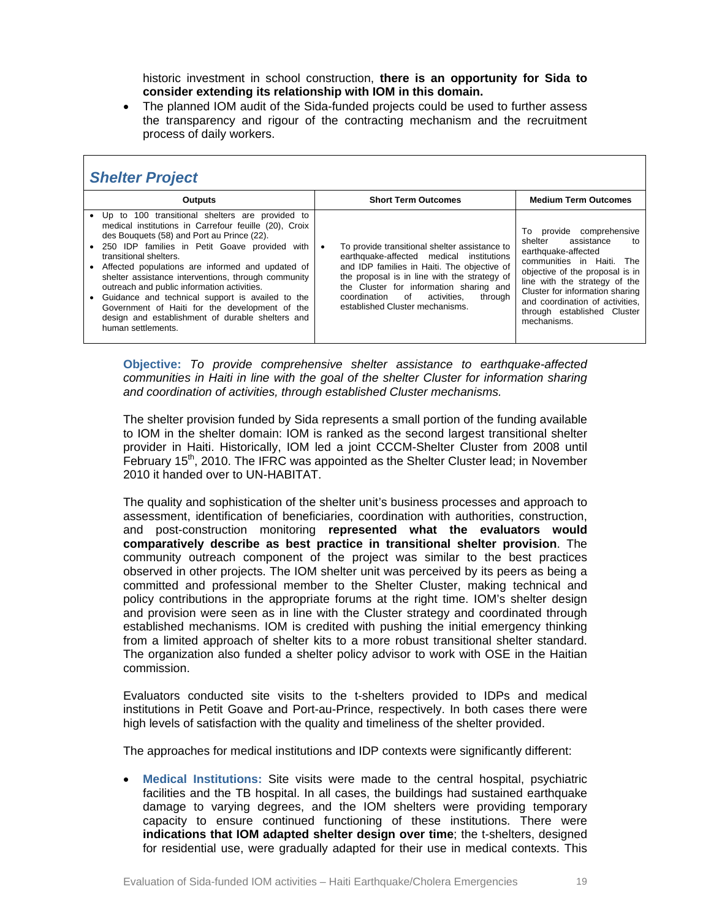historic investment in school construction, **there is an opportunity for Sida to consider extending its relationship with IOM in this domain.**

- The planned IOM audit of the Sida-funded projects could be used to further assess the transparency and rigour of the contracting mechanism and the recruitment process of daily workers.

## Shelter Project

| Outputs | Short Term Outcomes | Medium Term Outcomes |
|---|---|---|
| • Up to 100 transitional shelters are provided to medical institutions in Carrefour feuille (20), Croix des Bouquets (58) and Port au Prince (22).<br>• 250 IDP families in Petit Goave provided with transitional shelters.<br>• Affected populations are informed and updated of shelter assistance interventions, through community outreach and public information activities.<br>• Guidance and technical support is availed to the Government of Haiti for the development of the design and establishment of durable shelters and human settlements. | • To provide transitional shelter assistance to earthquake-affected medical institutions and IDP families in Haiti. The objective of the proposal is in line with the strategy of the Cluster for information sharing and coordination of activities, through established Cluster mechanisms. | To provide comprehensive shelter assistance to earthquake-affected communities in Haiti. The objective of the proposal is in line with the strategy of the Cluster for information sharing and coordination of activities, through established Cluster mechanisms. |

**Objective:** *To provide comprehensive shelter assistance to earthquake-affected communities in Haiti in line with the goal of the shelter Cluster for information sharing and coordination of activities, through established Cluster mechanisms.*

The shelter provision funded by Sida represents a small portion of the funding available to IOM in the shelter domain: IOM is ranked as the second largest transitional shelter provider in Haiti. Historically, IOM led a joint CCCM-Shelter Cluster from 2008 until February 15th, 2010. The IFRC was appointed as the Shelter Cluster lead; in November 2010 it handed over to UN-HABITAT.

The quality and sophistication of the shelter unit's business processes and approach to assessment, identification of beneficiaries, coordination with authorities, construction, and post-construction monitoring **represented what the evaluators would comparatively describe as best practice in transitional shelter provision**. The community outreach component of the project was similar to the best practices observed in other projects. The IOM shelter unit was perceived by its peers as being a committed and professional member to the Shelter Cluster, making technical and policy contributions in the appropriate forums at the right time. IOM's shelter design and provision were seen as in line with the Cluster strategy and coordinated through established mechanisms. IOM is credited with pushing the initial emergency thinking from a limited approach of shelter kits to a more robust transitional shelter standard. The organization also funded a shelter policy advisor to work with OSE in the Haitian commission.

Evaluators conducted site visits to the t-shelters provided to IDPs and medical institutions in Petit Goave and Port-au-Prince, respectively. In both cases there were high levels of satisfaction with the quality and timeliness of the shelter provided.

The approaches for medical institutions and IDP contexts were significantly different:

- **Medical Institutions:** Site visits were made to the central hospital, psychiatric facilities and the TB hospital. In all cases, the buildings had sustained earthquake damage to varying degrees, and the IOM shelters were providing temporary capacity to ensure continued functioning of these institutions. There were **indications that IOM adapted shelter design over time**; the t-shelters, designed for residential use, were gradually adapted for their use in medical contexts. This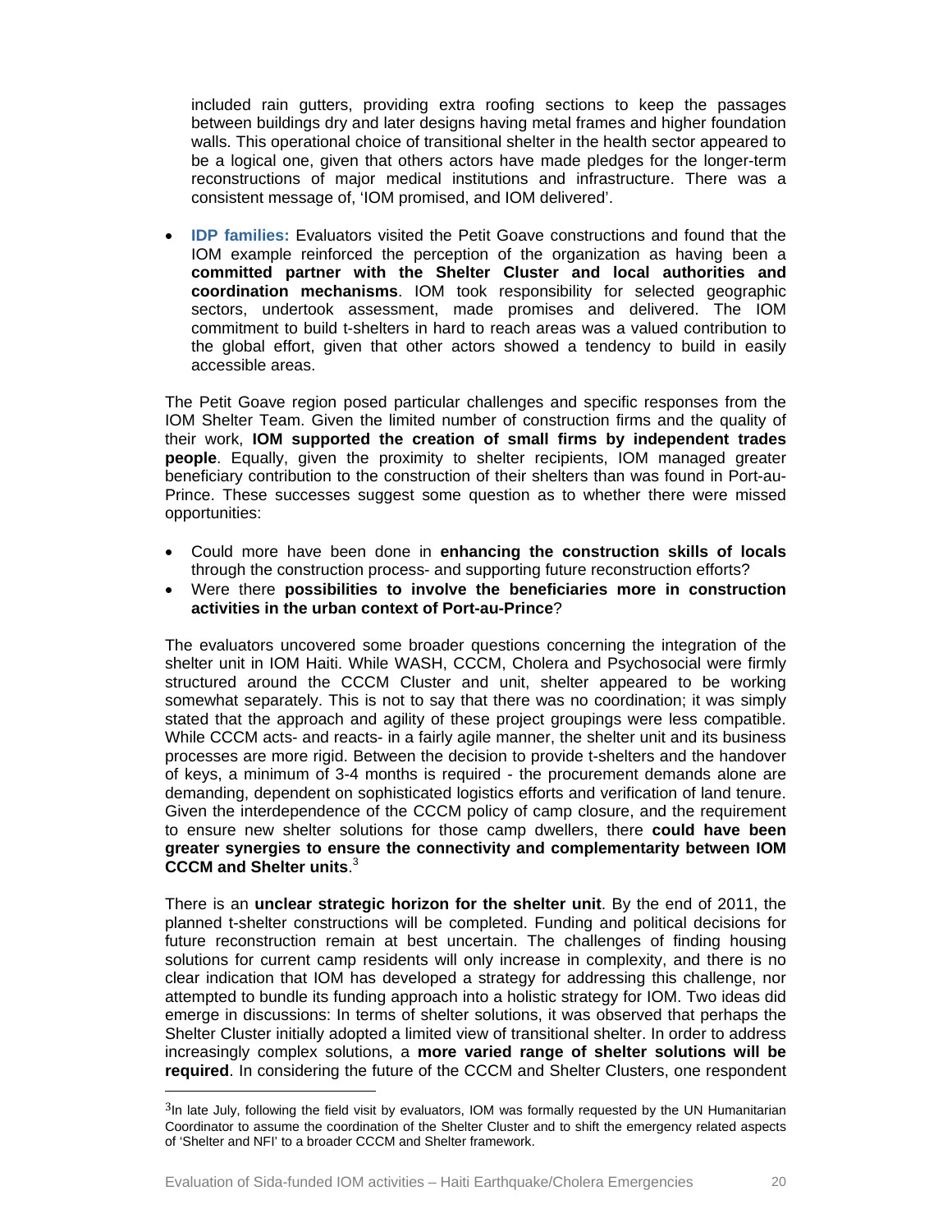included rain gutters, providing extra roofing sections to keep the passages between buildings dry and later designs having metal frames and higher foundation walls. This operational choice of transitional shelter in the health sector appeared to be a logical one, given that others actors have made pledges for the longer-term reconstructions of major medical institutions and infrastructure. There was a consistent message of, 'IOM promised, and IOM delivered'.

- **IDP families:** Evaluators visited the Petit Goave constructions and found that the IOM example reinforced the perception of the organization as having been a **committed partner with the Shelter Cluster and local authorities and coordination mechanisms**. IOM took responsibility for selected geographic sectors, undertook assessment, made promises and delivered. The IOM commitment to build t-shelters in hard to reach areas was a valued contribution to the global effort, given that other actors showed a tendency to build in easily accessible areas.

The Petit Goave region posed particular challenges and specific responses from the IOM Shelter Team. Given the limited number of construction firms and the quality of their work, **IOM supported the creation of small firms by independent trades people**. Equally, given the proximity to shelter recipients, IOM managed greater beneficiary contribution to the construction of their shelters than was found in Port-au-Prince. These successes suggest some question as to whether there were missed opportunities:

- Could more have been done in **enhancing the construction skills of locals** through the construction process- and supporting future reconstruction efforts?
- Were there **possibilities to involve the beneficiaries more in construction activities in the urban context of Port-au-Prince**?

The evaluators uncovered some broader questions concerning the integration of the shelter unit in IOM Haiti. While WASH, CCCM, Cholera and Psychosocial were firmly structured around the CCCM Cluster and unit, shelter appeared to be working somewhat separately. This is not to say that there was no coordination; it was simply stated that the approach and agility of these project groupings were less compatible. While CCCM acts- and reacts- in a fairly agile manner, the shelter unit and its business processes are more rigid. Between the decision to provide t-shelters and the handover of keys, a minimum of 3-4 months is required - the procurement demands alone are demanding, dependent on sophisticated logistics efforts and verification of land tenure. Given the interdependence of the CCCM policy of camp closure, and the requirement to ensure new shelter solutions for those camp dwellers, there **could have been greater synergies to ensure the connectivity and complementarity between IOM CCCM and Shelter units**.[3]

There is an **unclear strategic horizon for the shelter unit**. By the end of 2011, the planned t-shelter constructions will be completed. Funding and political decisions for future reconstruction remain at best uncertain. The challenges of finding housing solutions for current camp residents will only increase in complexity, and there is no clear indication that IOM has developed a strategy for addressing this challenge, nor attempted to bundle its funding approach into a holistic strategy for IOM. Two ideas did emerge in discussions: In terms of shelter solutions, it was observed that perhaps the Shelter Cluster initially adopted a limited view of transitional shelter. In order to address increasingly complex solutions, a **more varied range of shelter solutions will be required**. In considering the future of the CCCM and Shelter Clusters, one respondent

[3] In late July, following the field visit by evaluators, IOM was formally requested by the UN Humanitarian Coordinator to assume the coordination of the Shelter Cluster and to shift the emergency related aspects of 'Shelter and NFI' to a broader CCCM and Shelter framework.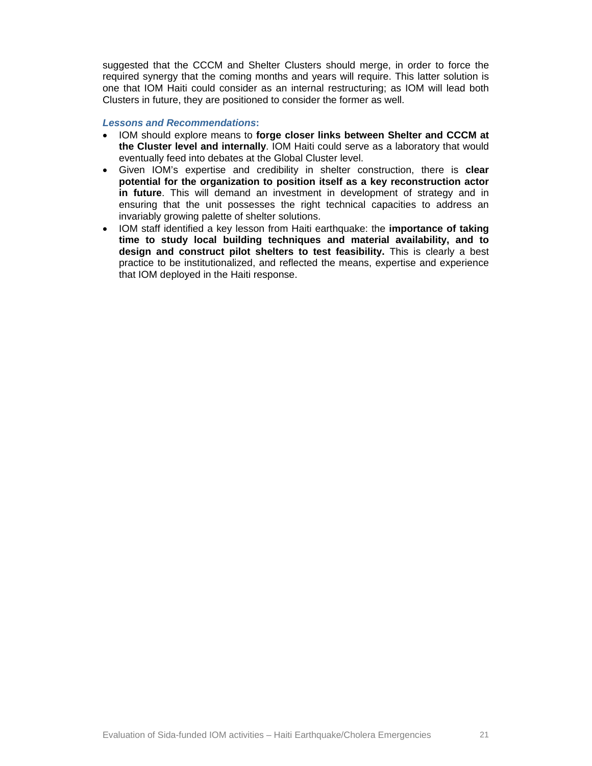suggested that the CCCM and Shelter Clusters should merge, in order to force the required synergy that the coming months and years will require. This latter solution is one that IOM Haiti could consider as an internal restructuring; as IOM will lead both Clusters in future, they are positioned to consider the former as well.

***Lessons and Recommendations*:**

- IOM should explore means to **forge closer links between Shelter and CCCM at the Cluster level and internally**. IOM Haiti could serve as a laboratory that would eventually feed into debates at the Global Cluster level.
- Given IOM's expertise and credibility in shelter construction, there is **clear potential for the organization to position itself as a key reconstruction actor in future**. This will demand an investment in development of strategy and in ensuring that the unit possesses the right technical capacities to address an invariably growing palette of shelter solutions.
- IOM staff identified a key lesson from Haiti earthquake: the **importance of taking time to study local building techniques and material availability, and to design and construct pilot shelters to test feasibility.** This is clearly a best practice to be institutionalized, and reflected the means, expertise and experience that IOM deployed in the Haiti response.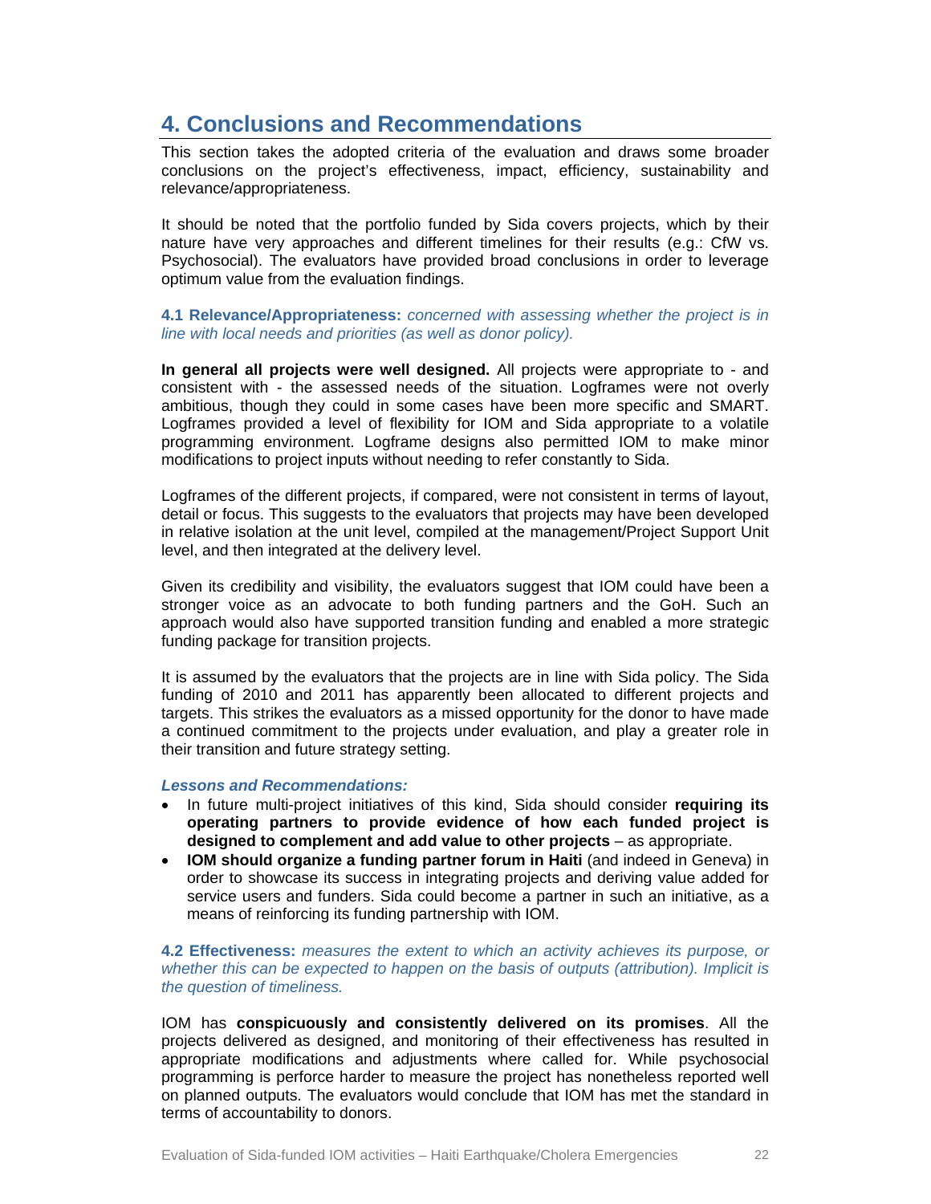# 4. Conclusions and Recommendations

This section takes the adopted criteria of the evaluation and draws some broader conclusions on the project's effectiveness, impact, efficiency, sustainability and relevance/appropriateness.

It should be noted that the portfolio funded by Sida covers projects, which by their nature have very approaches and different timelines for their results (e.g.: CfW vs. Psychosocial). The evaluators have provided broad conclusions in order to leverage optimum value from the evaluation findings.

**4.1 Relevance/Appropriateness:** *concerned with assessing whether the project is in line with local needs and priorities (as well as donor policy).*

**In general all projects were well designed.** All projects were appropriate to - and consistent with - the assessed needs of the situation. Logframes were not overly ambitious, though they could in some cases have been more specific and SMART. Logframes provided a level of flexibility for IOM and Sida appropriate to a volatile programming environment. Logframe designs also permitted IOM to make minor modifications to project inputs without needing to refer constantly to Sida.

Logframes of the different projects, if compared, were not consistent in terms of layout, detail or focus. This suggests to the evaluators that projects may have been developed in relative isolation at the unit level, compiled at the management/Project Support Unit level, and then integrated at the delivery level.

Given its credibility and visibility, the evaluators suggest that IOM could have been a stronger voice as an advocate to both funding partners and the GoH. Such an approach would also have supported transition funding and enabled a more strategic funding package for transition projects.

It is assumed by the evaluators that the projects are in line with Sida policy. The Sida funding of 2010 and 2011 has apparently been allocated to different projects and targets. This strikes the evaluators as a missed opportunity for the donor to have made a continued commitment to the projects under evaluation, and play a greater role in their transition and future strategy setting.

***Lessons and Recommendations:***

- In future multi-project initiatives of this kind, Sida should consider **requiring its operating partners to provide evidence of how each funded project is designed to complement and add value to other projects** – as appropriate.
- **IOM should organize a funding partner forum in Haiti** (and indeed in Geneva) in order to showcase its success in integrating projects and deriving value added for service users and funders. Sida could become a partner in such an initiative, as a means of reinforcing its funding partnership with IOM.

**4.2 Effectiveness:** *measures the extent to which an activity achieves its purpose, or whether this can be expected to happen on the basis of outputs (attribution). Implicit is the question of timeliness.*

IOM has **conspicuously and consistently delivered on its promises**. All the projects delivered as designed, and monitoring of their effectiveness has resulted in appropriate modifications and adjustments where called for. While psychosocial programming is perforce harder to measure the project has nonetheless reported well on planned outputs. The evaluators would conclude that IOM has met the standard in terms of accountability to donors.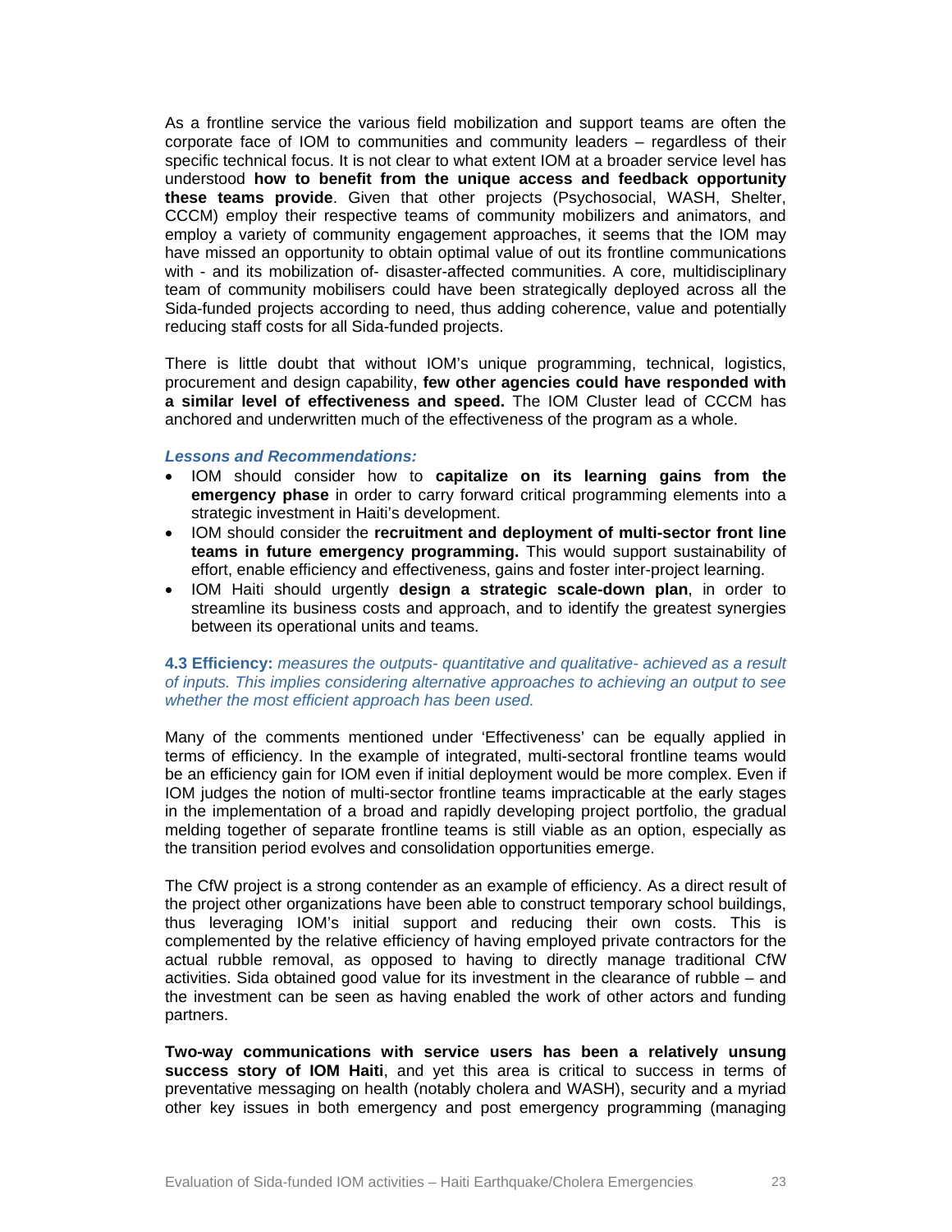As a frontline service the various field mobilization and support teams are often the corporate face of IOM to communities and community leaders – regardless of their specific technical focus. It is not clear to what extent IOM at a broader service level has understood **how to benefit from the unique access and feedback opportunity these teams provide**. Given that other projects (Psychosocial, WASH, Shelter, CCCM) employ their respective teams of community mobilizers and animators, and employ a variety of community engagement approaches, it seems that the IOM may have missed an opportunity to obtain optimal value of out its frontline communications with - and its mobilization of- disaster-affected communities. A core, multidisciplinary team of community mobilisers could have been strategically deployed across all the Sida-funded projects according to need, thus adding coherence, value and potentially reducing staff costs for all Sida-funded projects.

There is little doubt that without IOM's unique programming, technical, logistics, procurement and design capability, **few other agencies could have responded with a similar level of effectiveness and speed.** The IOM Cluster lead of CCCM has anchored and underwritten much of the effectiveness of the program as a whole.

***Lessons and Recommendations:***

- IOM should consider how to **capitalize on its learning gains from the emergency phase** in order to carry forward critical programming elements into a strategic investment in Haiti's development.
- IOM should consider the **recruitment and deployment of multi-sector front line teams in future emergency programming.** This would support sustainability of effort, enable efficiency and effectiveness, gains and foster inter-project learning.
- IOM Haiti should urgently **design a strategic scale-down plan**, in order to streamline its business costs and approach, and to identify the greatest synergies between its operational units and teams.

**4.3 Efficiency:** *measures the outputs- quantitative and qualitative- achieved as a result of inputs. This implies considering alternative approaches to achieving an output to see whether the most efficient approach has been used.*

Many of the comments mentioned under 'Effectiveness' can be equally applied in terms of efficiency. In the example of integrated, multi-sectoral frontline teams would be an efficiency gain for IOM even if initial deployment would be more complex. Even if IOM judges the notion of multi-sector frontline teams impracticable at the early stages in the implementation of a broad and rapidly developing project portfolio, the gradual melding together of separate frontline teams is still viable as an option, especially as the transition period evolves and consolidation opportunities emerge.

The CfW project is a strong contender as an example of efficiency. As a direct result of the project other organizations have been able to construct temporary school buildings, thus leveraging IOM's initial support and reducing their own costs. This is complemented by the relative efficiency of having employed private contractors for the actual rubble removal, as opposed to having to directly manage traditional CfW activities. Sida obtained good value for its investment in the clearance of rubble – and the investment can be seen as having enabled the work of other actors and funding partners.

**Two-way communications with service users has been a relatively unsung success story of IOM Haiti**, and yet this area is critical to success in terms of preventative messaging on health (notably cholera and WASH), security and a myriad other key issues in both emergency and post emergency programming (managing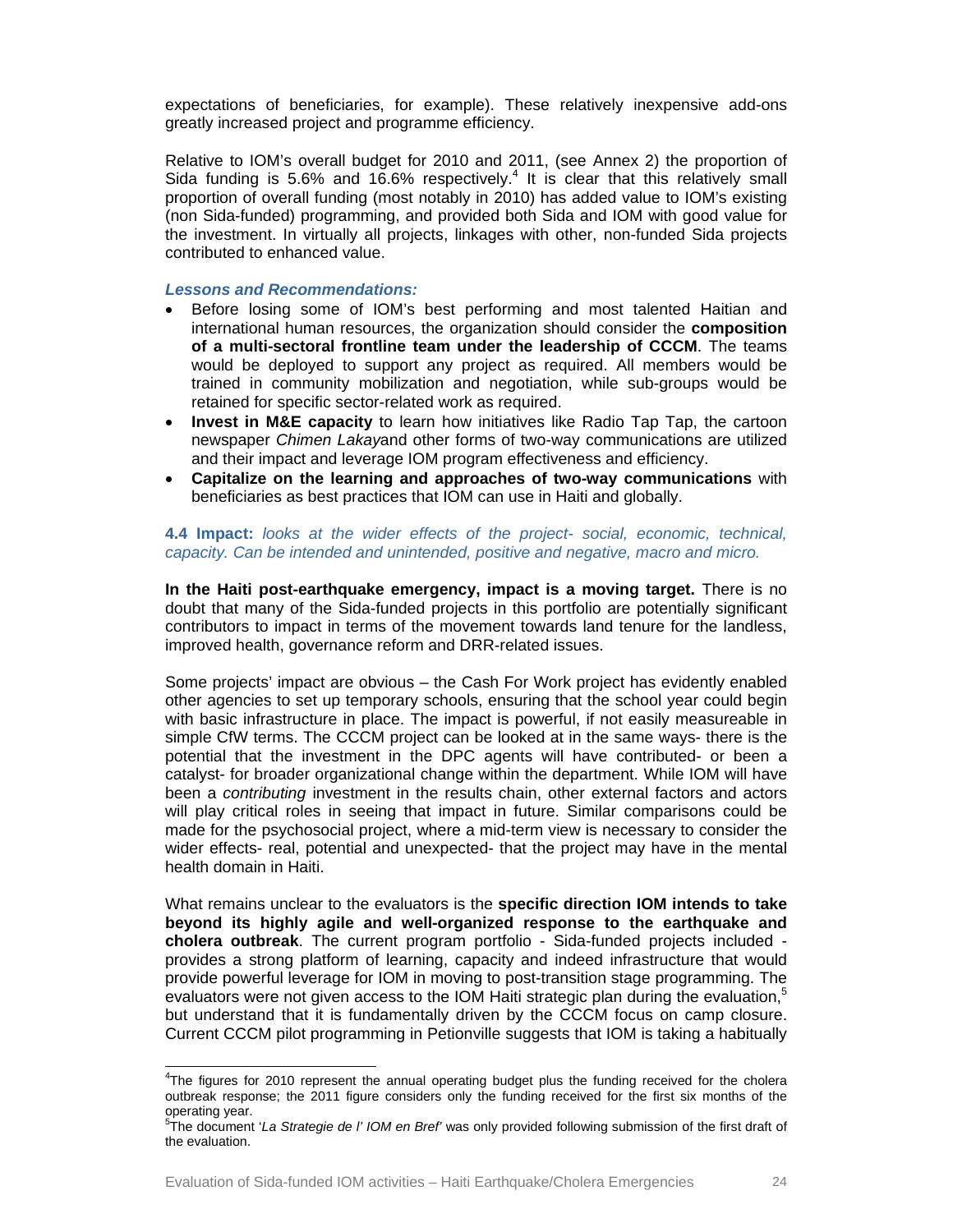expectations of beneficiaries, for example). These relatively inexpensive add-ons greatly increased project and programme efficiency.

Relative to IOM's overall budget for 2010 and 2011, (see Annex 2) the proportion of Sida funding is 5.6% and 16.6% respectively.[4] It is clear that this relatively small proportion of overall funding (most notably in 2010) has added value to IOM's existing (non Sida-funded) programming, and provided both Sida and IOM with good value for the investment. In virtually all projects, linkages with other, non-funded Sida projects contributed to enhanced value.

***Lessons and Recommendations:***

- Before losing some of IOM's best performing and most talented Haitian and international human resources, the organization should consider the **composition of a multi-sectoral frontline team under the leadership of CCCM**. The teams would be deployed to support any project as required. All members would be trained in community mobilization and negotiation, while sub-groups would be retained for specific sector-related work as required.
- **Invest in M&E capacity** to learn how initiatives like Radio Tap Tap, the cartoon newspaper *Chimen Lakay*and other forms of two-way communications are utilized and their impact and leverage IOM program effectiveness and efficiency.
- **Capitalize on the learning and approaches of two-way communications** with beneficiaries as best practices that IOM can use in Haiti and globally.

**4.4 Impact:** *looks at the wider effects of the project- social, economic, technical, capacity. Can be intended and unintended, positive and negative, macro and micro.*

**In the Haiti post-earthquake emergency, impact is a moving target.** There is no doubt that many of the Sida-funded projects in this portfolio are potentially significant contributors to impact in terms of the movement towards land tenure for the landless, improved health, governance reform and DRR-related issues.

Some projects' impact are obvious – the Cash For Work project has evidently enabled other agencies to set up temporary schools, ensuring that the school year could begin with basic infrastructure in place. The impact is powerful, if not easily measureable in simple CfW terms. The CCCM project can be looked at in the same ways- there is the potential that the investment in the DPC agents will have contributed- or been a catalyst- for broader organizational change within the department. While IOM will have been a *contributing* investment in the results chain, other external factors and actors will play critical roles in seeing that impact in future. Similar comparisons could be made for the psychosocial project, where a mid-term view is necessary to consider the wider effects- real, potential and unexpected- that the project may have in the mental health domain in Haiti.

What remains unclear to the evaluators is the **specific direction IOM intends to take beyond its highly agile and well-organized response to the earthquake and cholera outbreak**. The current program portfolio - Sida-funded projects included - provides a strong platform of learning, capacity and indeed infrastructure that would provide powerful leverage for IOM in moving to post-transition stage programming. The evaluators were not given access to the IOM Haiti strategic plan during the evaluation,[5] but understand that it is fundamentally driven by the CCCM focus on camp closure. Current CCCM pilot programming in Petionville suggests that IOM is taking a habitually

[4]The figures for 2010 represent the annual operating budget plus the funding received for the cholera outbreak response; the 2011 figure considers only the funding received for the first six months of the operating year.

[5]The document '*La Strategie de l' IOM en Bref*' was only provided following submission of the first draft of the evaluation.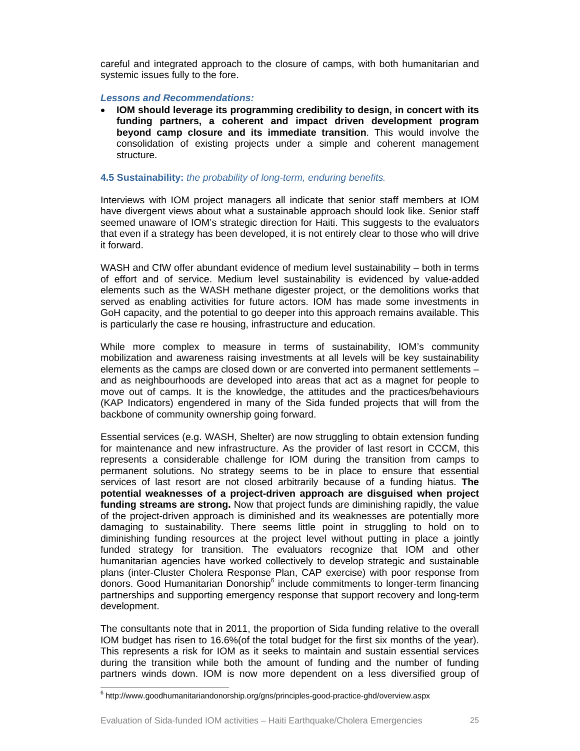careful and integrated approach to the closure of camps, with both humanitarian and systemic issues fully to the fore.

***Lessons and Recommendations:***

- **IOM should leverage its programming credibility to design, in concert with its funding partners, a coherent and impact driven development program beyond camp closure and its immediate transition**. This would involve the consolidation of existing projects under a simple and coherent management structure.

**4.5 Sustainability:** *the probability of long-term, enduring benefits.*

Interviews with IOM project managers all indicate that senior staff members at IOM have divergent views about what a sustainable approach should look like. Senior staff seemed unaware of IOM's strategic direction for Haiti. This suggests to the evaluators that even if a strategy has been developed, it is not entirely clear to those who will drive it forward.

WASH and CfW offer abundant evidence of medium level sustainability – both in terms of effort and of service. Medium level sustainability is evidenced by value-added elements such as the WASH methane digester project, or the demolitions works that served as enabling activities for future actors. IOM has made some investments in GoH capacity, and the potential to go deeper into this approach remains available. This is particularly the case re housing, infrastructure and education.

While more complex to measure in terms of sustainability, IOM's community mobilization and awareness raising investments at all levels will be key sustainability elements as the camps are closed down or are converted into permanent settlements – and as neighbourhoods are developed into areas that act as a magnet for people to move out of camps. It is the knowledge, the attitudes and the practices/behaviours (KAP Indicators) engendered in many of the Sida funded projects that will from the backbone of community ownership going forward.

Essential services (e.g. WASH, Shelter) are now struggling to obtain extension funding for maintenance and new infrastructure. As the provider of last resort in CCCM, this represents a considerable challenge for IOM during the transition from camps to permanent solutions. No strategy seems to be in place to ensure that essential services of last resort are not closed arbitrarily because of a funding hiatus. **The potential weaknesses of a project-driven approach are disguised when project funding streams are strong.** Now that project funds are diminishing rapidly, the value of the project-driven approach is diminished and its weaknesses are potentially more damaging to sustainability. There seems little point in struggling to hold on to diminishing funding resources at the project level without putting in place a jointly funded strategy for transition. The evaluators recognize that IOM and other humanitarian agencies have worked collectively to develop strategic and sustainable plans (inter-Cluster Cholera Response Plan, CAP exercise) with poor response from donors. Good Humanitarian Donorship[6] include commitments to longer-term financing partnerships and supporting emergency response that support recovery and long-term development.

The consultants note that in 2011, the proportion of Sida funding relative to the overall IOM budget has risen to 16.6%(of the total budget for the first six months of the year). This represents a risk for IOM as it seeks to maintain and sustain essential services during the transition while both the amount of funding and the number of funding partners winds down. IOM is now more dependent on a less diversified group of

[6] http://www.goodhumanitariandonorship.org/gns/principles-good-practice-ghd/overview.aspx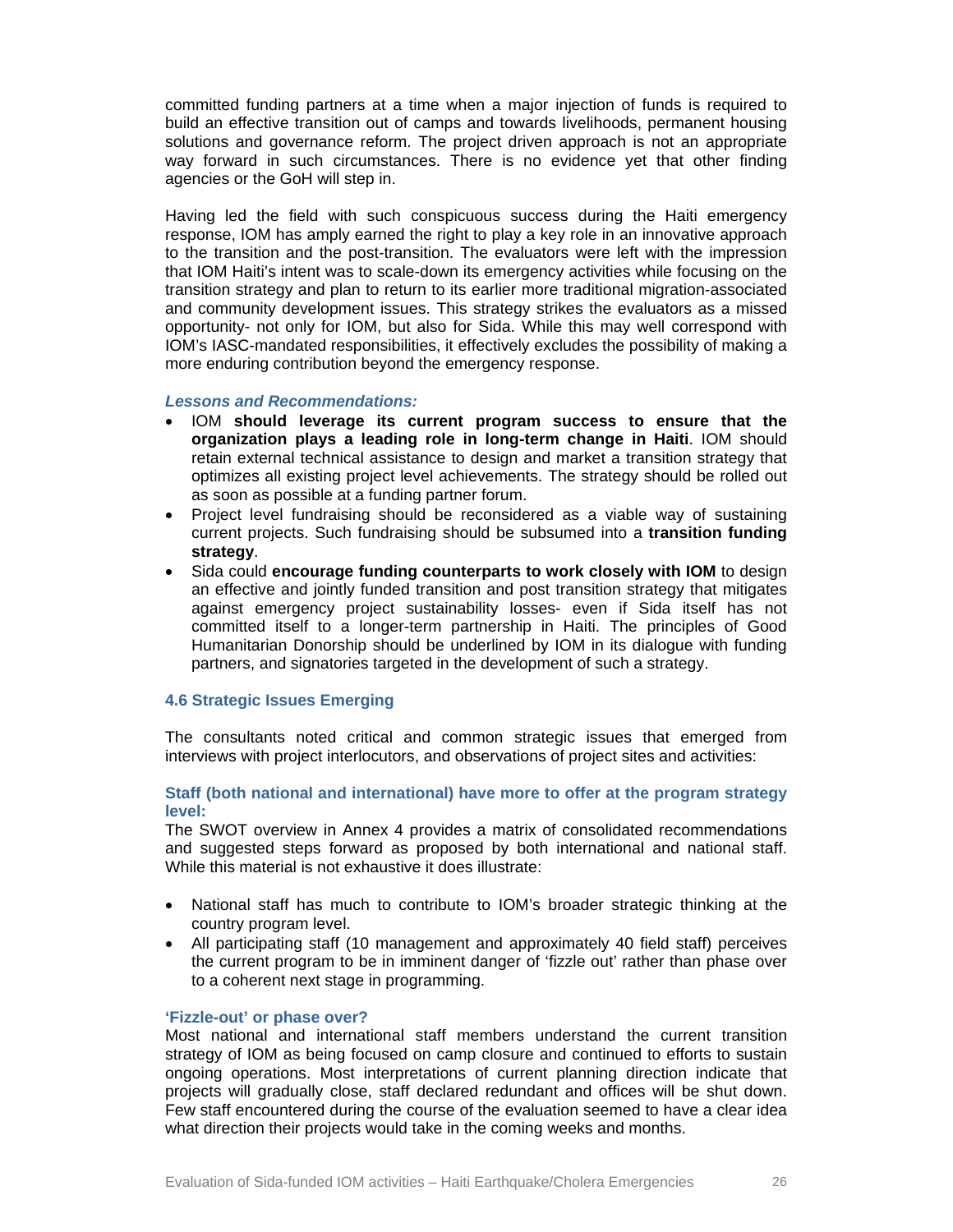committed funding partners at a time when a major injection of funds is required to build an effective transition out of camps and towards livelihoods, permanent housing solutions and governance reform. The project driven approach is not an appropriate way forward in such circumstances. There is no evidence yet that other finding agencies or the GoH will step in.

Having led the field with such conspicuous success during the Haiti emergency response, IOM has amply earned the right to play a key role in an innovative approach to the transition and the post-transition. The evaluators were left with the impression that IOM Haiti's intent was to scale-down its emergency activities while focusing on the transition strategy and plan to return to its earlier more traditional migration-associated and community development issues. This strategy strikes the evaluators as a missed opportunity- not only for IOM, but also for Sida. While this may well correspond with IOM's IASC-mandated responsibilities, it effectively excludes the possibility of making a more enduring contribution beyond the emergency response.

***Lessons and Recommendations:***

- IOM **should leverage its current program success to ensure that the organization plays a leading role in long-term change in Haiti**. IOM should retain external technical assistance to design and market a transition strategy that optimizes all existing project level achievements. The strategy should be rolled out as soon as possible at a funding partner forum.
- Project level fundraising should be reconsidered as a viable way of sustaining current projects. Such fundraising should be subsumed into a **transition funding strategy**.
- Sida could **encourage funding counterparts to work closely with IOM** to design an effective and jointly funded transition and post transition strategy that mitigates against emergency project sustainability losses- even if Sida itself has not committed itself to a longer-term partnership in Haiti. The principles of Good Humanitarian Donorship should be underlined by IOM in its dialogue with funding partners, and signatories targeted in the development of such a strategy.

### 4.6 Strategic Issues Emerging

The consultants noted critical and common strategic issues that emerged from interviews with project interlocutors, and observations of project sites and activities:

#### Staff (both national and international) have more to offer at the program strategy level:

The SWOT overview in Annex 4 provides a matrix of consolidated recommendations and suggested steps forward as proposed by both international and national staff. While this material is not exhaustive it does illustrate:

- National staff has much to contribute to IOM's broader strategic thinking at the country program level.
- All participating staff (10 management and approximately 40 field staff) perceives the current program to be in imminent danger of 'fizzle out' rather than phase over to a coherent next stage in programming.

#### 'Fizzle-out' or phase over?

Most national and international staff members understand the current transition strategy of IOM as being focused on camp closure and continued to efforts to sustain ongoing operations. Most interpretations of current planning direction indicate that projects will gradually close, staff declared redundant and offices will be shut down. Few staff encountered during the course of the evaluation seemed to have a clear idea what direction their projects would take in the coming weeks and months.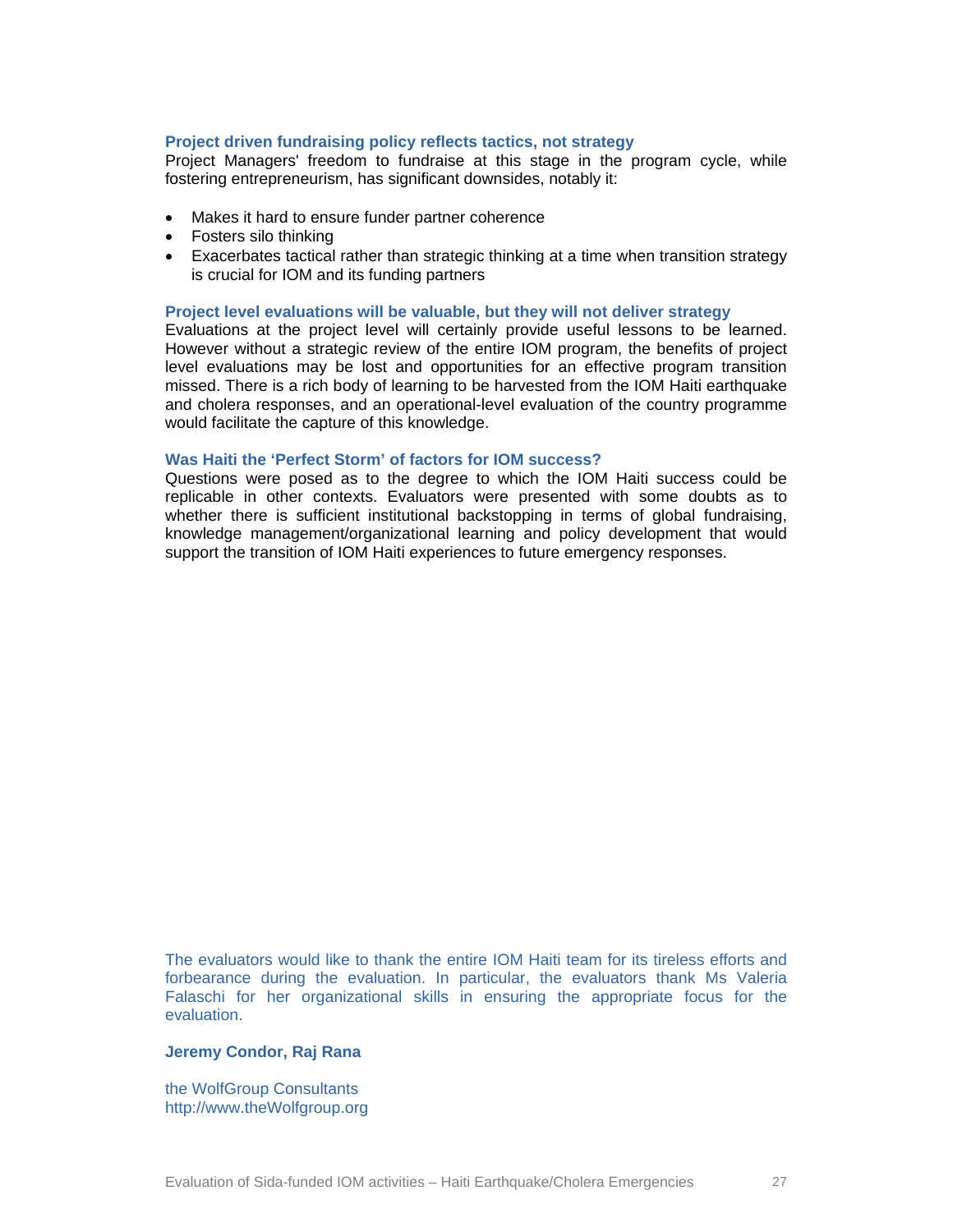### Project driven fundraising policy reflects tactics, not strategy

Project Managers' freedom to fundraise at this stage in the program cycle, while fostering entrepreneurism, has significant downsides, notably it:

- Makes it hard to ensure funder partner coherence
- Fosters silo thinking
- Exacerbates tactical rather than strategic thinking at a time when transition strategy is crucial for IOM and its funding partners

### Project level evaluations will be valuable, but they will not deliver strategy

Evaluations at the project level will certainly provide useful lessons to be learned. However without a strategic review of the entire IOM program, the benefits of project level evaluations may be lost and opportunities for an effective program transition missed. There is a rich body of learning to be harvested from the IOM Haiti earthquake and cholera responses, and an operational-level evaluation of the country programme would facilitate the capture of this knowledge.

### Was Haiti the 'Perfect Storm' of factors for IOM success?

Questions were posed as to the degree to which the IOM Haiti success could be replicable in other contexts. Evaluators were presented with some doubts as to whether there is sufficient institutional backstopping in terms of global fundraising, knowledge management/organizational learning and policy development that would support the transition of IOM Haiti experiences to future emergency responses.

The evaluators would like to thank the entire IOM Haiti team for its tireless efforts and forbearance during the evaluation. In particular, the evaluators thank Ms Valeria Falaschi for her organizational skills in ensuring the appropriate focus for the evaluation.

**Jeremy Condor, Raj Rana**

the WolfGroup Consultants
http://www.theWolfgroup.org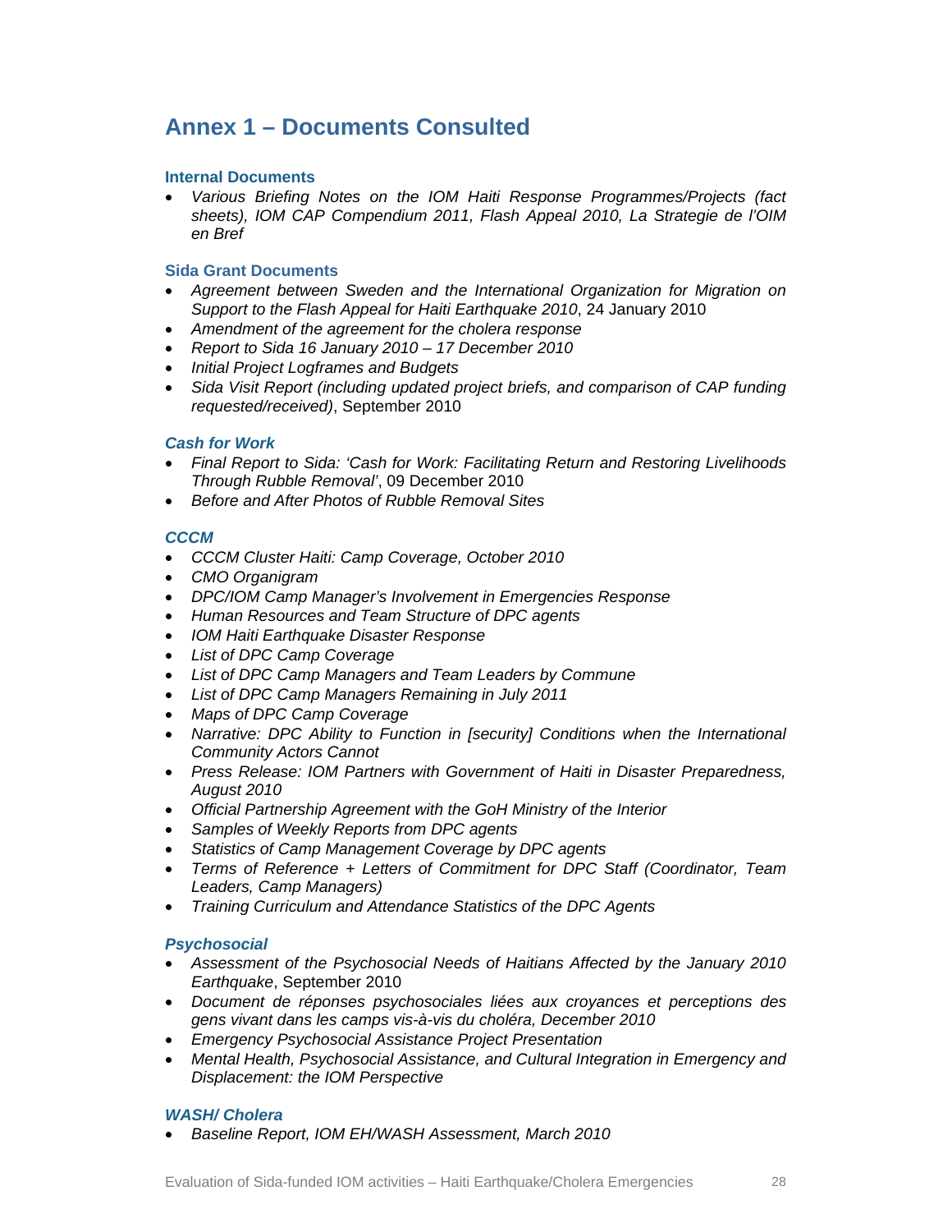# Annex 1 – Documents Consulted

### Internal Documents

- *Various Briefing Notes on the IOM Haiti Response Programmes/Projects (fact sheets), IOM CAP Compendium 2011, Flash Appeal 2010, La Strategie de l'OIM en Bref*

### Sida Grant Documents

- *Agreement between Sweden and the International Organization for Migration on Support to the Flash Appeal for Haiti Earthquake 2010*, 24 January 2010
- *Amendment of the agreement for the cholera response*
- *Report to Sida 16 January 2010 – 17 December 2010*
- *Initial Project Logframes and Budgets*
- *Sida Visit Report (including updated project briefs, and comparison of CAP funding requested/received)*, September 2010

### *Cash for Work*

- *Final Report to Sida: 'Cash for Work: Facilitating Return and Restoring Livelihoods Through Rubble Removal'*, 09 December 2010
- *Before and After Photos of Rubble Removal Sites*

### *CCCM*

- *CCCM Cluster Haiti: Camp Coverage, October 2010*
- *CMO Organigram*
- *DPC/IOM Camp Manager's Involvement in Emergencies Response*
- *Human Resources and Team Structure of DPC agents*
- *IOM Haiti Earthquake Disaster Response*
- *List of DPC Camp Coverage*
- *List of DPC Camp Managers and Team Leaders by Commune*
- *List of DPC Camp Managers Remaining in July 2011*
- *Maps of DPC Camp Coverage*
- *Narrative: DPC Ability to Function in [security] Conditions when the International Community Actors Cannot*
- *Press Release: IOM Partners with Government of Haiti in Disaster Preparedness, August 2010*
- *Official Partnership Agreement with the GoH Ministry of the Interior*
- *Samples of Weekly Reports from DPC agents*
- *Statistics of Camp Management Coverage by DPC agents*
- *Terms of Reference + Letters of Commitment for DPC Staff (Coordinator, Team Leaders, Camp Managers)*
- *Training Curriculum and Attendance Statistics of the DPC Agents*

### *Psychosocial*

- *Assessment of the Psychosocial Needs of Haitians Affected by the January 2010 Earthquake*, September 2010
- *Document de réponses psychosociales liées aux croyances et perceptions des gens vivant dans les camps vis-à-vis du choléra, December 2010*
- *Emergency Psychosocial Assistance Project Presentation*
- *Mental Health, Psychosocial Assistance, and Cultural Integration in Emergency and Displacement: the IOM Perspective*

### *WASH/ Cholera*

- *Baseline Report, IOM EH/WASH Assessment, March 2010*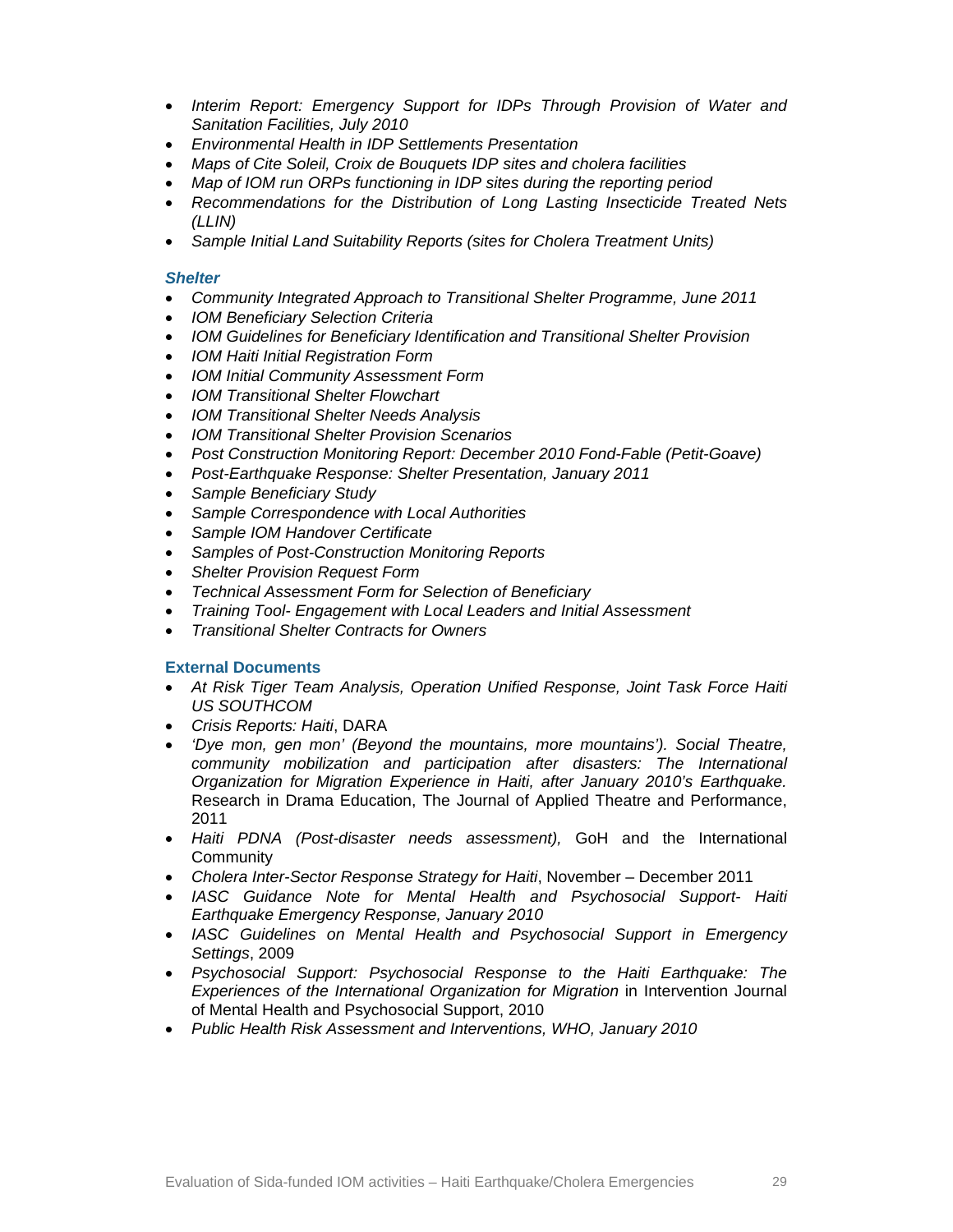- *Interim Report: Emergency Support for IDPs Through Provision of Water and Sanitation Facilities, July 2010*
- *Environmental Health in IDP Settlements Presentation*
- *Maps of Cite Soleil, Croix de Bouquets IDP sites and cholera facilities*
- *Map of IOM run ORPs functioning in IDP sites during the reporting period*
- *Recommendations for the Distribution of Long Lasting Insecticide Treated Nets (LLIN)*
- *Sample Initial Land Suitability Reports (sites for Cholera Treatment Units)*

### *Shelter*

- *Community Integrated Approach to Transitional Shelter Programme, June 2011*
- *IOM Beneficiary Selection Criteria*
- *IOM Guidelines for Beneficiary Identification and Transitional Shelter Provision*
- *IOM Haiti Initial Registration Form*
- *IOM Initial Community Assessment Form*
- *IOM Transitional Shelter Flowchart*
- *IOM Transitional Shelter Needs Analysis*
- *IOM Transitional Shelter Provision Scenarios*
- *Post Construction Monitoring Report: December 2010 Fond-Fable (Petit-Goave)*
- *Post-Earthquake Response: Shelter Presentation, January 2011*
- *Sample Beneficiary Study*
- *Sample Correspondence with Local Authorities*
- *Sample IOM Handover Certificate*
- *Samples of Post-Construction Monitoring Reports*
- *Shelter Provision Request Form*
- *Technical Assessment Form for Selection of Beneficiary*
- *Training Tool- Engagement with Local Leaders and Initial Assessment*
- *Transitional Shelter Contracts for Owners*

### External Documents

- *At Risk Tiger Team Analysis, Operation Unified Response, Joint Task Force Haiti US SOUTHCOM*
- *Crisis Reports: Haiti*, DARA
- *'Dye mon, gen mon' (Beyond the mountains, more mountains'). Social Theatre, community mobilization and participation after disasters: The International Organization for Migration Experience in Haiti, after January 2010's Earthquake.* Research in Drama Education, The Journal of Applied Theatre and Performance, 2011
- *Haiti PDNA (Post-disaster needs assessment),* GoH and the International Community
- *Cholera Inter-Sector Response Strategy for Haiti*, November – December 2011
- *IASC Guidance Note for Mental Health and Psychosocial Support- Haiti Earthquake Emergency Response, January 2010*
- *IASC Guidelines on Mental Health and Psychosocial Support in Emergency Settings*, 2009
- *Psychosocial Support: Psychosocial Response to the Haiti Earthquake: The Experiences of the International Organization for Migration* in Intervention Journal of Mental Health and Psychosocial Support, 2010
- *Public Health Risk Assessment and Interventions, WHO, January 2010*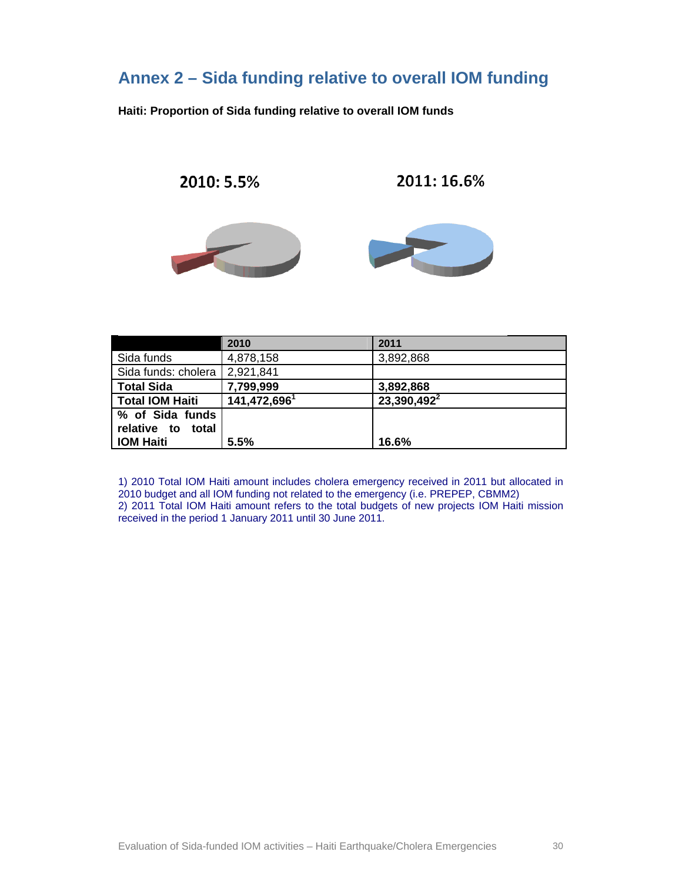## Annex 2 – Sida funding relative to overall IOM funding

**Haiti: Proportion of Sida funding relative to overall IOM funds**

2010: 5.5%

2011: 16.6%

| | 2010 | 2011 |
|---|---|---|
| Sida funds | 4,878,158 | 3,892,868 |
| Sida funds: cholera | 2,921,841 | |
| **Total Sida** | **7,799,999** | **3,892,868** |
| **Total IOM Haiti** | **141,472,696**[1] | **23,390,492**[2] |
| **% of Sida funds relative to total IOM Haiti** | **5.5%** | **16.6%** |

1) 2010 Total IOM Haiti amount includes cholera emergency received in 2011 but allocated in 2010 budget and all IOM funding not related to the emergency (i.e. PREPEP, CBMM2)
2) 2011 Total IOM Haiti amount refers to the total budgets of new projects IOM Haiti mission received in the period 1 January 2011 until 30 June 2011.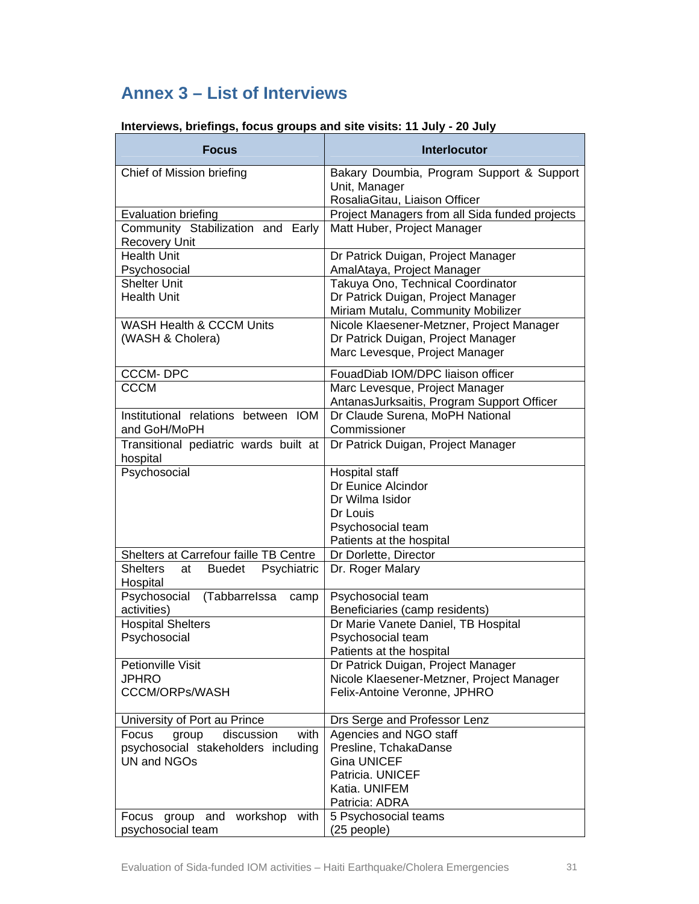# Annex 3 – List of Interviews

**Interviews, briefings, focus groups and site visits: 11 July - 20 July**

| Focus | Interlocutor |
|---|---|
| Chief of Mission briefing | Bakary Doumbia, Program Support & Support Unit, Manager<br>RosaliaGitau, Liaison Officer |
| Evaluation briefing | Project Managers from all Sida funded projects |
| Community Stabilization and Early Recovery Unit | Matt Huber, Project Manager |
| Health Unit<br>Psychosocial | Dr Patrick Duigan, Project Manager<br>AmalAtaya, Project Manager |
| Shelter Unit<br>Health Unit | Takuya Ono, Technical Coordinator<br>Dr Patrick Duigan, Project Manager<br>Miriam Mutalu, Community Mobilizer |
| WASH Health & CCCM Units<br>(WASH & Cholera) | Nicole Klaesener-Metzner, Project Manager<br>Dr Patrick Duigan, Project Manager<br>Marc Levesque, Project Manager |
| CCCM- DPC | FouadDiab IOM/DPC liaison officer |
| CCCM | Marc Levesque, Project Manager<br>AntanasJurksaitis, Program Support Officer |
| Institutional relations between IOM and GoH/MoPH | Dr Claude Surena, MoPH National Commissioner |
| Transitional pediatric wards built at hospital | Dr Patrick Duigan, Project Manager |
| Psychosocial | Hospital staff<br>Dr Eunice Alcindor<br>Dr Wilma Isidor<br>Dr Louis<br>Psychosocial team<br>Patients at the hospital |
| Shelters at Carrefour faille TB Centre | Dr Dorlette, Director |
| Shelters at Buedet Psychiatric Hospital | Dr. Roger Malary |
| Psychosocial (TabbarreIssa camp activities) | Psychosocial team<br>Beneficiaries (camp residents) |
| Hospital Shelters<br>Psychosocial | Dr Marie Vanete Daniel, TB Hospital<br>Psychosocial team<br>Patients at the hospital |
| Petionville Visit<br>JPHRO<br>CCCM/ORPs/WASH | Dr Patrick Duigan, Project Manager<br>Nicole Klaesener-Metzner, Project Manager<br>Felix-Antoine Veronne, JPHRO |
| University of Port au Prince | Drs Serge and Professor Lenz |
| Focus group discussion with psychosocial stakeholders including UN and NGOs | Agencies and NGO staff<br>Presline, TchakaDanse<br>Gina UNICEF<br>Patricia. UNICEF<br>Katia. UNIFEM<br>Patricia: ADRA |
| Focus group and workshop with psychosocial team | 5 Psychosocial teams<br>(25 people) |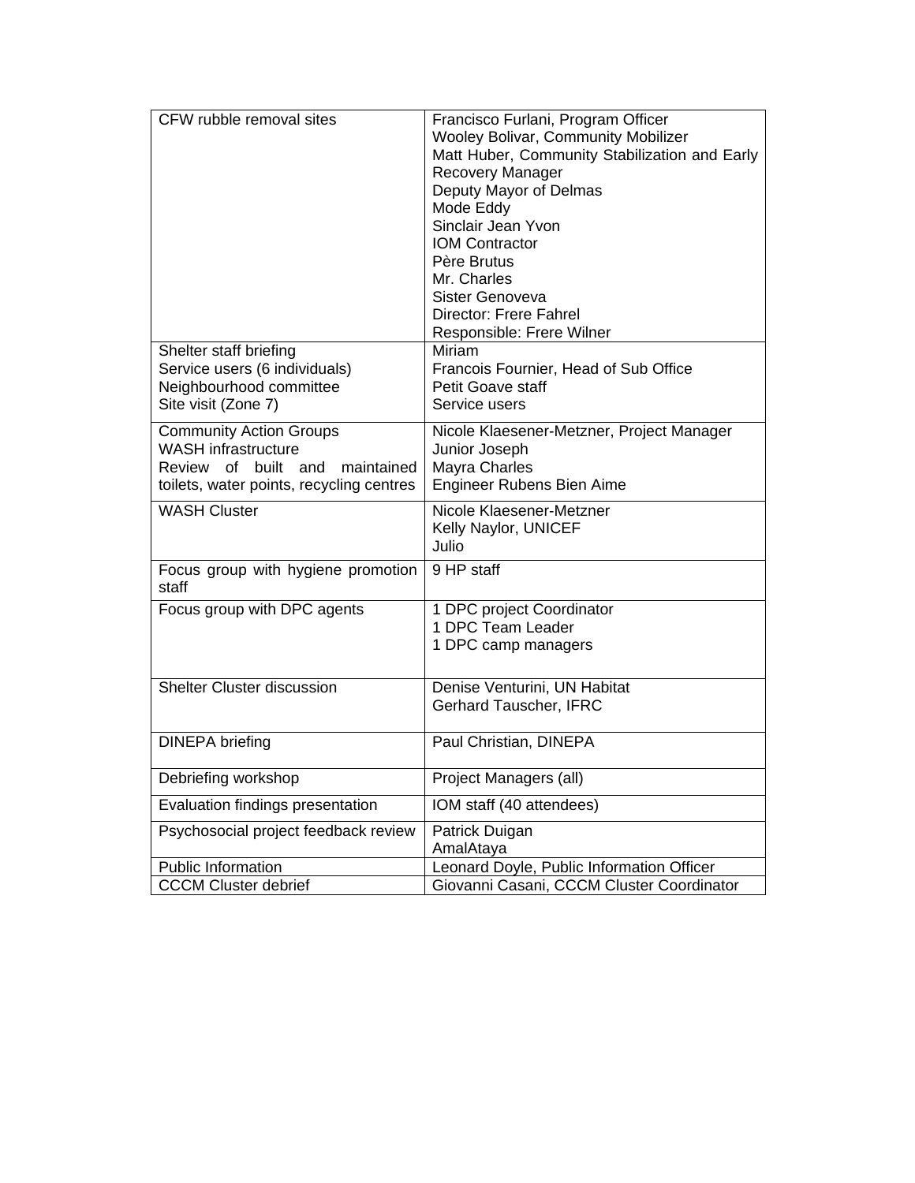| | |
|---|---|
| CFW rubble removal sites | Francisco Furlani, Program Officer<br>Wooley Bolivar, Community Mobilizer<br>Matt Huber, Community Stabilization and Early Recovery Manager<br>Deputy Mayor of Delmas<br>Mode Eddy<br>Sinclair Jean Yvon<br>IOM Contractor<br>Père Brutus<br>Mr. Charles<br>Sister Genoveva<br>Director: Frere Fahrel<br>Responsible: Frere Wilner |
| Shelter staff briefing<br>Service users (6 individuals)<br>Neighbourhood committee<br>Site visit (Zone 7) | Miriam<br>Francois Fournier, Head of Sub Office<br>Petit Goave staff<br>Service users |
| Community Action Groups<br>WASH infrastructure<br>Review of built and maintained toilets, water points, recycling centres | Nicole Klaesener-Metzner, Project Manager<br>Junior Joseph<br>Mayra Charles<br>Engineer Rubens Bien Aime |
| WASH Cluster | Nicole Klaesener-Metzner<br>Kelly Naylor, UNICEF<br>Julio |
| Focus group with hygiene promotion staff | 9 HP staff |
| Focus group with DPC agents | 1 DPC project Coordinator<br>1 DPC Team Leader<br>1 DPC camp managers |
| Shelter Cluster discussion | Denise Venturini, UN Habitat<br>Gerhard Tauscher, IFRC |
| DINEPA briefing | Paul Christian, DINEPA |
| Debriefing workshop | Project Managers (all) |
| Evaluation findings presentation | IOM staff (40 attendees) |
| Psychosocial project feedback review | Patrick Duigan<br>AmalAtaya |
| Public Information | Leonard Doyle, Public Information Officer |
| CCCM Cluster debrief | Giovanni Casani, CCCM Cluster Coordinator |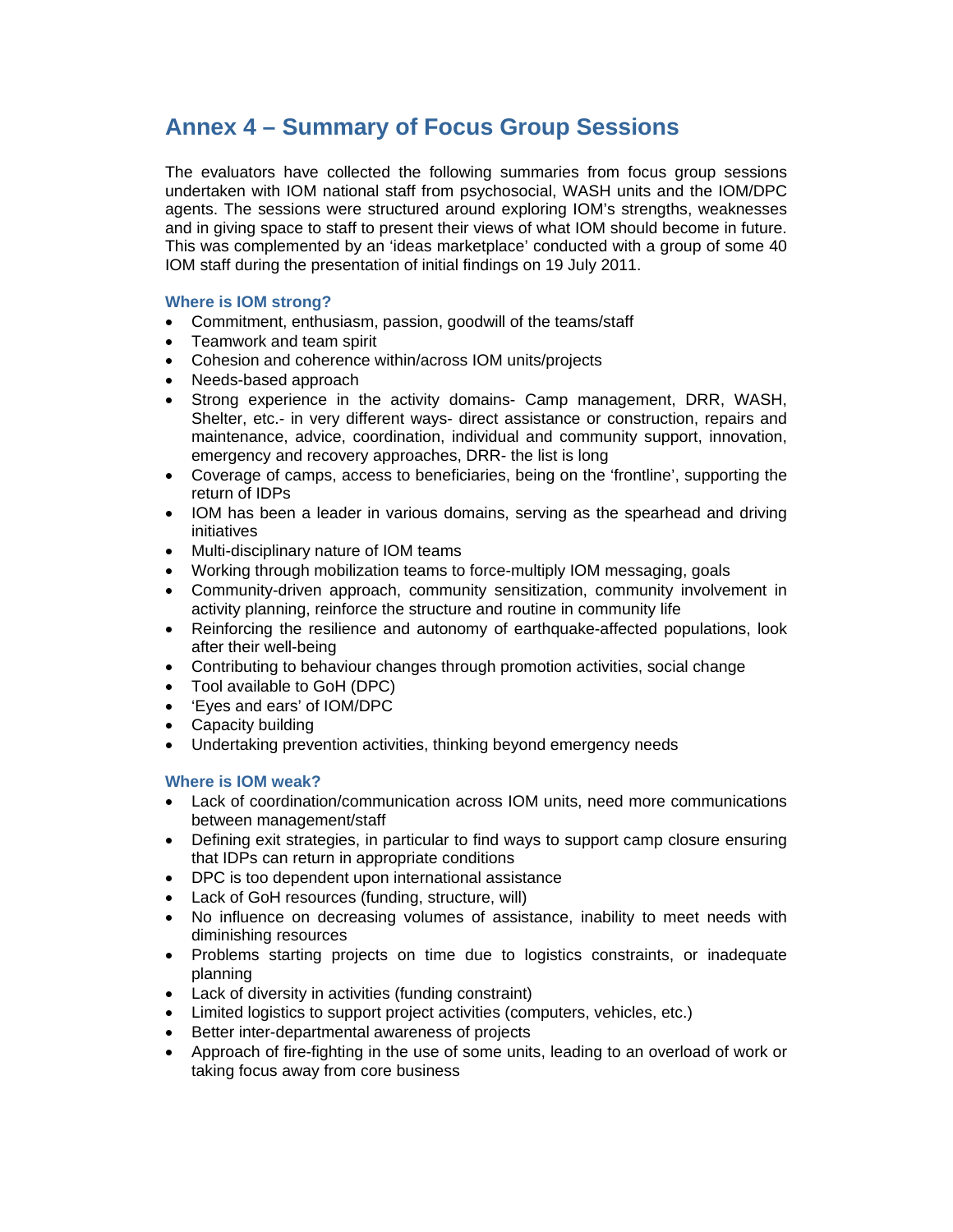# Annex 4 – Summary of Focus Group Sessions

The evaluators have collected the following summaries from focus group sessions undertaken with IOM national staff from psychosocial, WASH units and the IOM/DPC agents. The sessions were structured around exploring IOM's strengths, weaknesses and in giving space to staff to present their views of what IOM should become in future. This was complemented by an 'ideas marketplace' conducted with a group of some 40 IOM staff during the presentation of initial findings on 19 July 2011.

### Where is IOM strong?

- Commitment, enthusiasm, passion, goodwill of the teams/staff
- Teamwork and team spirit
- Cohesion and coherence within/across IOM units/projects
- Needs-based approach
- Strong experience in the activity domains- Camp management, DRR, WASH, Shelter, etc.- in very different ways- direct assistance or construction, repairs and maintenance, advice, coordination, individual and community support, innovation, emergency and recovery approaches, DRR- the list is long
- Coverage of camps, access to beneficiaries, being on the 'frontline', supporting the return of IDPs
- IOM has been a leader in various domains, serving as the spearhead and driving initiatives
- Multi-disciplinary nature of IOM teams
- Working through mobilization teams to force-multiply IOM messaging, goals
- Community-driven approach, community sensitization, community involvement in activity planning, reinforce the structure and routine in community life
- Reinforcing the resilience and autonomy of earthquake-affected populations, look after their well-being
- Contributing to behaviour changes through promotion activities, social change
- Tool available to GoH (DPC)
- 'Eyes and ears' of IOM/DPC
- Capacity building
- Undertaking prevention activities, thinking beyond emergency needs

### Where is IOM weak?

- Lack of coordination/communication across IOM units, need more communications between management/staff
- Defining exit strategies, in particular to find ways to support camp closure ensuring that IDPs can return in appropriate conditions
- DPC is too dependent upon international assistance
- Lack of GoH resources (funding, structure, will)
- No influence on decreasing volumes of assistance, inability to meet needs with diminishing resources
- Problems starting projects on time due to logistics constraints, or inadequate planning
- Lack of diversity in activities (funding constraint)
- Limited logistics to support project activities (computers, vehicles, etc.)
- Better inter-departmental awareness of projects
- Approach of fire-fighting in the use of some units, leading to an overload of work or taking focus away from core business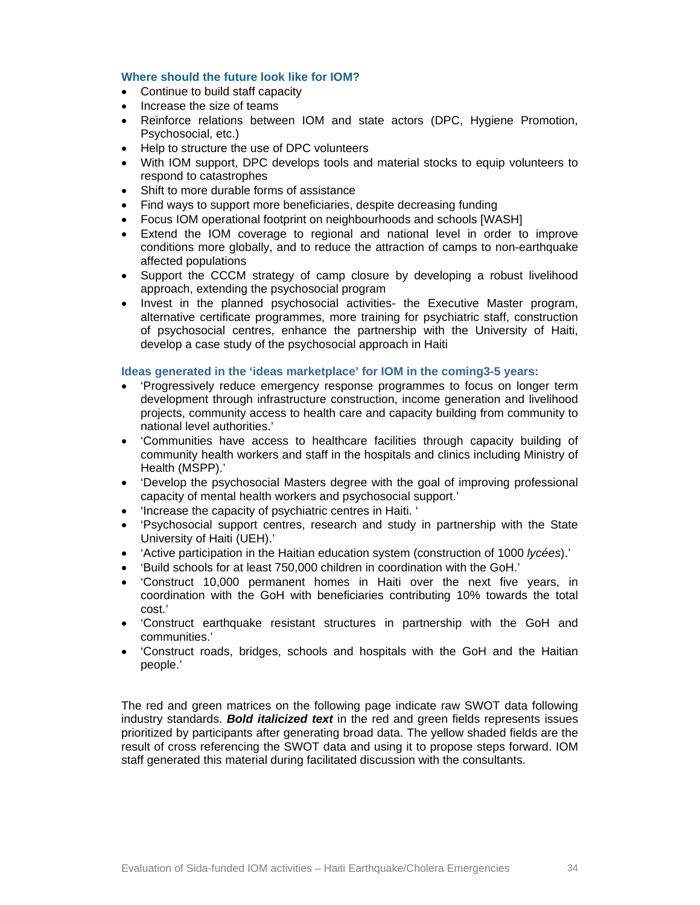### Where should the future look like for IOM?

- Continue to build staff capacity
- Increase the size of teams
- Reinforce relations between IOM and state actors (DPC, Hygiene Promotion, Psychosocial, etc.)
- Help to structure the use of DPC volunteers
- With IOM support, DPC develops tools and material stocks to equip volunteers to respond to catastrophes
- Shift to more durable forms of assistance
- Find ways to support more beneficiaries, despite decreasing funding
- Focus IOM operational footprint on neighbourhoods and schools [WASH]
- Extend the IOM coverage to regional and national level in order to improve conditions more globally, and to reduce the attraction of camps to non-earthquake affected populations
- Support the CCCM strategy of camp closure by developing a robust livelihood approach, extending the psychosocial program
- Invest in the planned psychosocial activities- the Executive Master program, alternative certificate programmes, more training for psychiatric staff, construction of psychosocial centres, enhance the partnership with the University of Haiti, develop a case study of the psychosocial approach in Haiti

### Ideas generated in the 'ideas marketplace' for IOM in the coming3-5 years:

- 'Progressively reduce emergency response programmes to focus on longer term development through infrastructure construction, income generation and livelihood projects, community access to health care and capacity building from community to national level authorities.'
- 'Communities have access to healthcare facilities through capacity building of community health workers and staff in the hospitals and clinics including Ministry of Health (MSPP).'
- 'Develop the psychosocial Masters degree with the goal of improving professional capacity of mental health workers and psychosocial support.'
- 'Increase the capacity of psychiatric centres in Haiti. '
- 'Psychosocial support centres, research and study in partnership with the State University of Haiti (UEH).'
- 'Active participation in the Haitian education system (construction of 1000 *lycées*).'
- 'Build schools for at least 750,000 children in coordination with the GoH.'
- 'Construct 10,000 permanent homes in Haiti over the next five years, in coordination with the GoH with beneficiaries contributing 10% towards the total cost.'
- 'Construct earthquake resistant structures in partnership with the GoH and communities.'
- 'Construct roads, bridges, schools and hospitals with the GoH and the Haitian people.'

The red and green matrices on the following page indicate raw SWOT data following industry standards. ***Bold italicized text*** in the red and green fields represents issues prioritized by participants after generating broad data. The yellow shaded fields are the result of cross referencing the SWOT data and using it to propose steps forward. IOM staff generated this material during facilitated discussion with the consultants.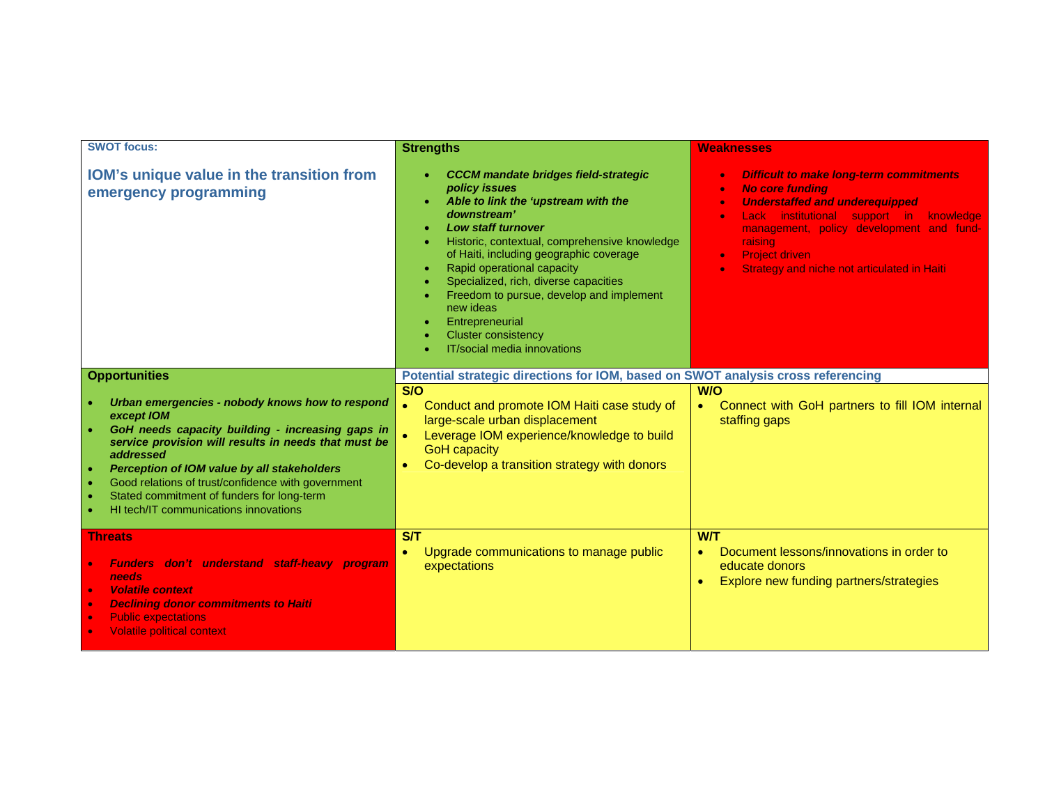| | | |
|---|---|---|
| **SWOT focus:**<br><br>**IOM's unique value in the transition from emergency programming** | **Strengths**<br><br>• ***CCCM mandate bridges field-strategic policy issues***<br>• ***Able to link the 'upstream with the downstream'***<br>• ***Low staff turnover***<br>• Historic, contextual, comprehensive knowledge of Haiti, including geographic coverage<br>• Rapid operational capacity<br>• Specialized, rich, diverse capacities<br>• Freedom to pursue, develop and implement new ideas<br>• Entrepreneurial<br>• Cluster consistency<br>• IT/social media innovations | **Weaknesses**<br><br>• ***Difficult to make long-term commitments***<br>• ***No core funding***<br>• ***Understaffed and underequipped***<br>• Lack institutional support in knowledge management, policy development and fund-raising<br>• Project driven<br>• Strategy and niche not articulated in Haiti |
| **Opportunities**<br><br>• ***Urban emergencies - nobody knows how to respond except IOM***<br>• ***GoH needs capacity building - increasing gaps in service provision will results in needs that must be addressed***<br>• ***Perception of IOM value by all stakeholders***<br>• Good relations of trust/confidence with government<br>• Stated commitment of funders for long-term<br>• HI tech/IT communications innovations | **Potential strategic directions for IOM, based on SWOT analysis cross referencing**<br><br>**S/O**<br>• Conduct and promote IOM Haiti case study of large-scale urban displacement<br>• Leverage IOM experience/knowledge to build GoH capacity<br>• Co-develop a transition strategy with donors | **W/O**<br>• Connect with GoH partners to fill IOM internal staffing gaps |
| **Threats**<br><br>• ***Funders don't understand staff-heavy program needs***<br>• ***Volatile context***<br>• ***Declining donor commitments to Haiti***<br>• Public expectations<br>• Volatile political context | **S/T**<br>• Upgrade communications to manage public expectations | **W/T**<br>• Document lessons/innovations in order to educate donors<br>• Explore new funding partners/strategies |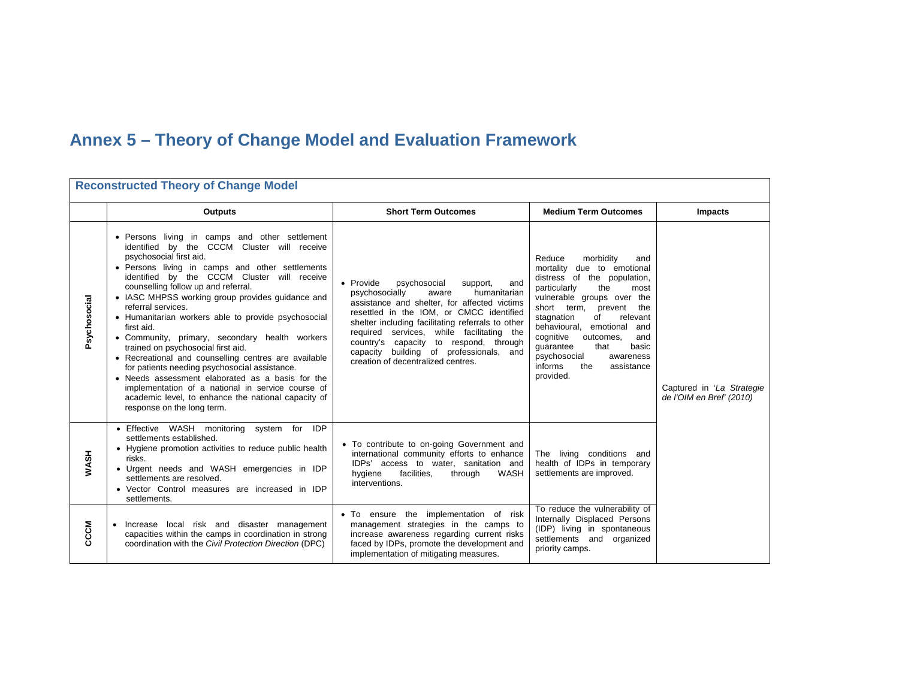# Annex 5 – Theory of Change Model and Evaluation Framework

| **Reconstructed Theory of Change Model** | | | | |
|---|---|---|---|---|
| | **Outputs** | **Short Term Outcomes** | **Medium Term Outcomes** | **Impacts** |
| **Psychosocial** | • Persons living in camps and other settlement identified by the CCCM Cluster will receive psychosocial first aid.<br>• Persons living in camps and other settlements identified by the CCCM Cluster will receive counselling follow up and referral.<br>• IASC MHPSS working group provides guidance and referral services.<br>• Humanitarian workers able to provide psychosocial first aid.<br>• Community, primary, secondary health workers trained on psychosocial first aid.<br>• Recreational and counselling centres are available for patients needing psychosocial assistance.<br>• Needs assessment elaborated as a basis for the implementation of a national in service course of academic level, to enhance the national capacity of response on the long term. | • Provide psychosocial support, and psychosocially aware humanitarian assistance and shelter, for affected victims resettled in the IOM, or CMCC identified shelter including facilitating referrals to other required services, while facilitating the country's capacity to respond, through capacity building of professionals, and creation of decentralized centres. | Reduce morbidity and mortality due to emotional distress of the population, particularly the most vulnerable groups over the short term, prevent the stagnation of relevant behavioural, emotional and cognitive outcomes, and guarantee that basic psychosocial awareness informs the assistance provided. | Captured in *'La Strategie de l'OIM en Bref' (2010)* |
| **WASH** | • Effective WASH monitoring system for IDP settlements established.<br>• Hygiene promotion activities to reduce public health risks.<br>• Urgent needs and WASH emergencies in IDP settlements are resolved.<br>• Vector Control measures are increased in IDP settlements. | • To contribute to on-going Government and international community efforts to enhance IDPs' access to water, sanitation and hygiene facilities, through WASH interventions. | The living conditions and health of IDPs in temporary settlements are improved. | |
| **CCCM** | • Increase local risk and disaster management capacities within the camps in coordination in strong coordination with the *Civil Protection Direction* (DPC) | • To ensure the implementation of risk management strategies in the camps to increase awareness regarding current risks faced by IDPs, promote the development and implementation of mitigating measures. | To reduce the vulnerability of Internally Displaced Persons (IDP) living in spontaneous settlements and organized priority camps. | |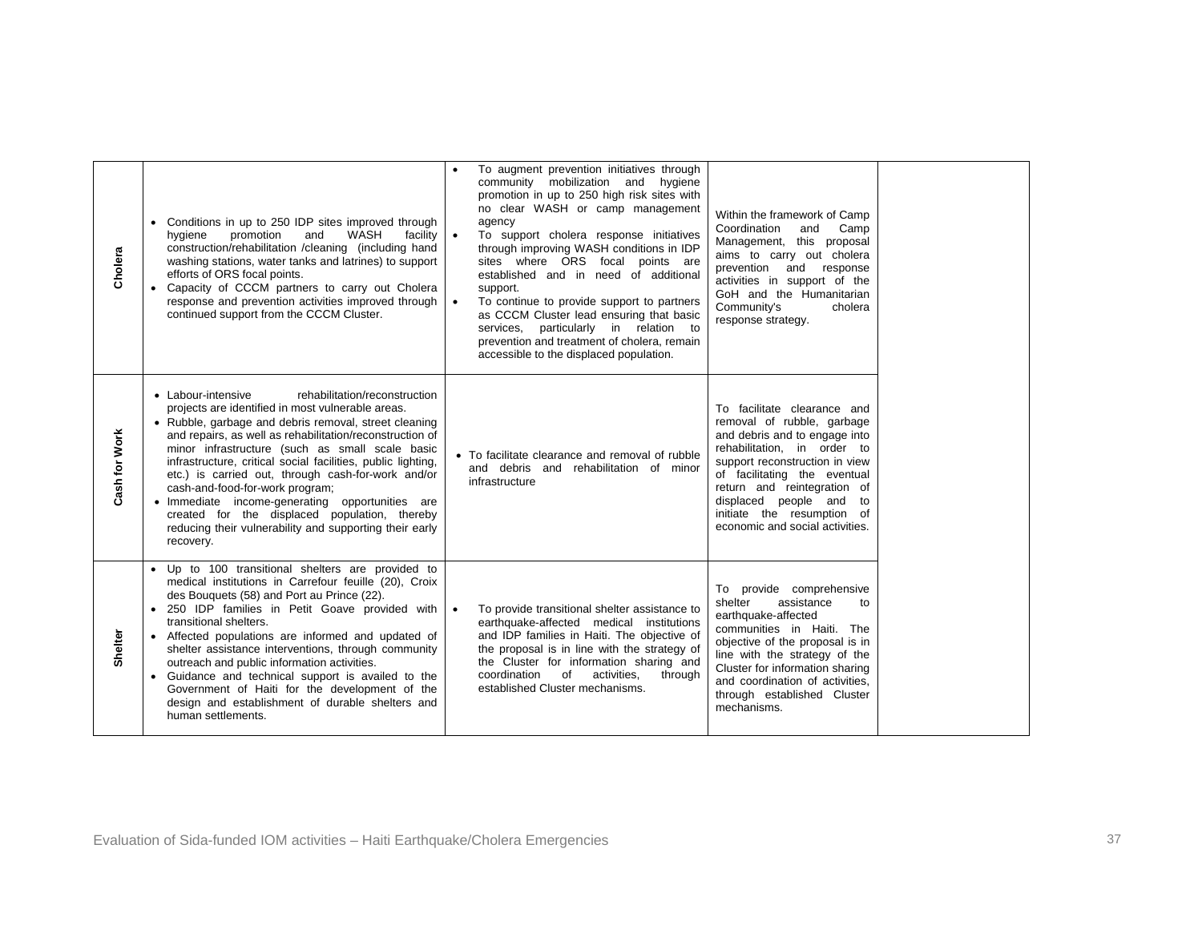| | | | | |
|---|---|---|---|---|
| **Cholera** | • Conditions in up to 250 IDP sites improved through hygiene promotion and WASH facility construction/rehabilitation /cleaning (including hand washing stations, water tanks and latrines) to support efforts of ORS focal points.<br>• Capacity of CCCM partners to carry out Cholera response and prevention activities improved through continued support from the CCCM Cluster. | • To augment prevention initiatives through community mobilization and hygiene promotion in up to 250 high risk sites with no clear WASH or camp management agency<br>• To support cholera response initiatives through improving WASH conditions in IDP sites where ORS focal points are established and in need of additional support.<br>• To continue to provide support to partners as CCCM Cluster lead ensuring that basic services, particularly in relation to prevention and treatment of cholera, remain accessible to the displaced population. | Within the framework of Camp Coordination and Camp Management, this proposal aims to carry out cholera prevention and response activities in support of the GoH and the Humanitarian Community's cholera response strategy. | |
| **Cash for Work** | • Labour-intensive rehabilitation/reconstruction projects are identified in most vulnerable areas.<br>• Rubble, garbage and debris removal, street cleaning and repairs, as well as rehabilitation/reconstruction of minor infrastructure (such as small scale basic infrastructure, critical social facilities, public lighting, etc.) is carried out, through cash-for-work and/or cash-and-food-for-work program;<br>• Immediate income-generating opportunities are created for the displaced population, thereby reducing their vulnerability and supporting their early recovery. | • To facilitate clearance and removal of rubble and debris and rehabilitation of minor infrastructure | To facilitate clearance and removal of rubble, garbage and debris and to engage into rehabilitation, in order to support reconstruction in view of facilitating the eventual return and reintegration of displaced people and to initiate the resumption of economic and social activities. | |
| **Shelter** | • Up to 100 transitional shelters are provided to medical institutions in Carrefour feuille (20), Croix des Bouquets (58) and Port au Prince (22).<br>• 250 IDP families in Petit Goave provided with transitional shelters.<br>• Affected populations are informed and updated of shelter assistance interventions, through community outreach and public information activities.<br>• Guidance and technical support is availed to the Government of Haiti for the development of the design and establishment of durable shelters and human settlements. | • To provide transitional shelter assistance to earthquake-affected medical institutions and IDP families in Haiti. The objective of the proposal is in line with the strategy of the Cluster for information sharing and coordination of activities, through established Cluster mechanisms. | To provide comprehensive shelter assistance to earthquake-affected communities in Haiti. The objective of the proposal is in line with the strategy of the Cluster for information sharing and coordination of activities, through established Cluster mechanisms. | |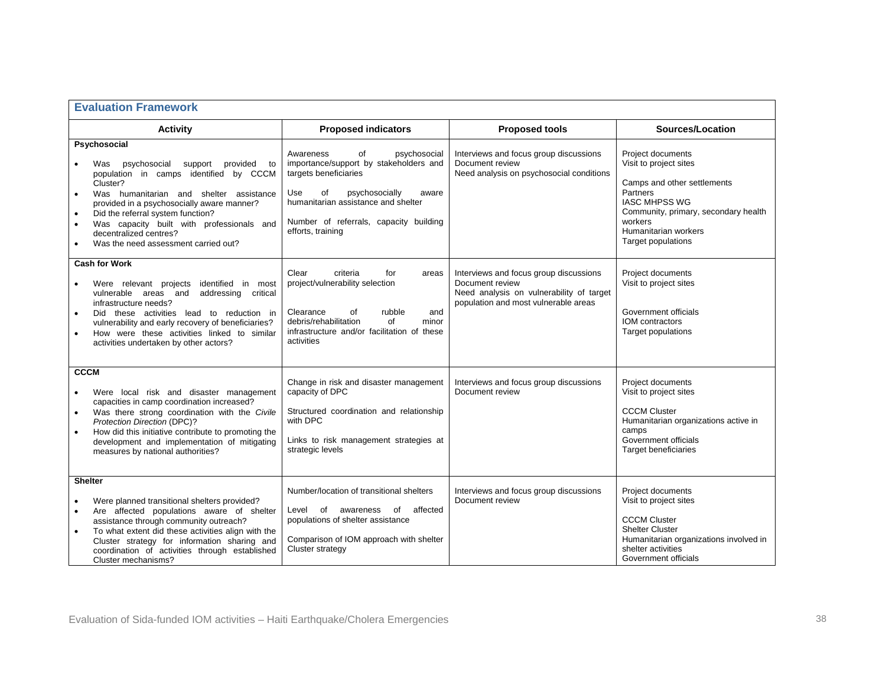## Evaluation Framework

| Activity | Proposed indicators | Proposed tools | Sources/Location |
|---|---|---|---|
| **Psychosocial**<br>• Was psychosocial support provided to population in camps identified by CCCM Cluster?<br>• Was humanitarian and shelter assistance provided in a psychosocially aware manner?<br>• Did the referral system function?<br>• Was capacity built with professionals and decentralized centres?<br>• Was the need assessment carried out? | Awareness of psychosocial importance/support by stakeholders and targets beneficiaries<br><br>Use of psychosocially aware humanitarian assistance and shelter<br><br>Number of referrals, capacity building efforts, training | Interviews and focus group discussions<br>Document review<br>Need analysis on psychosocial conditions | Project documents<br>Visit to project sites<br><br>Camps and other settlements<br>Partners<br>IASC MHPSS WG<br>Community, primary, secondary health workers<br>Humanitarian workers<br>Target populations |
| **Cash for Work**<br>• Were relevant projects identified in most vulnerable areas and addressing critical infrastructure needs?<br>• Did these activities lead to reduction in vulnerability and early recovery of beneficiaries?<br>• How were these activities linked to similar activities undertaken by other actors? | Clear criteria for areas project/vulnerability selection<br><br>Clearance of rubble and debris/rehabilitation of minor infrastructure and/or facilitation of these activities | Interviews and focus group discussions<br>Document review<br>Need analysis on vulnerability of target population and most vulnerable areas | Project documents<br>Visit to project sites<br><br>Government officials<br>IOM contractors<br>Target populations |
| **CCCM**<br>• Were local risk and disaster management capacities in camp coordination increased?<br>• Was there strong coordination with the *Civile Protection Direction* (DPC)?<br>• How did this initiative contribute to promoting the development and implementation of mitigating measures by national authorities? | Change in risk and disaster management capacity of DPC<br><br>Structured coordination and relationship with DPC<br><br>Links to risk management strategies at strategic levels | Interviews and focus group discussions<br>Document review | Project documents<br>Visit to project sites<br><br>CCCM Cluster<br>Humanitarian organizations active in camps<br>Government officials<br>Target beneficiaries |
| **Shelter**<br>• Were planned transitional shelters provided?<br>• Are affected populations aware of shelter assistance through community outreach?<br>• To what extent did these activities align with the Cluster strategy for information sharing and coordination of activities through established Cluster mechanisms? | Number/location of transitional shelters<br><br>Level of awareness of affected populations of shelter assistance<br><br>Comparison of IOM approach with shelter Cluster strategy | Interviews and focus group discussions<br>Document review | Project documents<br>Visit to project sites<br><br>CCCM Cluster<br>Shelter Cluster<br>Humanitarian organizations involved in shelter activities<br>Government officials |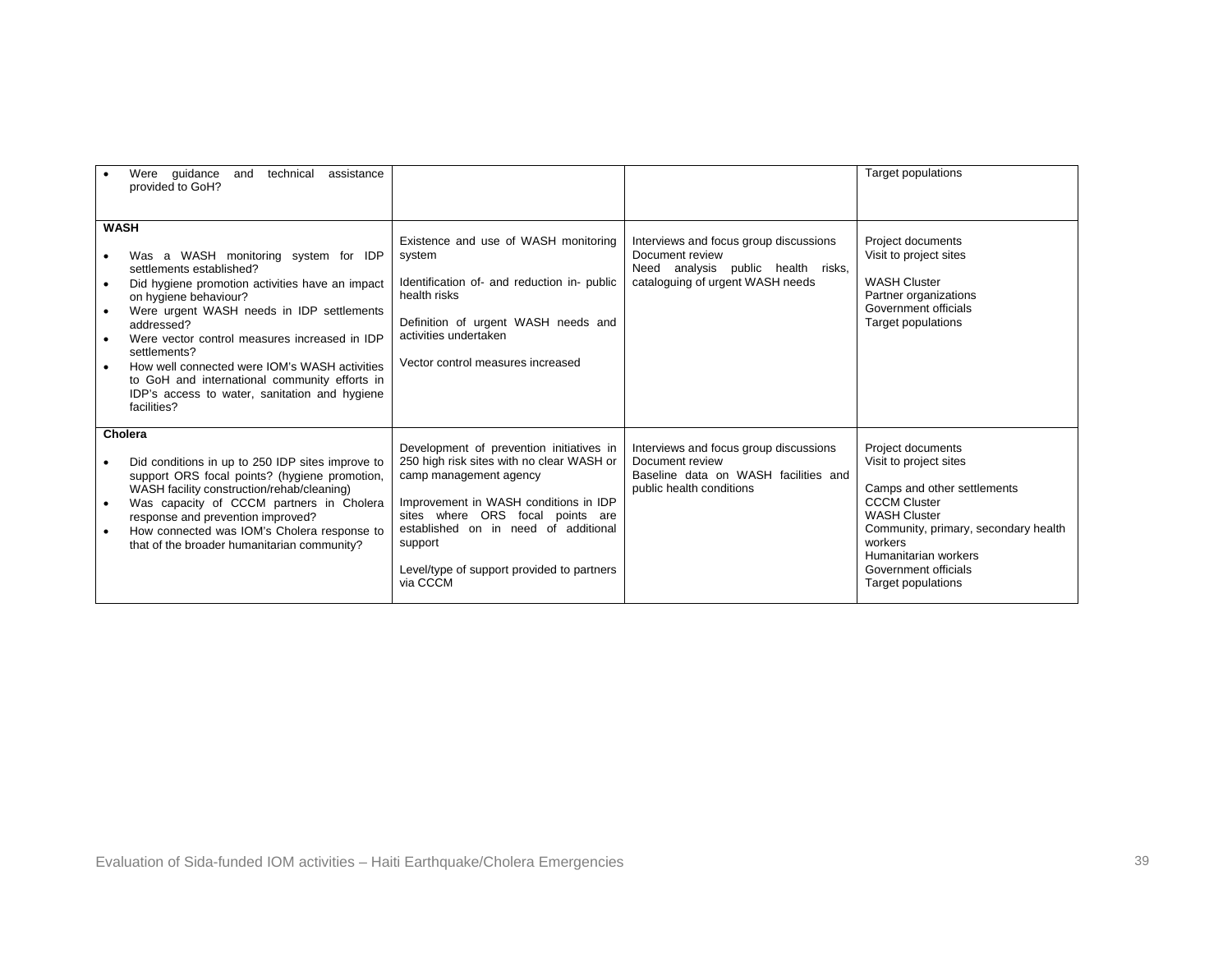| | | | |
|---|---|---|---|
| • Were guidance and technical assistance provided to GoH? | | | Target populations |
| **WASH**<br>• Was a WASH monitoring system for IDP settlements established?<br>• Did hygiene promotion activities have an impact on hygiene behaviour?<br>• Were urgent WASH needs in IDP settlements addressed?<br>• Were vector control measures increased in IDP settlements?<br>• How well connected were IOM's WASH activities to GoH and international community efforts in IDP's access to water, sanitation and hygiene facilities? | Existence and use of WASH monitoring system<br><br>Identification of- and reduction in- public health risks<br><br>Definition of urgent WASH needs and activities undertaken<br><br>Vector control measures increased | Interviews and focus group discussions<br>Document review<br>Need analysis public health risks, cataloguing of urgent WASH needs | Project documents<br>Visit to project sites<br><br>WASH Cluster<br>Partner organizations<br>Government officials<br>Target populations |
| **Cholera**<br>• Did conditions in up to 250 IDP sites improve to support ORS focal points? (hygiene promotion, WASH facility construction/rehab/cleaning)<br>• Was capacity of CCCM partners in Cholera response and prevention improved?<br>• How connected was IOM's Cholera response to that of the broader humanitarian community? | Development of prevention initiatives in 250 high risk sites with no clear WASH or camp management agency<br><br>Improvement in WASH conditions in IDP sites where ORS focal points are established on in need of additional support<br><br>Level/type of support provided to partners via CCCM | Interviews and focus group discussions<br>Document review<br>Baseline data on WASH facilities and public health conditions | Project documents<br>Visit to project sites<br><br>Camps and other settlements<br>CCCM Cluster<br>WASH Cluster<br>Community, primary, secondary health workers<br>Humanitarian workers<br>Government officials<br>Target populations |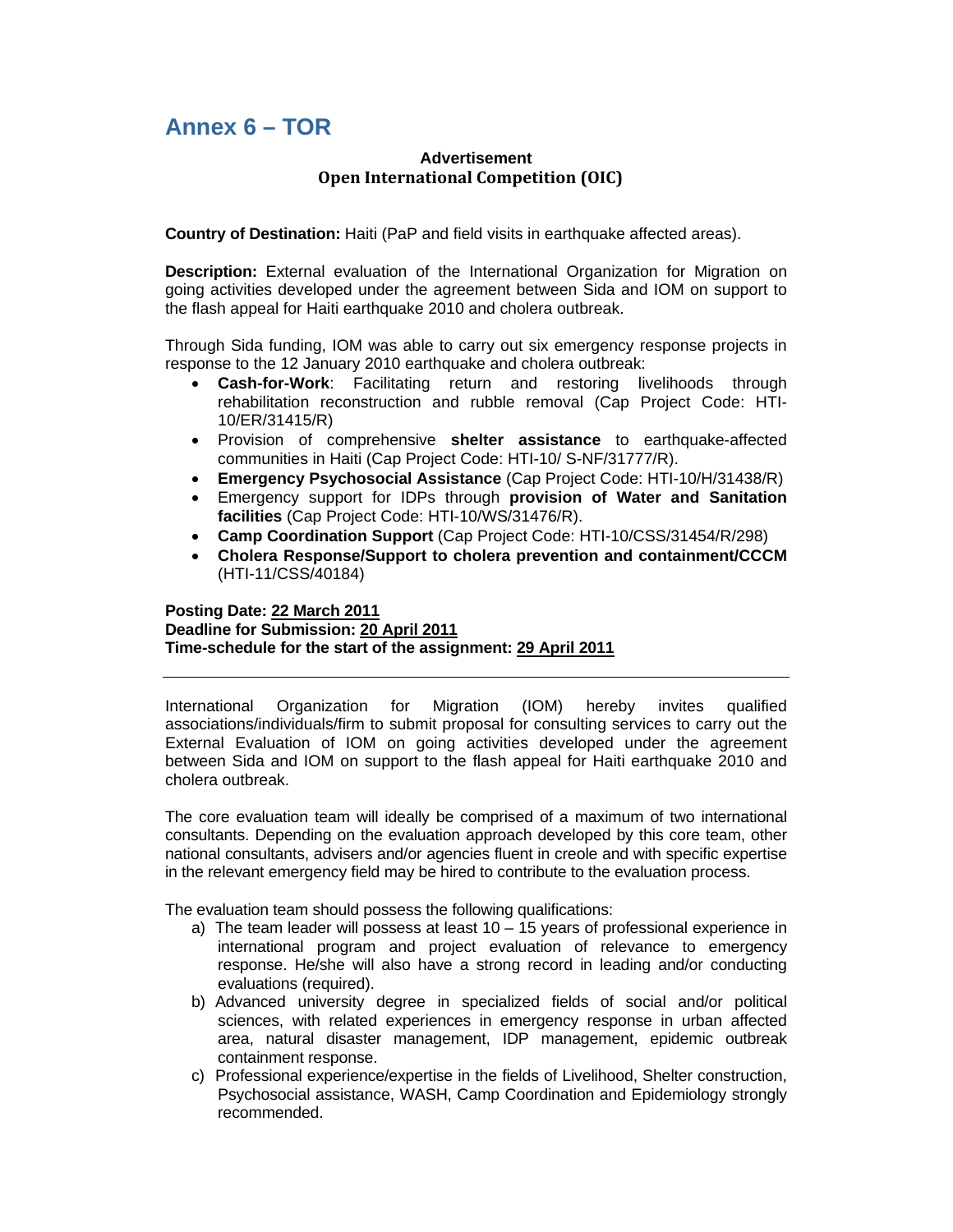# Annex 6 – TOR

**Advertisement**
**Open International Competition (OIC)**

**Country of Destination:** Haiti (PaP and field visits in earthquake affected areas).

**Description:** External evaluation of the International Organization for Migration on going activities developed under the agreement between Sida and IOM on support to the flash appeal for Haiti earthquake 2010 and cholera outbreak.

Through Sida funding, IOM was able to carry out six emergency response projects in response to the 12 January 2010 earthquake and cholera outbreak:

- **Cash-for-Work**: Facilitating return and restoring livelihoods through rehabilitation reconstruction and rubble removal (Cap Project Code: HTI-10/ER/31415/R)
- Provision of comprehensive **shelter assistance** to earthquake-affected communities in Haiti (Cap Project Code: HTI-10/ S-NF/31777/R).
- **Emergency Psychosocial Assistance** (Cap Project Code: HTI-10/H/31438/R)
- Emergency support for IDPs through **provision of Water and Sanitation facilities** (Cap Project Code: HTI-10/WS/31476/R).
- **Camp Coordination Support** (Cap Project Code: HTI-10/CSS/31454/R/298)
- **Cholera Response/Support to cholera prevention and containment/CCCM** (HTI-11/CSS/40184)

**Posting Date: 22 March 2011**
**Deadline for Submission: 20 April 2011**
**Time-schedule for the start of the assignment: 29 April 2011**

---

International Organization for Migration (IOM) hereby invites qualified associations/individuals/firm to submit proposal for consulting services to carry out the External Evaluation of IOM on going activities developed under the agreement between Sida and IOM on support to the flash appeal for Haiti earthquake 2010 and cholera outbreak.

The core evaluation team will ideally be comprised of a maximum of two international consultants. Depending on the evaluation approach developed by this core team, other national consultants, advisers and/or agencies fluent in creole and with specific expertise in the relevant emergency field may be hired to contribute to the evaluation process.

The evaluation team should possess the following qualifications:

a) The team leader will possess at least 10 – 15 years of professional experience in international program and project evaluation of relevance to emergency response. He/she will also have a strong record in leading and/or conducting evaluations (required).
b) Advanced university degree in specialized fields of social and/or political sciences, with related experiences in emergency response in urban affected area, natural disaster management, IDP management, epidemic outbreak containment response.
c) Professional experience/expertise in the fields of Livelihood, Shelter construction, Psychosocial assistance, WASH, Camp Coordination and Epidemiology strongly recommended.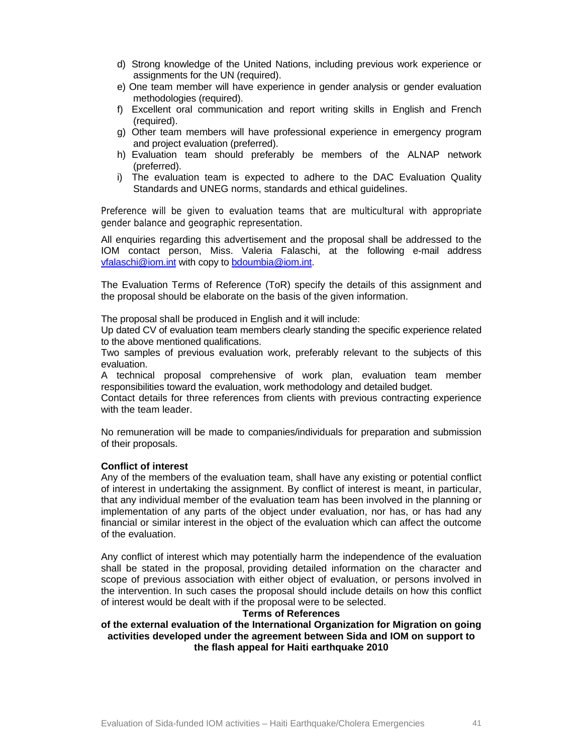d) Strong knowledge of the United Nations, including previous work experience or assignments for the UN (required).
e) One team member will have experience in gender analysis or gender evaluation methodologies (required).
f) Excellent oral communication and report writing skills in English and French (required).
g) Other team members will have professional experience in emergency program and project evaluation (preferred).
h) Evaluation team should preferably be members of the ALNAP network (preferred).
i) The evaluation team is expected to adhere to the DAC Evaluation Quality Standards and UNEG norms, standards and ethical guidelines.

Preference will be given to evaluation teams that are multicultural with appropriate gender balance and geographic representation.

All enquiries regarding this advertisement and the proposal shall be addressed to the IOM contact person, Miss. Valeria Falaschi, at the following e-mail address vfalaschi@iom.int with copy to bdoumbia@iom.int.

The Evaluation Terms of Reference (ToR) specify the details of this assignment and the proposal should be elaborate on the basis of the given information.

The proposal shall be produced in English and it will include:
Up dated CV of evaluation team members clearly standing the specific experience related to the above mentioned qualifications.
Two samples of previous evaluation work, preferably relevant to the subjects of this evaluation.
A technical proposal comprehensive of work plan, evaluation team member responsibilities toward the evaluation, work methodology and detailed budget.
Contact details for three references from clients with previous contracting experience with the team leader.

No remuneration will be made to companies/individuals for preparation and submission of their proposals.

**Conflict of interest**
Any of the members of the evaluation team, shall have any existing or potential conflict of interest in undertaking the assignment. By conflict of interest is meant, in particular, that any individual member of the evaluation team has been involved in the planning or implementation of any parts of the object under evaluation, nor has, or has had any financial or similar interest in the object of the evaluation which can affect the outcome of the evaluation.

Any conflict of interest which may potentially harm the independence of the evaluation shall be stated in the proposal, providing detailed information on the character and scope of previous association with either object of evaluation, or persons involved in the intervention. In such cases the proposal should include details on how this conflict of interest would be dealt with if the proposal were to be selected.

**Terms of References**
**of the external evaluation of the International Organization for Migration on going activities developed under the agreement between Sida and IOM on support to the flash appeal for Haiti earthquake 2010**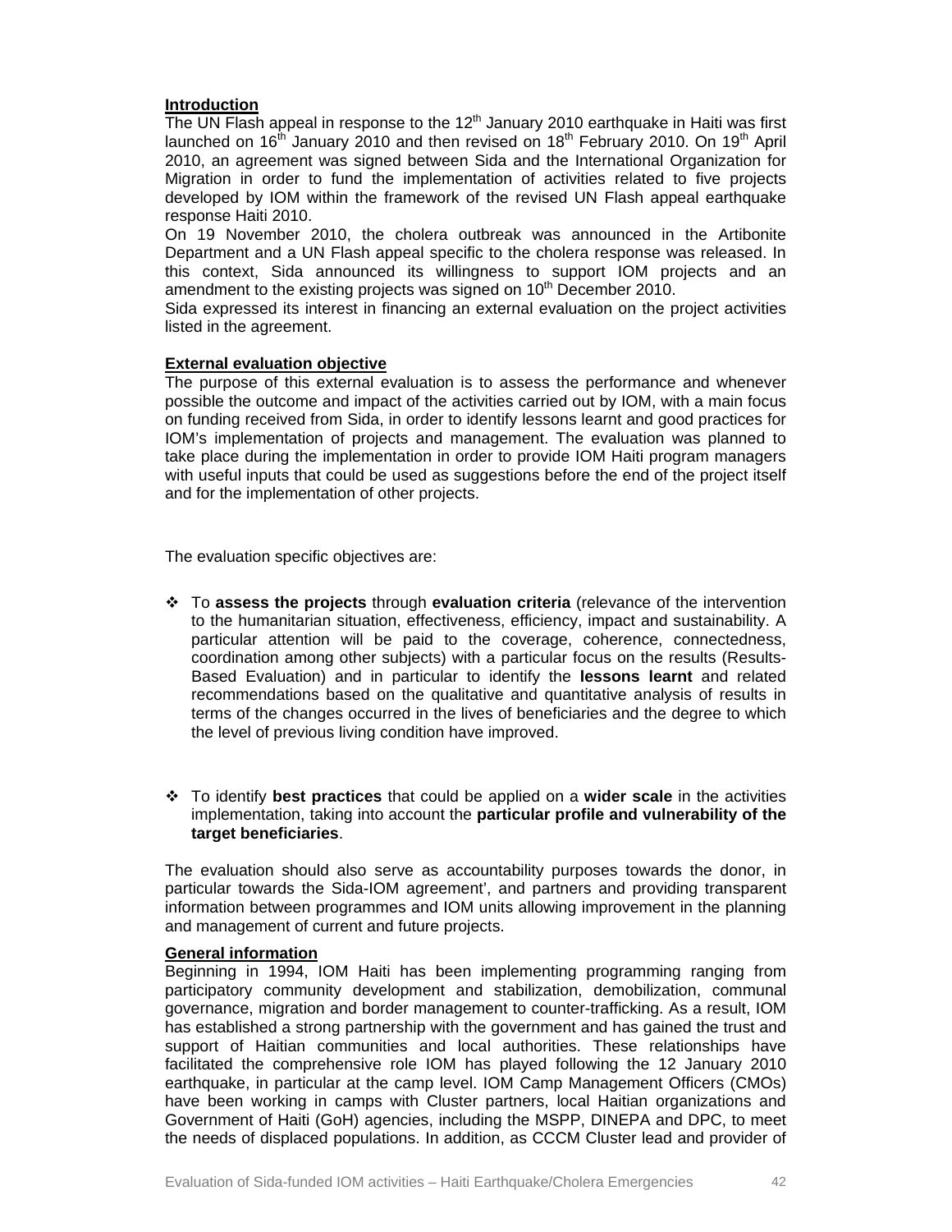**Introduction**

The UN Flash appeal in response to the 12th January 2010 earthquake in Haiti was first launched on 16th January 2010 and then revised on 18th February 2010. On 19th April 2010, an agreement was signed between Sida and the International Organization for Migration in order to fund the implementation of activities related to five projects developed by IOM within the framework of the revised UN Flash appeal earthquake response Haiti 2010.

On 19 November 2010, the cholera outbreak was announced in the Artibonite Department and a UN Flash appeal specific to the cholera response was released. In this context, Sida announced its willingness to support IOM projects and an amendment to the existing projects was signed on 10th December 2010.

Sida expressed its interest in financing an external evaluation on the project activities listed in the agreement.

**External evaluation objective**

The purpose of this external evaluation is to assess the performance and whenever possible the outcome and impact of the activities carried out by IOM, with a main focus on funding received from Sida, in order to identify lessons learnt and good practices for IOM's implementation of projects and management. The evaluation was planned to take place during the implementation in order to provide IOM Haiti program managers with useful inputs that could be used as suggestions before the end of the project itself and for the implementation of other projects.

The evaluation specific objectives are:

- To **assess the projects** through **evaluation criteria** (relevance of the intervention to the humanitarian situation, effectiveness, efficiency, impact and sustainability. A particular attention will be paid to the coverage, coherence, connectedness, coordination among other subjects) with a particular focus on the results (Results-Based Evaluation) and in particular to identify the **lessons learnt** and related recommendations based on the qualitative and quantitative analysis of results in terms of the changes occurred in the lives of beneficiaries and the degree to which the level of previous living condition have improved.

- To identify **best practices** that could be applied on a **wider scale** in the activities implementation, taking into account the **particular profile and vulnerability of the target beneficiaries**.

The evaluation should also serve as accountability purposes towards the donor, in particular towards the Sida-IOM agreement', and partners and providing transparent information between programmes and IOM units allowing improvement in the planning and management of current and future projects.

**General information**

Beginning in 1994, IOM Haiti has been implementing programming ranging from participatory community development and stabilization, demobilization, communal governance, migration and border management to counter-trafficking. As a result, IOM has established a strong partnership with the government and has gained the trust and support of Haitian communities and local authorities. These relationships have facilitated the comprehensive role IOM has played following the 12 January 2010 earthquake, in particular at the camp level. IOM Camp Management Officers (CMOs) have been working in camps with Cluster partners, local Haitian organizations and Government of Haiti (GoH) agencies, including the MSPP, DINEPA and DPC, to meet the needs of displaced populations. In addition, as CCCM Cluster lead and provider of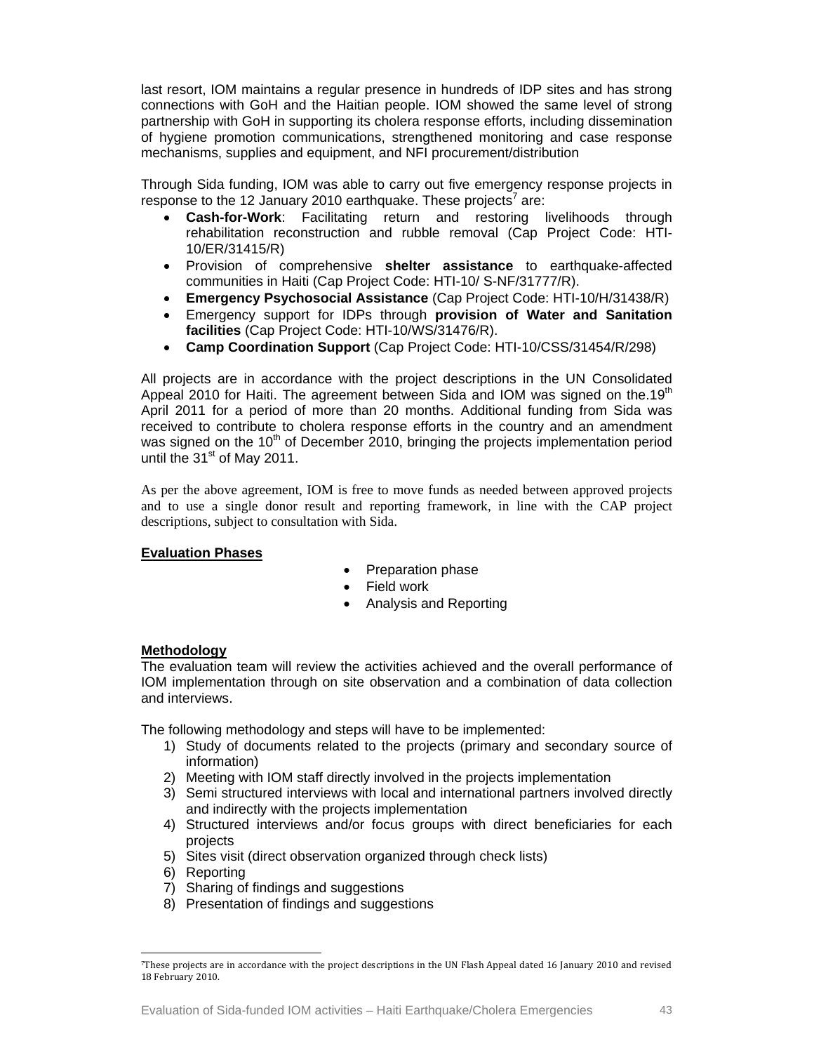last resort, IOM maintains a regular presence in hundreds of IDP sites and has strong connections with GoH and the Haitian people. IOM showed the same level of strong partnership with GoH in supporting its cholera response efforts, including dissemination of hygiene promotion communications, strengthened monitoring and case response mechanisms, supplies and equipment, and NFI procurement/distribution

Through Sida funding, IOM was able to carry out five emergency response projects in response to the 12 January 2010 earthquake. These projects[7] are:

- **Cash-for-Work**: Facilitating return and restoring livelihoods through rehabilitation reconstruction and rubble removal (Cap Project Code: HTI-10/ER/31415/R)
- Provision of comprehensive **shelter assistance** to earthquake-affected communities in Haiti (Cap Project Code: HTI-10/ S-NF/31777/R).
- **Emergency Psychosocial Assistance** (Cap Project Code: HTI-10/H/31438/R)
- Emergency support for IDPs through **provision of Water and Sanitation facilities** (Cap Project Code: HTI-10/WS/31476/R).
- **Camp Coordination Support** (Cap Project Code: HTI-10/CSS/31454/R/298)

All projects are in accordance with the project descriptions in the UN Consolidated Appeal 2010 for Haiti. The agreement between Sida and IOM was signed on the.19th April 2011 for a period of more than 20 months. Additional funding from Sida was received to contribute to cholera response efforts in the country and an amendment was signed on the 10th of December 2010, bringing the projects implementation period until the 31st of May 2011.

As per the above agreement, IOM is free to move funds as needed between approved projects and to use a single donor result and reporting framework, in line with the CAP project descriptions, subject to consultation with Sida.

**Evaluation Phases**

- Preparation phase
- Field work
- Analysis and Reporting

**Methodology**

The evaluation team will review the activities achieved and the overall performance of IOM implementation through on site observation and a combination of data collection and interviews.

The following methodology and steps will have to be implemented:

1) Study of documents related to the projects (primary and secondary source of information)
2) Meeting with IOM staff directly involved in the projects implementation
3) Semi structured interviews with local and international partners involved directly and indirectly with the projects implementation
4) Structured interviews and/or focus groups with direct beneficiaries for each projects
5) Sites visit (direct observation organized through check lists)
6) Reporting
7) Sharing of findings and suggestions
8) Presentation of findings and suggestions

[7] These projects are in accordance with the project descriptions in the UN Flash Appeal dated 16 January 2010 and revised 18 February 2010.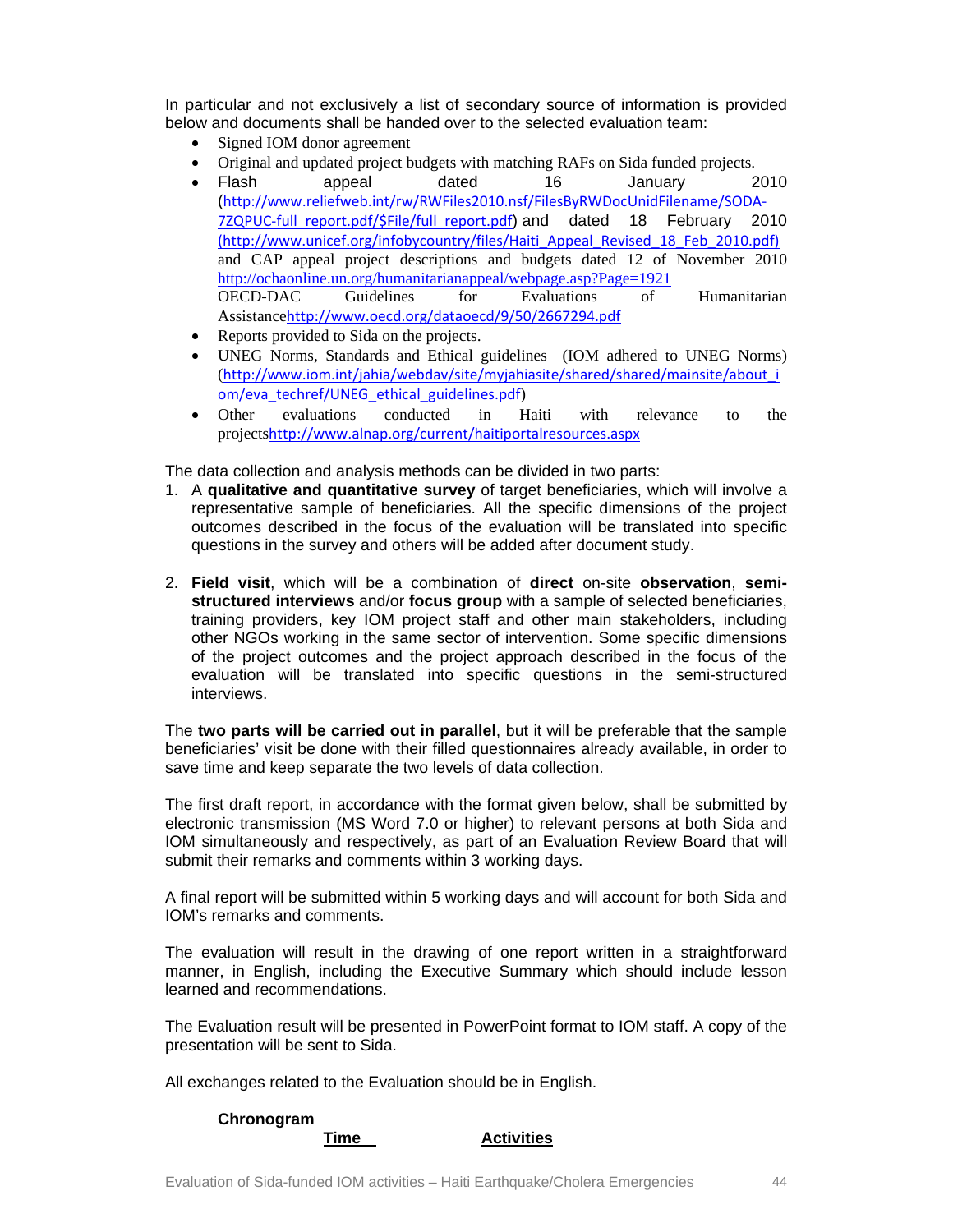In particular and not exclusively a list of secondary source of information is provided below and documents shall be handed over to the selected evaluation team:

- Signed IOM donor agreement
- Original and updated project budgets with matching RAFs on Sida funded projects.
- Flash appeal dated 16 January 2010 (http://www.reliefweb.int/rw/RWFiles2010.nsf/FilesByRWDocUnidFilename/SODA-7ZQPUC-full_report.pdf/$File/full_report.pdf) and dated 18 February 2010 (http://www.unicef.org/infobycountry/files/Haiti_Appeal_Revised_18_Feb_2010.pdf) and CAP appeal project descriptions and budgets dated 12 of November 2010 http://ochaonline.un.org/humanitarianappeal/webpage.asp?Page=1921  
  OECD-DAC Guidelines for Evaluations of Humanitarian Assistancehttp://www.oecd.org/dataoecd/9/50/2667294.pdf
- Reports provided to Sida on the projects.
- UNEG Norms, Standards and Ethical guidelines (IOM adhered to UNEG Norms) (http://www.iom.int/jahia/webdav/site/myjahiasite/shared/shared/mainsite/about_iom/eva_techref/UNEG_ethical_guidelines.pdf)
- Other evaluations conducted in Haiti with relevance to the projectshttp://www.alnap.org/current/haitiportalresources.aspx

The data collection and analysis methods can be divided in two parts:

1. A **qualitative and quantitative survey** of target beneficiaries, which will involve a representative sample of beneficiaries. All the specific dimensions of the project outcomes described in the focus of the evaluation will be translated into specific questions in the survey and others will be added after document study.

2. **Field visit**, which will be a combination of **direct** on-site **observation**, **semi-structured interviews** and/or **focus group** with a sample of selected beneficiaries, training providers, key IOM project staff and other main stakeholders, including other NGOs working in the same sector of intervention. Some specific dimensions of the project outcomes and the project approach described in the focus of the evaluation will be translated into specific questions in the semi-structured interviews.

The **two parts will be carried out in parallel**, but it will be preferable that the sample beneficiaries' visit be done with their filled questionnaires already available, in order to save time and keep separate the two levels of data collection.

The first draft report, in accordance with the format given below, shall be submitted by electronic transmission (MS Word 7.0 or higher) to relevant persons at both Sida and IOM simultaneously and respectively, as part of an Evaluation Review Board that will submit their remarks and comments within 3 working days.

A final report will be submitted within 5 working days and will account for both Sida and IOM's remarks and comments.

The evaluation will result in the drawing of one report written in a straightforward manner, in English, including the Executive Summary which should include lesson learned and recommendations.

The Evaluation result will be presented in PowerPoint format to IOM staff. A copy of the presentation will be sent to Sida.

All exchanges related to the Evaluation should be in English.

**Chronogram**

| Time | Activities |
|---|---|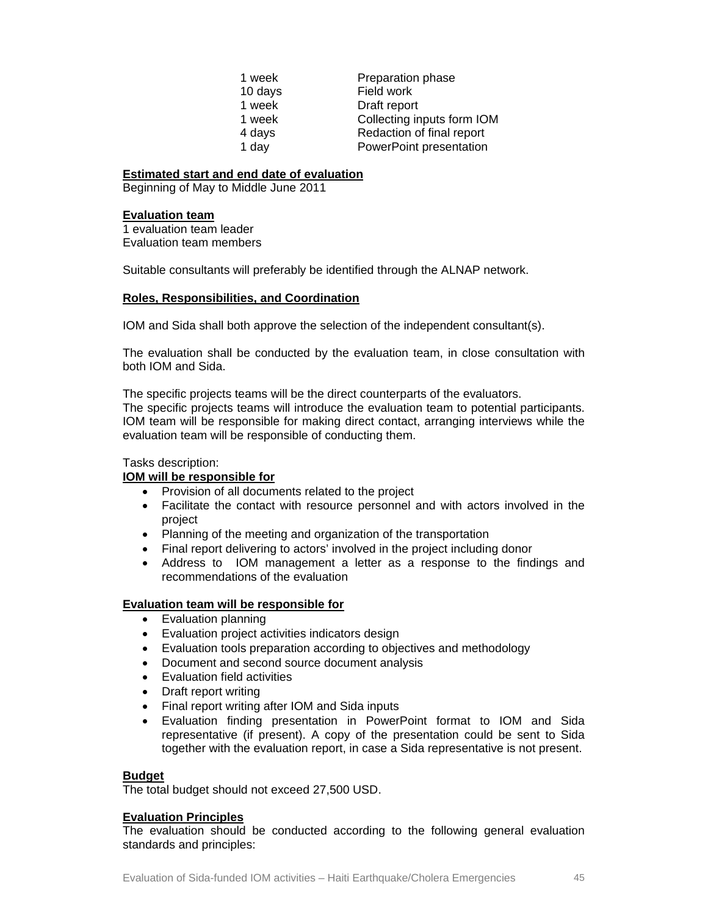| | |
|---|---|
| 1 week | Preparation phase |
| 10 days | Field work |
| 1 week | Draft report |
| 1 week | Collecting inputs form IOM |
| 4 days | Redaction of final report |
| 1 day | PowerPoint presentation |

**Estimated start and end date of evaluation**
Beginning of May to Middle June 2011

**Evaluation team**
1 evaluation team leader
Evaluation team members

Suitable consultants will preferably be identified through the ALNAP network.

**Roles, Responsibilities, and Coordination**

IOM and Sida shall both approve the selection of the independent consultant(s).

The evaluation shall be conducted by the evaluation team, in close consultation with both IOM and Sida.

The specific projects teams will be the direct counterparts of the evaluators.
The specific projects teams will introduce the evaluation team to potential participants. IOM team will be responsible for making direct contact, arranging interviews while the evaluation team will be responsible of conducting them.

Tasks description:
**IOM will be responsible for**

- Provision of all documents related to the project
- Facilitate the contact with resource personnel and with actors involved in the project
- Planning of the meeting and organization of the transportation
- Final report delivering to actors' involved in the project including donor
- Address to IOM management a letter as a response to the findings and recommendations of the evaluation

**Evaluation team will be responsible for**

- Evaluation planning
- Evaluation project activities indicators design
- Evaluation tools preparation according to objectives and methodology
- Document and second source document analysis
- Evaluation field activities
- Draft report writing
- Final report writing after IOM and Sida inputs
- Evaluation finding presentation in PowerPoint format to IOM and Sida representative (if present). A copy of the presentation could be sent to Sida together with the evaluation report, in case a Sida representative is not present.

**Budget**
The total budget should not exceed 27,500 USD.

**Evaluation Principles**
The evaluation should be conducted according to the following general evaluation standards and principles: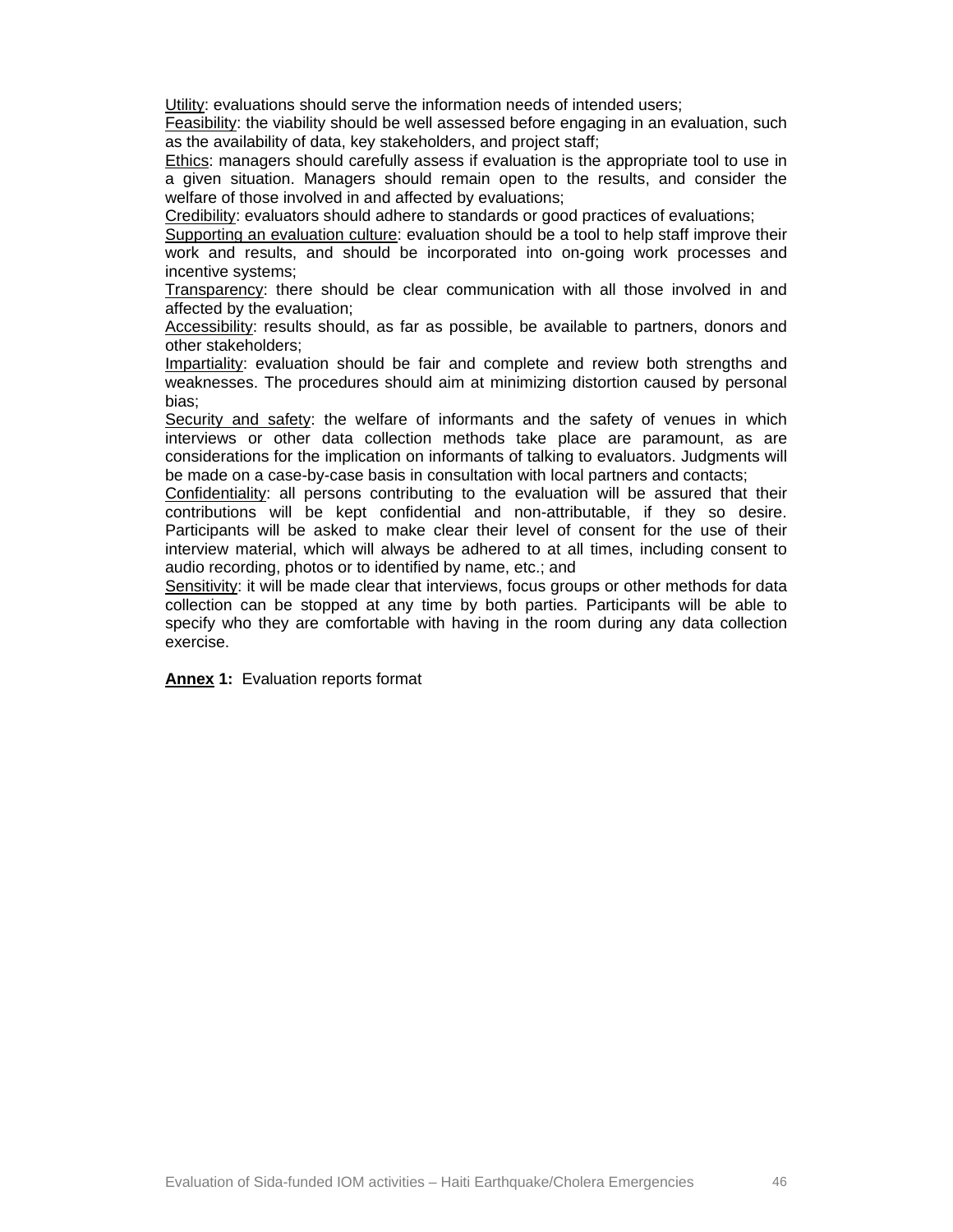Utility: evaluations should serve the information needs of intended users;

Feasibility: the viability should be well assessed before engaging in an evaluation, such as the availability of data, key stakeholders, and project staff;

Ethics: managers should carefully assess if evaluation is the appropriate tool to use in a given situation. Managers should remain open to the results, and consider the welfare of those involved in and affected by evaluations;

Credibility: evaluators should adhere to standards or good practices of evaluations;

Supporting an evaluation culture: evaluation should be a tool to help staff improve their work and results, and should be incorporated into on-going work processes and incentive systems;

Transparency: there should be clear communication with all those involved in and affected by the evaluation;

Accessibility: results should, as far as possible, be available to partners, donors and other stakeholders;

Impartiality: evaluation should be fair and complete and review both strengths and weaknesses. The procedures should aim at minimizing distortion caused by personal bias;

Security and safety: the welfare of informants and the safety of venues in which interviews or other data collection methods take place are paramount, as are considerations for the implication on informants of talking to evaluators. Judgments will be made on a case-by-case basis in consultation with local partners and contacts;

Confidentiality: all persons contributing to the evaluation will be assured that their contributions will be kept confidential and non-attributable, if they so desire. Participants will be asked to make clear their level of consent for the use of their interview material, which will always be adhered to at all times, including consent to audio recording, photos or to identified by name, etc.; and

Sensitivity: it will be made clear that interviews, focus groups or other methods for data collection can be stopped at any time by both parties. Participants will be able to specify who they are comfortable with having in the room during any data collection exercise.

**Annex 1:** Evaluation reports format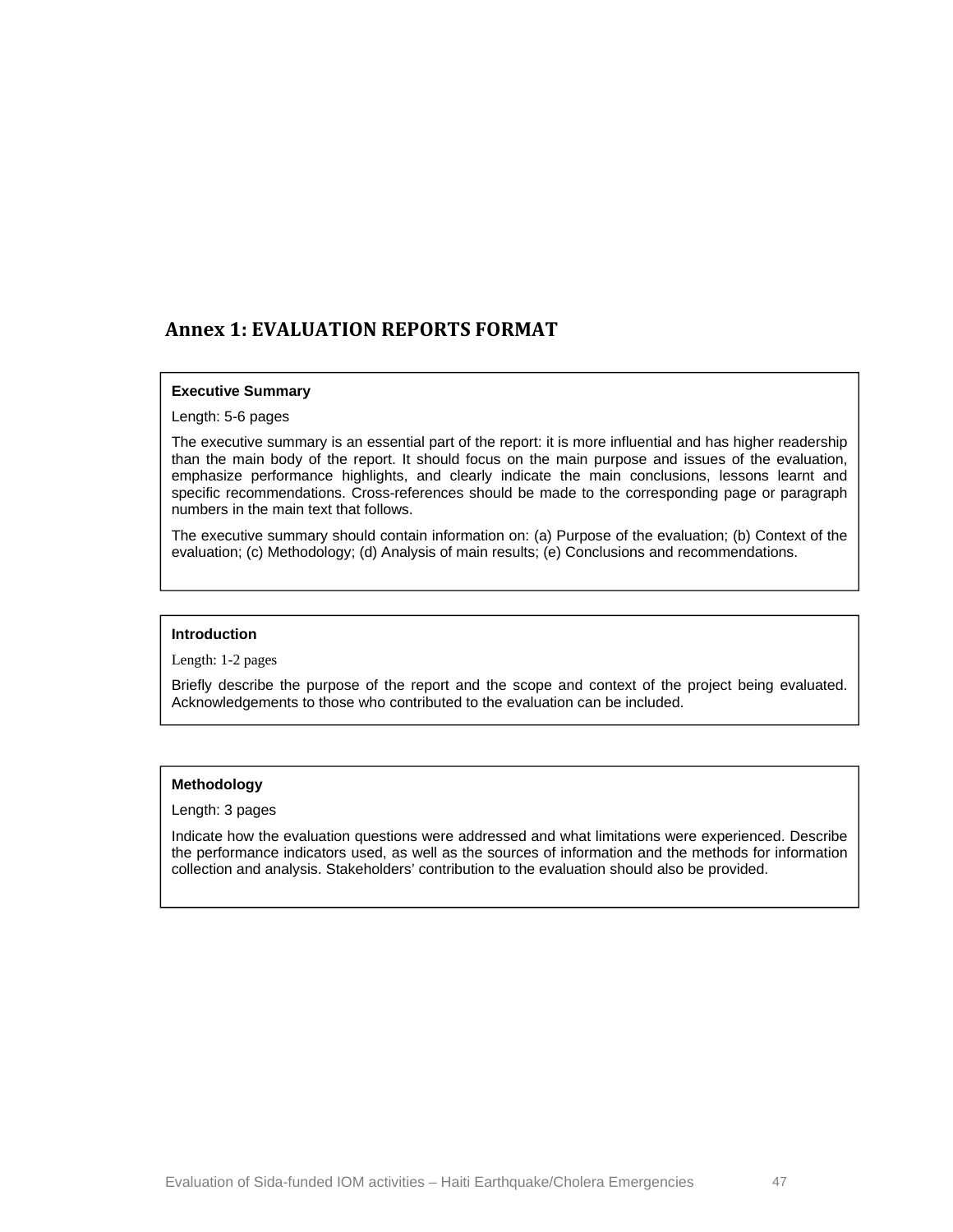# Annex 1: EVALUATION REPORTS FORMAT

**Executive Summary**

Length: 5-6 pages

The executive summary is an essential part of the report: it is more influential and has higher readership than the main body of the report. It should focus on the main purpose and issues of the evaluation, emphasize performance highlights, and clearly indicate the main conclusions, lessons learnt and specific recommendations. Cross-references should be made to the corresponding page or paragraph numbers in the main text that follows.

The executive summary should contain information on: (a) Purpose of the evaluation; (b) Context of the evaluation; (c) Methodology; (d) Analysis of main results; (e) Conclusions and recommendations.

**Introduction**

Length: 1-2 pages

Briefly describe the purpose of the report and the scope and context of the project being evaluated. Acknowledgements to those who contributed to the evaluation can be included.

**Methodology**

Length: 3 pages

Indicate how the evaluation questions were addressed and what limitations were experienced. Describe the performance indicators used, as well as the sources of information and the methods for information collection and analysis. Stakeholders' contribution to the evaluation should also be provided.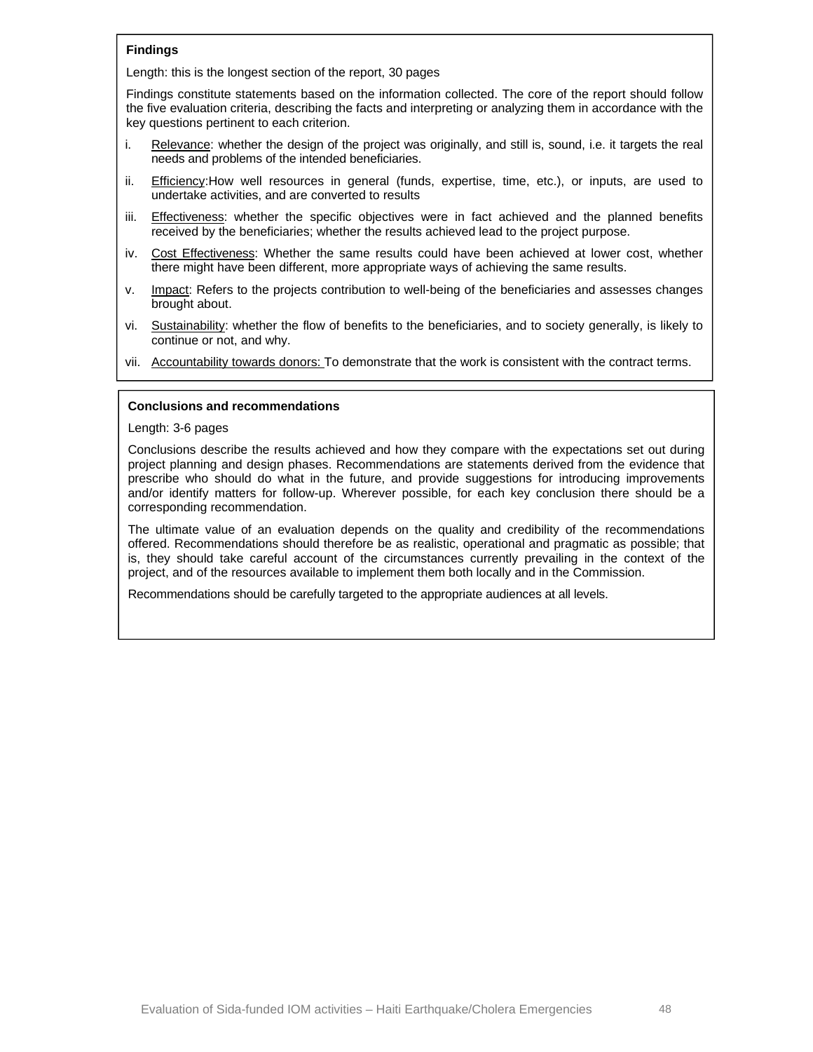**Findings**

Length: this is the longest section of the report, 30 pages

Findings constitute statements based on the information collected. The core of the report should follow the five evaluation criteria, describing the facts and interpreting or analyzing them in accordance with the key questions pertinent to each criterion.

i. Relevance: whether the design of the project was originally, and still is, sound, i.e. it targets the real needs and problems of the intended beneficiaries.
ii. Efficiency:How well resources in general (funds, expertise, time, etc.), or inputs, are used to undertake activities, and are converted to results
iii. Effectiveness: whether the specific objectives were in fact achieved and the planned benefits received by the beneficiaries; whether the results achieved lead to the project purpose.
iv. Cost Effectiveness: Whether the same results could have been achieved at lower cost, whether there might have been different, more appropriate ways of achieving the same results.
v. Impact: Refers to the projects contribution to well-being of the beneficiaries and assesses changes brought about.
vi. Sustainability: whether the flow of benefits to the beneficiaries, and to society generally, is likely to continue or not, and why.
vii. Accountability towards donors: To demonstrate that the work is consistent with the contract terms.

**Conclusions and recommendations**

Length: 3-6 pages

Conclusions describe the results achieved and how they compare with the expectations set out during project planning and design phases. Recommendations are statements derived from the evidence that prescribe who should do what in the future, and provide suggestions for introducing improvements and/or identify matters for follow-up. Wherever possible, for each key conclusion there should be a corresponding recommendation.

The ultimate value of an evaluation depends on the quality and credibility of the recommendations offered. Recommendations should therefore be as realistic, operational and pragmatic as possible; that is, they should take careful account of the circumstances currently prevailing in the context of the project, and of the resources available to implement them both locally and in the Commission.

Recommendations should be carefully targeted to the appropriate audiences at all levels.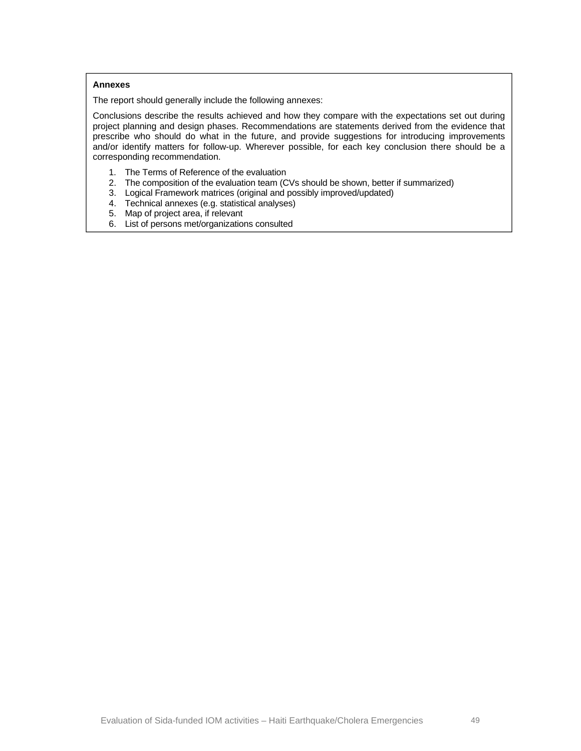**Annexes**

The report should generally include the following annexes:

Conclusions describe the results achieved and how they compare with the expectations set out during project planning and design phases. Recommendations are statements derived from the evidence that prescribe who should do what in the future, and provide suggestions for introducing improvements and/or identify matters for follow-up. Wherever possible, for each key conclusion there should be a corresponding recommendation.

1. The Terms of Reference of the evaluation
2. The composition of the evaluation team (CVs should be shown, better if summarized)
3. Logical Framework matrices (original and possibly improved/updated)
4. Technical annexes (e.g. statistical analyses)
5. Map of project area, if relevant
6. List of persons met/organizations consulted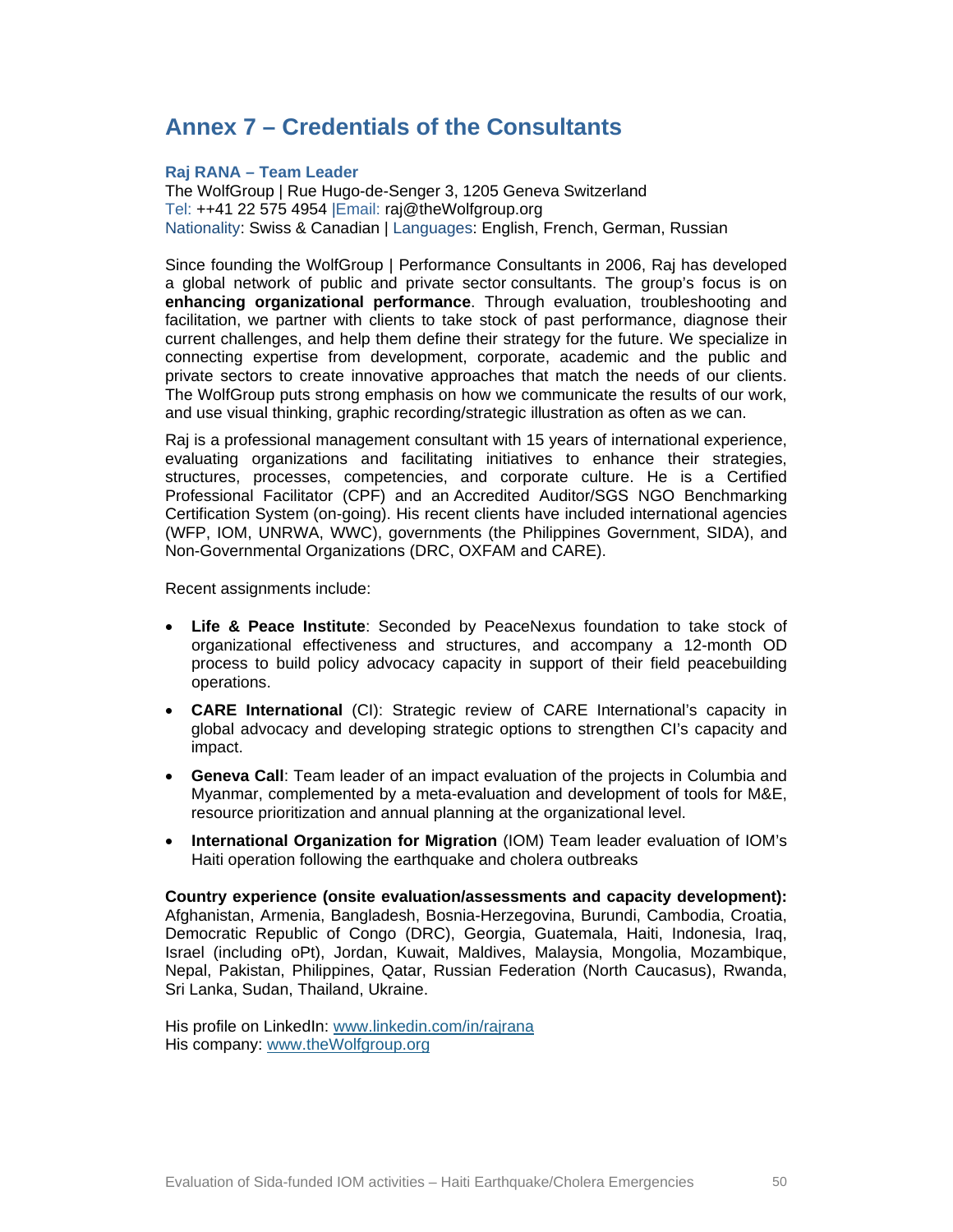# Annex 7 – Credentials of the Consultants

### Raj RANA – Team Leader

The WolfGroup | Rue Hugo-de-Senger 3, 1205 Geneva Switzerland
Tel: ++41 22 575 4954 |Email: raj@theWolfgroup.org
Nationality: Swiss & Canadian | Languages: English, French, German, Russian

Since founding the WolfGroup | Performance Consultants in 2006, Raj has developed a global network of public and private sector consultants. The group's focus is on **enhancing organizational performance**. Through evaluation, troubleshooting and facilitation, we partner with clients to take stock of past performance, diagnose their current challenges, and help them define their strategy for the future. We specialize in connecting expertise from development, corporate, academic and the public and private sectors to create innovative approaches that match the needs of our clients. The WolfGroup puts strong emphasis on how we communicate the results of our work, and use visual thinking, graphic recording/strategic illustration as often as we can.

Raj is a professional management consultant with 15 years of international experience, evaluating organizations and facilitating initiatives to enhance their strategies, structures, processes, competencies, and corporate culture. He is a Certified Professional Facilitator (CPF) and an Accredited Auditor/SGS NGO Benchmarking Certification System (on-going). His recent clients have included international agencies (WFP, IOM, UNRWA, WWC), governments (the Philippines Government, SIDA), and Non-Governmental Organizations (DRC, OXFAM and CARE).

Recent assignments include:

- **Life & Peace Institute**: Seconded by PeaceNexus foundation to take stock of organizational effectiveness and structures, and accompany a 12-month OD process to build policy advocacy capacity in support of their field peacebuilding operations.
- **CARE International** (CI): Strategic review of CARE International's capacity in global advocacy and developing strategic options to strengthen CI's capacity and impact.
- **Geneva Call**: Team leader of an impact evaluation of the projects in Columbia and Myanmar, complemented by a meta-evaluation and development of tools for M&E, resource prioritization and annual planning at the organizational level.
- **International Organization for Migration** (IOM) Team leader evaluation of IOM's Haiti operation following the earthquake and cholera outbreaks

**Country experience (onsite evaluation/assessments and capacity development):** Afghanistan, Armenia, Bangladesh, Bosnia-Herzegovina, Burundi, Cambodia, Croatia, Democratic Republic of Congo (DRC), Georgia, Guatemala, Haiti, Indonesia, Iraq, Israel (including oPt), Jordan, Kuwait, Maldives, Malaysia, Mongolia, Mozambique, Nepal, Pakistan, Philippines, Qatar, Russian Federation (North Caucasus), Rwanda, Sri Lanka, Sudan, Thailand, Ukraine.

His profile on LinkedIn: www.linkedin.com/in/rajrana
His company: www.theWolfgroup.org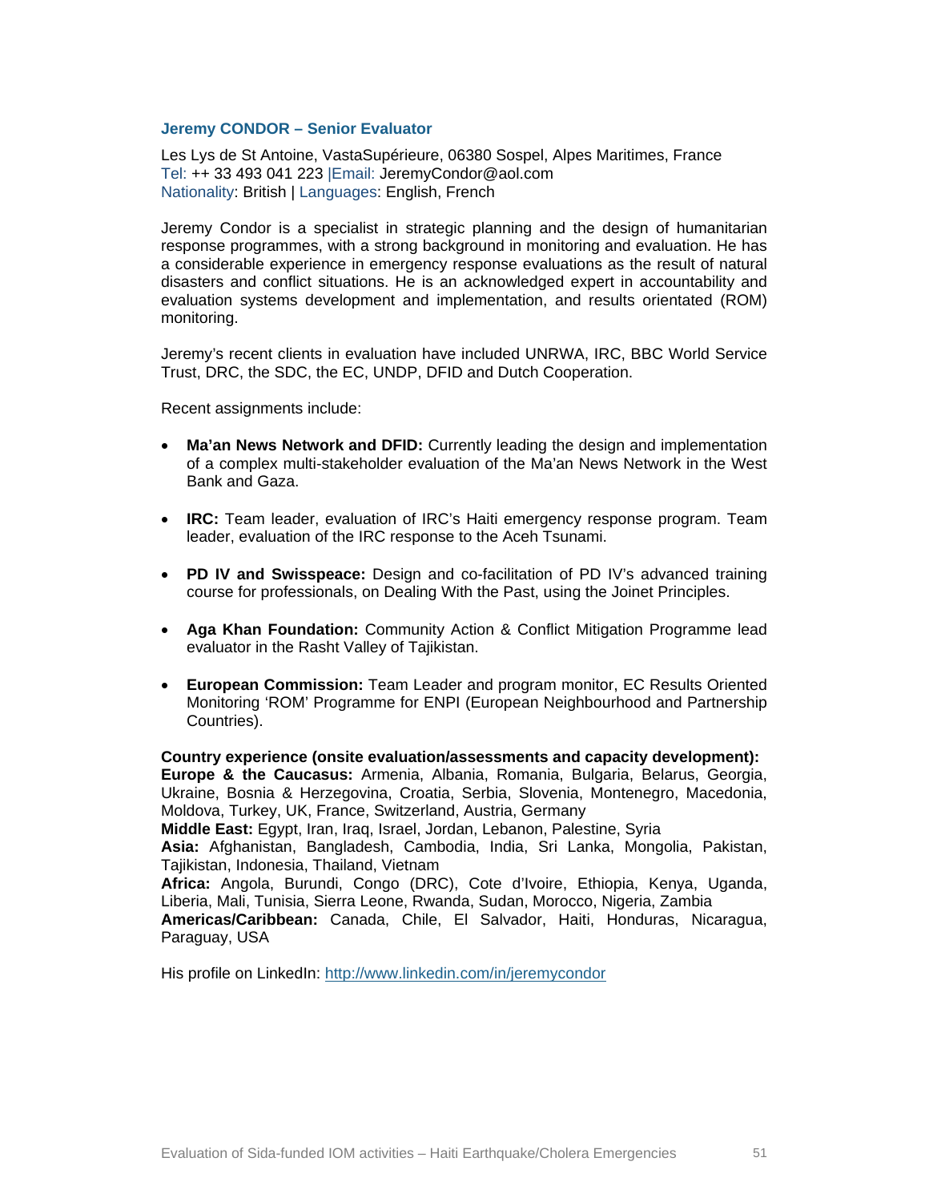### Jeremy CONDOR – Senior Evaluator

Les Lys de St Antoine, VastaSupérieure, 06380 Sospel, Alpes Maritimes, France
Tel: ++ 33 493 041 223 |Email: JeremyCondor@aol.com
Nationality: British | Languages: English, French

Jeremy Condor is a specialist in strategic planning and the design of humanitarian response programmes, with a strong background in monitoring and evaluation. He has a considerable experience in emergency response evaluations as the result of natural disasters and conflict situations. He is an acknowledged expert in accountability and evaluation systems development and implementation, and results orientated (ROM) monitoring.

Jeremy's recent clients in evaluation have included UNRWA, IRC, BBC World Service Trust, DRC, the SDC, the EC, UNDP, DFID and Dutch Cooperation.

Recent assignments include:

- **Ma'an News Network and DFID:** Currently leading the design and implementation of a complex multi-stakeholder evaluation of the Ma'an News Network in the West Bank and Gaza.
- **IRC:** Team leader, evaluation of IRC's Haiti emergency response program. Team leader, evaluation of the IRC response to the Aceh Tsunami.
- **PD IV and Swisspeace:** Design and co-facilitation of PD IV's advanced training course for professionals, on Dealing With the Past, using the Joinet Principles.
- **Aga Khan Foundation:** Community Action & Conflict Mitigation Programme lead evaluator in the Rasht Valley of Tajikistan.
- **European Commission:** Team Leader and program monitor, EC Results Oriented Monitoring 'ROM' Programme for ENPI (European Neighbourhood and Partnership Countries).

**Country experience (onsite evaluation/assessments and capacity development):**
**Europe & the Caucasus:** Armenia, Albania, Romania, Bulgaria, Belarus, Georgia, Ukraine, Bosnia & Herzegovina, Croatia, Serbia, Slovenia, Montenegro, Macedonia, Moldova, Turkey, UK, France, Switzerland, Austria, Germany
**Middle East:** Egypt, Iran, Iraq, Israel, Jordan, Lebanon, Palestine, Syria
**Asia:** Afghanistan, Bangladesh, Cambodia, India, Sri Lanka, Mongolia, Pakistan, Tajikistan, Indonesia, Thailand, Vietnam
**Africa:** Angola, Burundi, Congo (DRC), Cote d'Ivoire, Ethiopia, Kenya, Uganda, Liberia, Mali, Tunisia, Sierra Leone, Rwanda, Sudan, Morocco, Nigeria, Zambia
**Americas/Caribbean:** Canada, Chile, El Salvador, Haiti, Honduras, Nicaragua, Paraguay, USA

His profile on LinkedIn: [http://www.linkedin.com/in/jeremycondor](http://www.linkedin.com/in/jeremycondor)